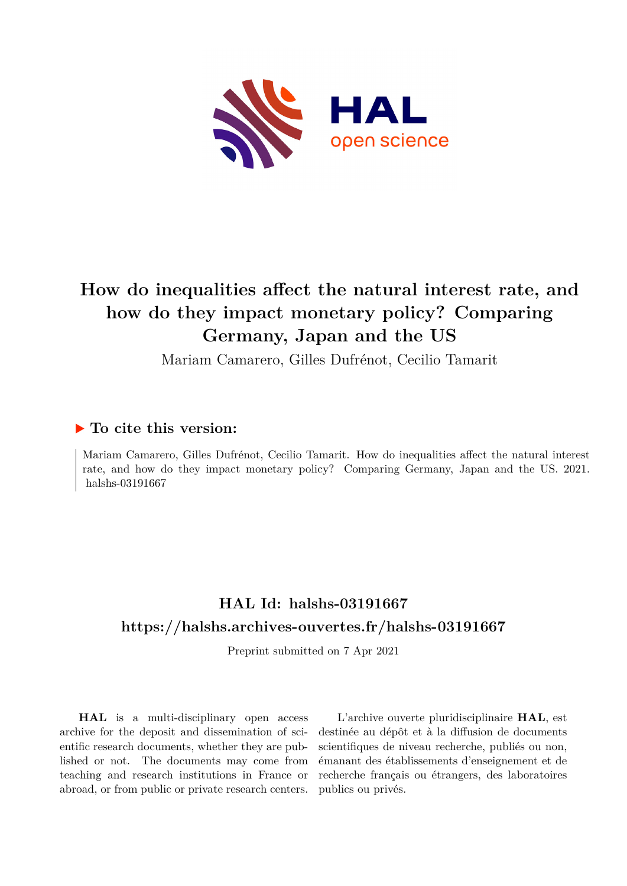# How do inequalities affect the natural interest rate, and how do they impact monetary policy? Comparing Germany, Japan and the US

Mariam Camarero, Gilles Dufrénot, Cecilio Tamarit

## ▶ To cite this version:

Mariam Camarero, Gilles Dufrénot, Cecilio Tamarit. How do inequalities affect the natural interest rate, and how do they impact monetary policy? Comparing Germany, Japan and the US. 2021. halshs-03191667

## HAL Id: halshs-03191667

## https://halshs.archives-ouvertes.fr/halshs-03191667

Preprint submitted on 7 Apr 2021

**HAL** is a multi-disciplinary open access archive for the deposit and dissemination of scientific research documents, whether they are published or not. The documents may come from teaching and research institutions in France or abroad, or from public or private research centers.

L'archive ouverte pluridisciplinaire **HAL**, est destinée au dépôt et à la diffusion de documents scientifiques de niveau recherche, publiés ou non, émanant des établissements d'enseignement et de recherche français ou étrangers, des laboratoires publics ou privés.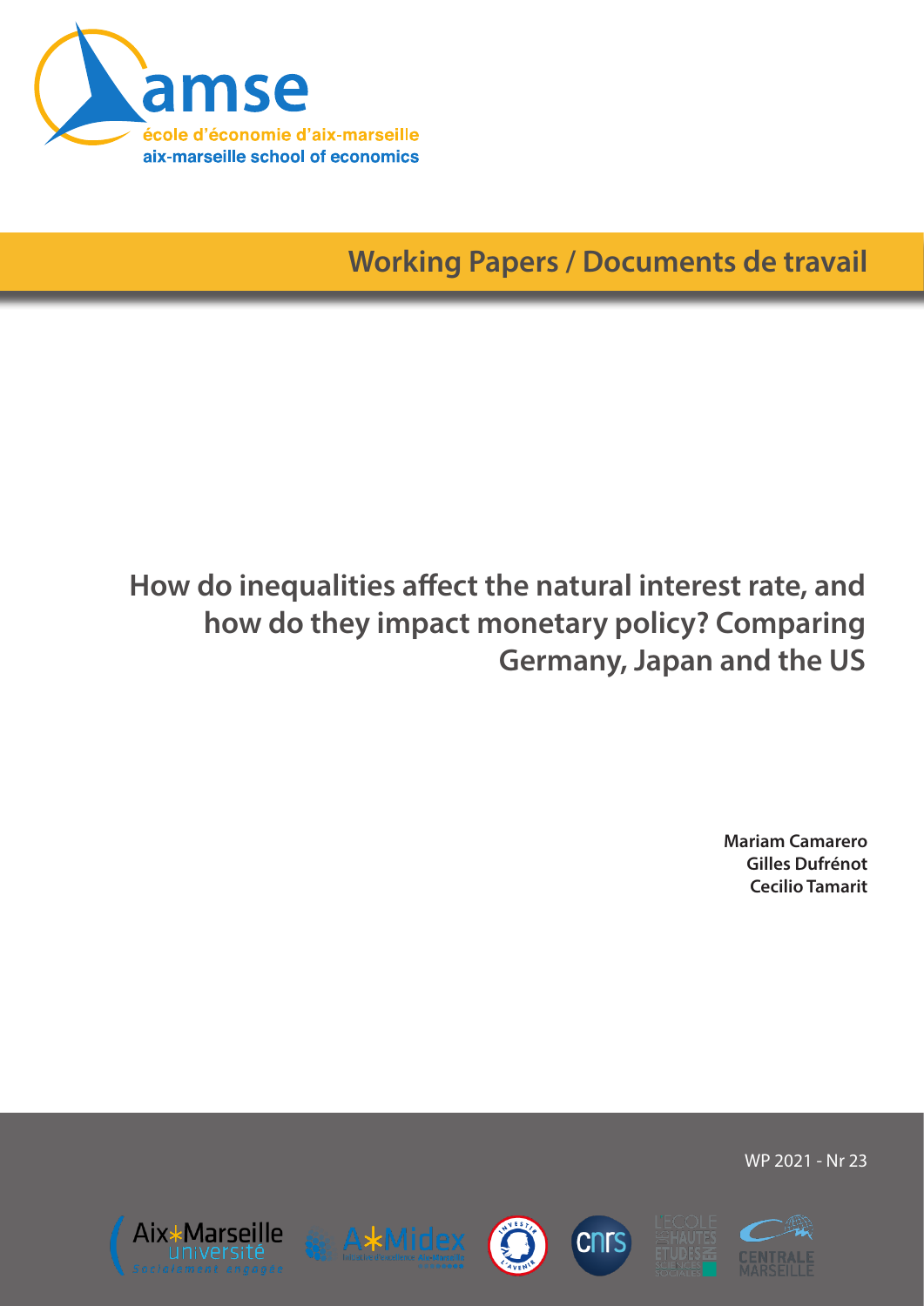Working Papers / Documents de travail

# How do inequalities affect the natural interest rate, and how do they impact monetary policy? Comparing Germany, Japan and the US

**Mariam Camarero**
**Gilles Dufrénot**
**Cecilio Tamarit**

WP 2021 - Nr 23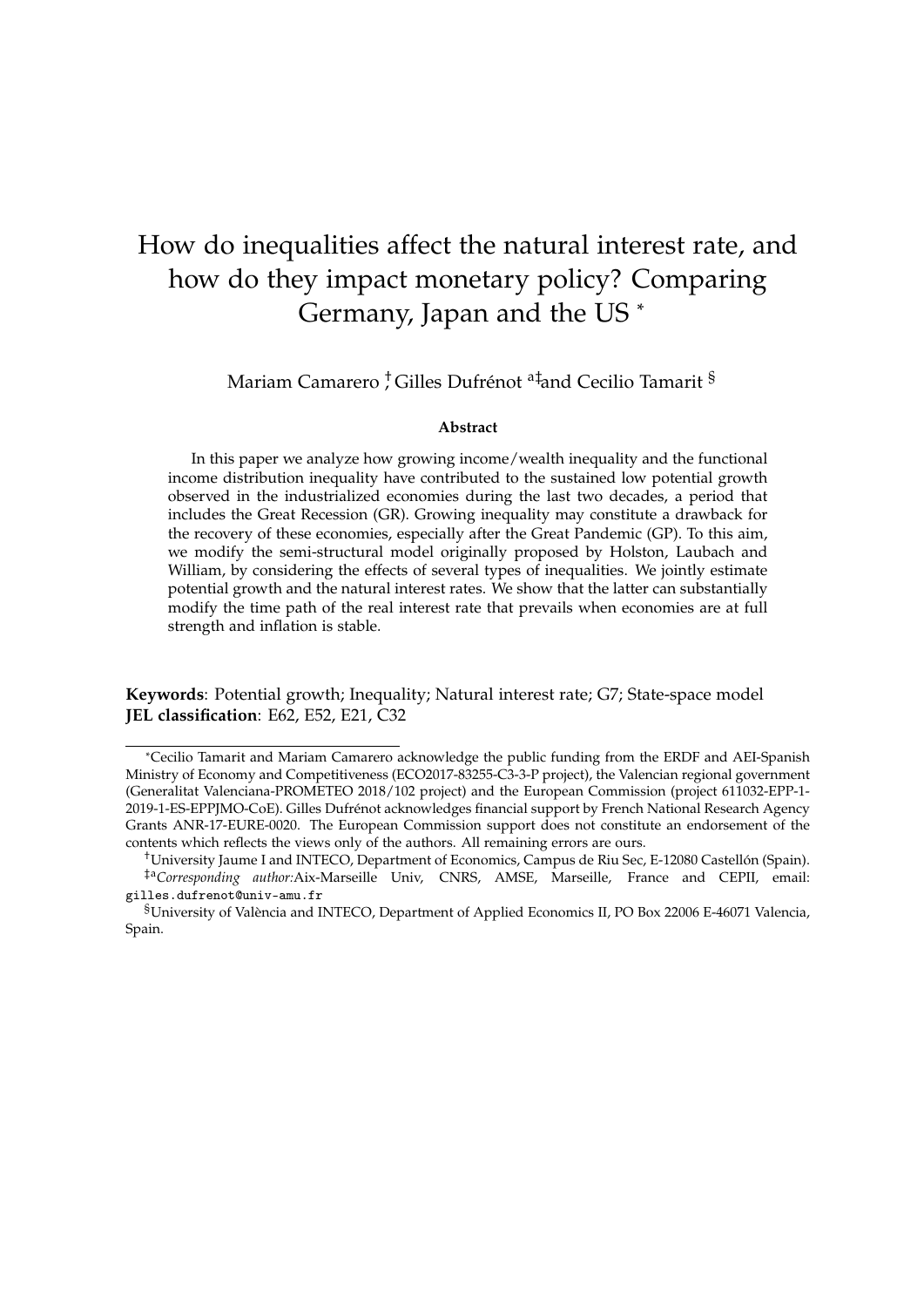# How do inequalities affect the natural interest rate, and how do they impact monetary policy? Comparing Germany, Japan and the US *

Mariam Camarero [†], Gilles Dufrénot [a‡] and Cecilio Tamarit [§]

**Abstract**

In this paper we analyze how growing income/wealth inequality and the functional income distribution inequality have contributed to the sustained low potential growth observed in the industrialized economies during the last two decades, a period that includes the Great Recession (GR). Growing inequality may constitute a drawback for the recovery of these economies, especially after the Great Pandemic (GP). To this aim, we modify the semi-structural model originally proposed by Holston, Laubach and William, by considering the effects of several types of inequalities. We jointly estimate potential growth and the natural interest rates. We show that the latter can substantially modify the time path of the real interest rate that prevails when economies are at full strength and inflation is stable.

**Keywords**: Potential growth; Inequality; Natural interest rate; G7; State-space model
**JEL classification**: E62, E52, E21, C32

---

*Cecilio Tamarit and Mariam Camarero acknowledge the public funding from the ERDF and AEI-Spanish Ministry of Economy and Competitiveness (ECO2017-83255-C3-3-P project), the Valencian regional government (Generalitat Valenciana-PROMETEO 2018/102 project) and the European Commission (project 611032-EPP-1-2019-1-ES-EPPJMO-CoE). Gilles Dufrénot acknowledges financial support by French National Research Agency Grants ANR-17-EURE-0020. The European Commission support does not constitute an endorsement of the contents which reflects the views only of the authors. All remaining errors are ours.

[†] University Jaume I and INTECO, Department of Economics, Campus de Riu Sec, E-12080 Castellón (Spain).

[‡a] *Corresponding author:* Aix-Marseille Univ, CNRS, AMSE, Marseille, France and CEPII, email: gilles.dufrenot@univ-amu.fr

[§] University of València and INTECO, Department of Applied Economics II, PO Box 22006 E-46071 Valencia, Spain.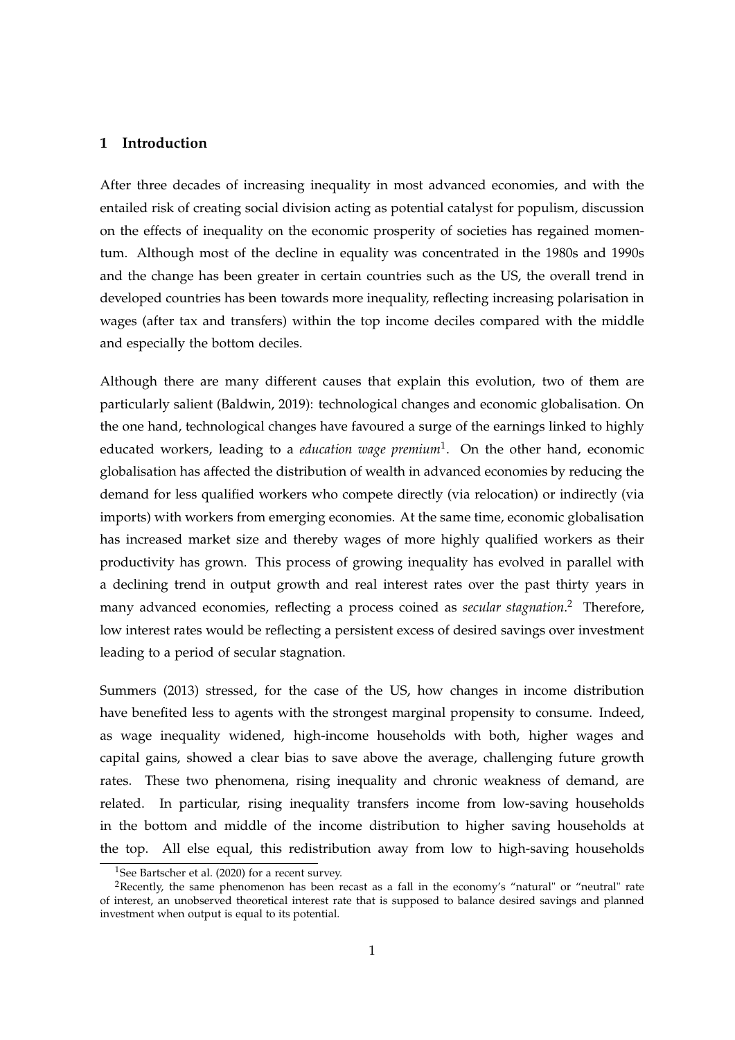## 1 Introduction

After three decades of increasing inequality in most advanced economies, and with the entailed risk of creating social division acting as potential catalyst for populism, discussion on the effects of inequality on the economic prosperity of societies has regained momentum. Although most of the decline in equality was concentrated in the 1980s and 1990s and the change has been greater in certain countries such as the US, the overall trend in developed countries has been towards more inequality, reflecting increasing polarisation in wages (after tax and transfers) within the top income deciles compared with the middle and especially the bottom deciles.

Although there are many different causes that explain this evolution, two of them are particularly salient (Baldwin, 2019): technological changes and economic globalisation. On the one hand, technological changes have favoured a surge of the earnings linked to highly educated workers, leading to a *education wage premium*[1]. On the other hand, economic globalisation has affected the distribution of wealth in advanced economies by reducing the demand for less qualified workers who compete directly (via relocation) or indirectly (via imports) with workers from emerging economies. At the same time, economic globalisation has increased market size and thereby wages of more highly qualified workers as their productivity has grown. This process of growing inequality has evolved in parallel with a declining trend in output growth and real interest rates over the past thirty years in many advanced economies, reflecting a process coined as *secular stagnation*.[2] Therefore, low interest rates would be reflecting a persistent excess of desired savings over investment leading to a period of secular stagnation.

Summers (2013) stressed, for the case of the US, how changes in income distribution have benefited less to agents with the strongest marginal propensity to consume. Indeed, as wage inequality widened, high-income households with both, higher wages and capital gains, showed a clear bias to save above the average, challenging future growth rates. These two phenomena, rising inequality and chronic weakness of demand, are related. In particular, rising inequality transfers income from low-saving households in the bottom and middle of the income distribution to higher saving households at the top. All else equal, this redistribution away from low to high-saving households

[1] See Bartscher et al. (2020) for a recent survey.

[2] Recently, the same phenomenon has been recast as a fall in the economy's "natural" or "neutral" rate of interest, an unobserved theoretical interest rate that is supposed to balance desired savings and planned investment when output is equal to its potential.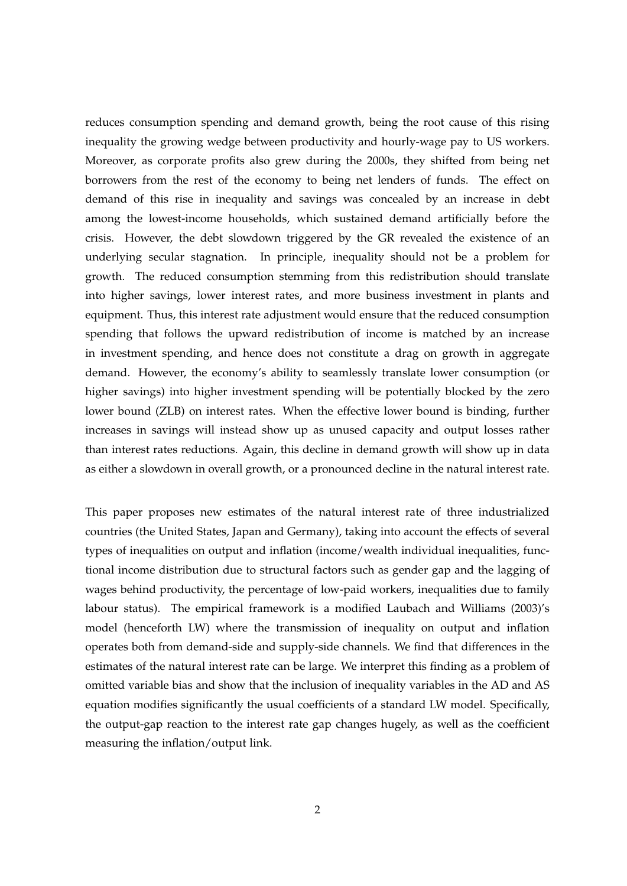reduces consumption spending and demand growth, being the root cause of this rising inequality the growing wedge between productivity and hourly-wage pay to US workers. Moreover, as corporate profits also grew during the 2000s, they shifted from being net borrowers from the rest of the economy to being net lenders of funds. The effect on demand of this rise in inequality and savings was concealed by an increase in debt among the lowest-income households, which sustained demand artificially before the crisis. However, the debt slowdown triggered by the GR revealed the existence of an underlying secular stagnation. In principle, inequality should not be a problem for growth. The reduced consumption stemming from this redistribution should translate into higher savings, lower interest rates, and more business investment in plants and equipment. Thus, this interest rate adjustment would ensure that the reduced consumption spending that follows the upward redistribution of income is matched by an increase in investment spending, and hence does not constitute a drag on growth in aggregate demand. However, the economy's ability to seamlessly translate lower consumption (or higher savings) into higher investment spending will be potentially blocked by the zero lower bound (ZLB) on interest rates. When the effective lower bound is binding, further increases in savings will instead show up as unused capacity and output losses rather than interest rates reductions. Again, this decline in demand growth will show up in data as either a slowdown in overall growth, or a pronounced decline in the natural interest rate.

This paper proposes new estimates of the natural interest rate of three industrialized countries (the United States, Japan and Germany), taking into account the effects of several types of inequalities on output and inflation (income/wealth individual inequalities, functional income distribution due to structural factors such as gender gap and the lagging of wages behind productivity, the percentage of low-paid workers, inequalities due to family labour status). The empirical framework is a modified Laubach and Williams (2003)'s model (henceforth LW) where the transmission of inequality on output and inflation operates both from demand-side and supply-side channels. We find that differences in the estimates of the natural interest rate can be large. We interpret this finding as a problem of omitted variable bias and show that the inclusion of inequality variables in the AD and AS equation modifies significantly the usual coefficients of a standard LW model. Specifically, the output-gap reaction to the interest rate gap changes hugely, as well as the coefficient measuring the inflation/output link.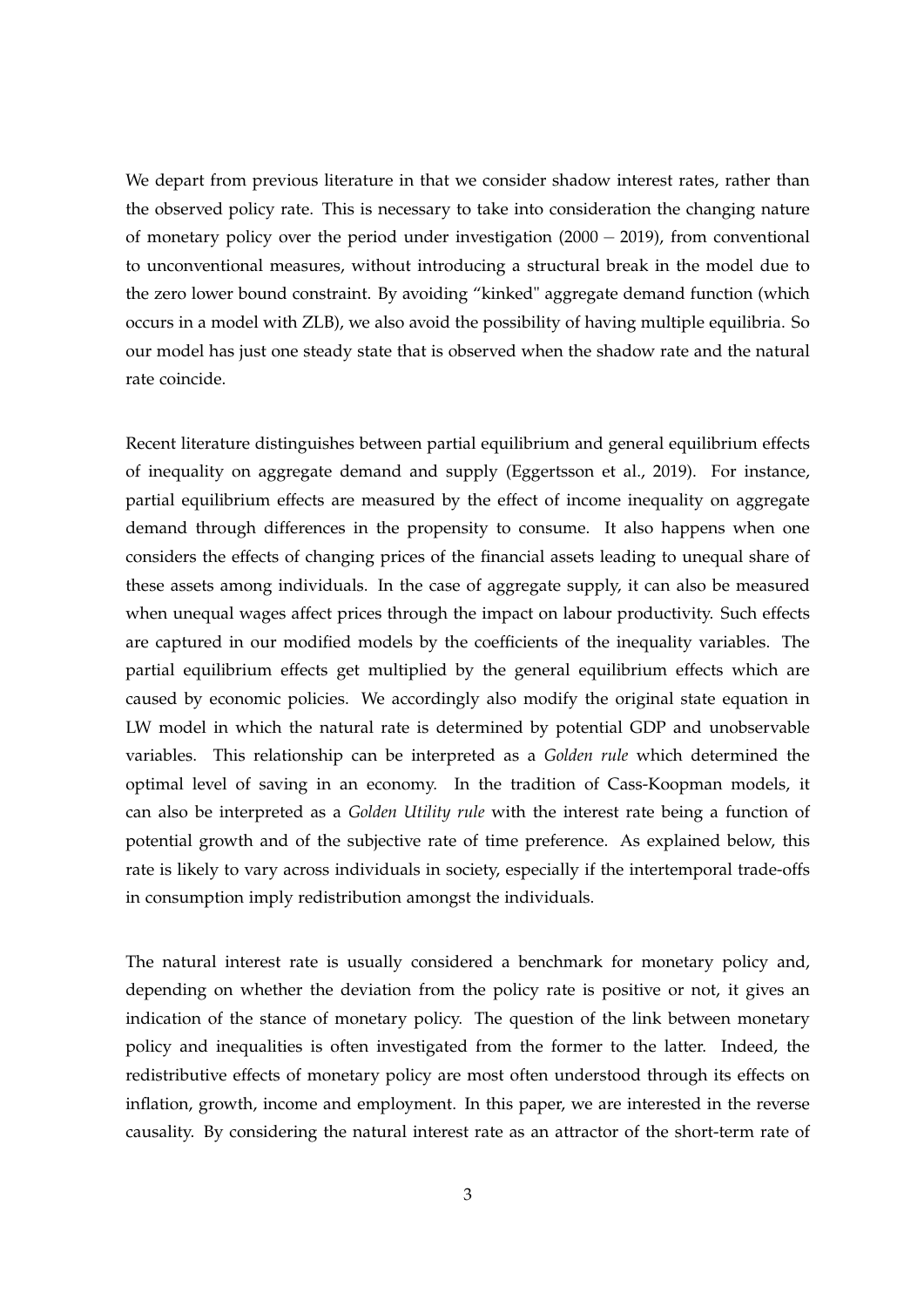We depart from previous literature in that we consider shadow interest rates, rather than the observed policy rate. This is necessary to take into consideration the changing nature of monetary policy over the period under investigation ($2000-2019$), from conventional to unconventional measures, without introducing a structural break in the model due to the zero lower bound constraint. By avoiding "kinked" aggregate demand function (which occurs in a model with ZLB), we also avoid the possibility of having multiple equilibria. So our model has just one steady state that is observed when the shadow rate and the natural rate coincide.

Recent literature distinguishes between partial equilibrium and general equilibrium effects of inequality on aggregate demand and supply (Eggertsson et al., 2019). For instance, partial equilibrium effects are measured by the effect of income inequality on aggregate demand through differences in the propensity to consume. It also happens when one considers the effects of changing prices of the financial assets leading to unequal share of these assets among individuals. In the case of aggregate supply, it can also be measured when unequal wages affect prices through the impact on labour productivity. Such effects are captured in our modified models by the coefficients of the inequality variables. The partial equilibrium effects get multiplied by the general equilibrium effects which are caused by economic policies. We accordingly also modify the original state equation in LW model in which the natural rate is determined by potential GDP and unobservable variables. This relationship can be interpreted as a *Golden rule* which determined the optimal level of saving in an economy. In the tradition of Cass-Koopman models, it can also be interpreted as a *Golden Utility rule* with the interest rate being a function of potential growth and of the subjective rate of time preference. As explained below, this rate is likely to vary across individuals in society, especially if the intertemporal trade-offs in consumption imply redistribution amongst the individuals.

The natural interest rate is usually considered a benchmark for monetary policy and, depending on whether the deviation from the policy rate is positive or not, it gives an indication of the stance of monetary policy. The question of the link between monetary policy and inequalities is often investigated from the former to the latter. Indeed, the redistributive effects of monetary policy are most often understood through its effects on inflation, growth, income and employment. In this paper, we are interested in the reverse causality. By considering the natural interest rate as an attractor of the short-term rate of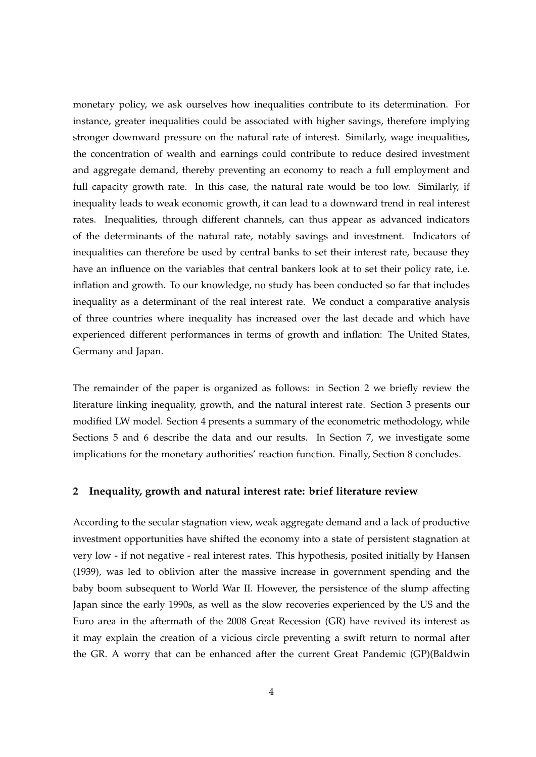monetary policy, we ask ourselves how inequalities contribute to its determination. For instance, greater inequalities could be associated with higher savings, therefore implying stronger downward pressure on the natural rate of interest. Similarly, wage inequalities, the concentration of wealth and earnings could contribute to reduce desired investment and aggregate demand, thereby preventing an economy to reach a full employment and full capacity growth rate. In this case, the natural rate would be too low. Similarly, if inequality leads to weak economic growth, it can lead to a downward trend in real interest rates. Inequalities, through different channels, can thus appear as advanced indicators of the determinants of the natural rate, notably savings and investment. Indicators of inequalities can therefore be used by central banks to set their interest rate, because they have an influence on the variables that central bankers look at to set their policy rate, i.e. inflation and growth. To our knowledge, no study has been conducted so far that includes inequality as a determinant of the real interest rate. We conduct a comparative analysis of three countries where inequality has increased over the last decade and which have experienced different performances in terms of growth and inflation: The United States, Germany and Japan.

The remainder of the paper is organized as follows: in Section 2 we briefly review the literature linking inequality, growth, and the natural interest rate. Section 3 presents our modified LW model. Section 4 presents a summary of the econometric methodology, while Sections 5 and 6 describe the data and our results. In Section 7, we investigate some implications for the monetary authorities' reaction function. Finally, Section 8 concludes.

## 2 Inequality, growth and natural interest rate: brief literature review

According to the secular stagnation view, weak aggregate demand and a lack of productive investment opportunities have shifted the economy into a state of persistent stagnation at very low - if not negative - real interest rates. This hypothesis, posited initially by Hansen (1939), was led to oblivion after the massive increase in government spending and the baby boom subsequent to World War II. However, the persistence of the slump affecting Japan since the early 1990s, as well as the slow recoveries experienced by the US and the Euro area in the aftermath of the 2008 Great Recession (GR) have revived its interest as it may explain the creation of a vicious circle preventing a swift return to normal after the GR. A worry that can be enhanced after the current Great Pandemic (GP)(Baldwin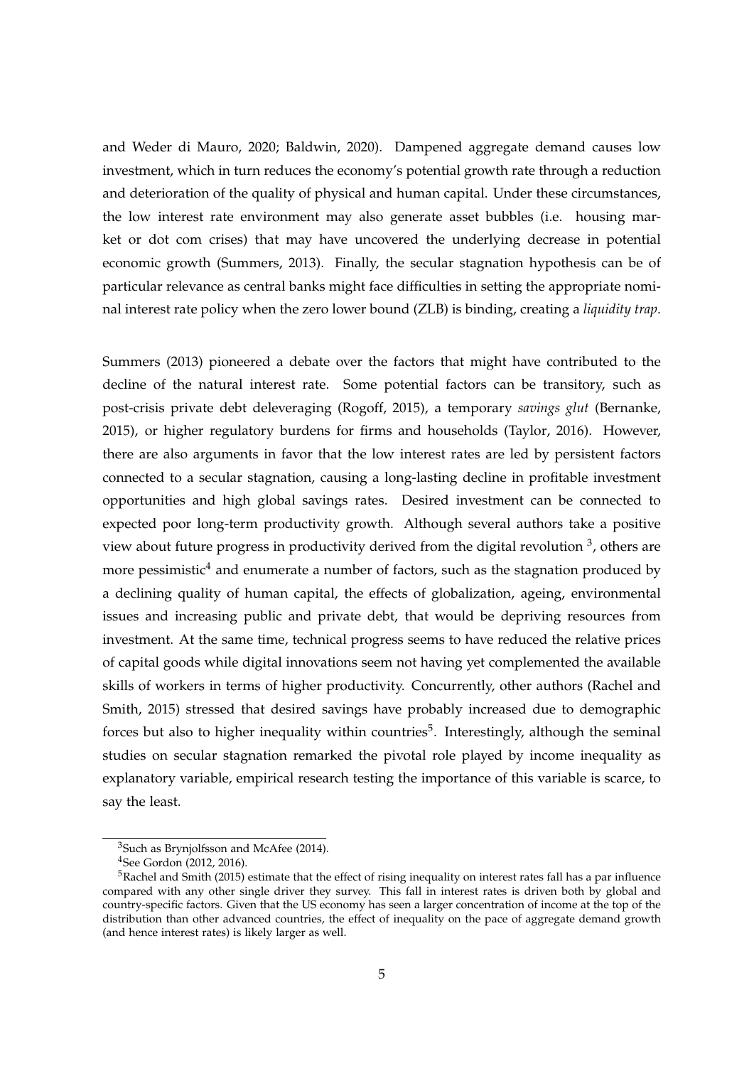and Weder di Mauro, 2020; Baldwin, 2020). Dampened aggregate demand causes low investment, which in turn reduces the economy's potential growth rate through a reduction and deterioration of the quality of physical and human capital. Under these circumstances, the low interest rate environment may also generate asset bubbles (i.e. housing market or dot com crises) that may have uncovered the underlying decrease in potential economic growth (Summers, 2013). Finally, the secular stagnation hypothesis can be of particular relevance as central banks might face difficulties in setting the appropriate nominal interest rate policy when the zero lower bound (ZLB) is binding, creating a *liquidity trap*.

Summers (2013) pioneered a debate over the factors that might have contributed to the decline of the natural interest rate. Some potential factors can be transitory, such as post-crisis private debt deleveraging (Rogoff, 2015), a temporary *savings glut* (Bernanke, 2015), or higher regulatory burdens for firms and households (Taylor, 2016). However, there are also arguments in favor that the low interest rates are led by persistent factors connected to a secular stagnation, causing a long-lasting decline in profitable investment opportunities and high global savings rates. Desired investment can be connected to expected poor long-term productivity growth. Although several authors take a positive view about future progress in productivity derived from the digital revolution [3], others are more pessimistic[4] and enumerate a number of factors, such as the stagnation produced by a declining quality of human capital, the effects of globalization, ageing, environmental issues and increasing public and private debt, that would be depriving resources from investment. At the same time, technical progress seems to have reduced the relative prices of capital goods while digital innovations seem not having yet complemented the available skills of workers in terms of higher productivity. Concurrently, other authors (Rachel and Smith, 2015) stressed that desired savings have probably increased due to demographic forces but also to higher inequality within countries[5]. Interestingly, although the seminal studies on secular stagnation remarked the pivotal role played by income inequality as explanatory variable, empirical research testing the importance of this variable is scarce, to say the least.

[3] Such as Brynjolfsson and McAfee (2014).

[4] See Gordon (2012, 2016).

[5] Rachel and Smith (2015) estimate that the effect of rising inequality on interest rates fall has a par influence compared with any other single driver they survey. This fall in interest rates is driven both by global and country-specific factors. Given that the US economy has seen a larger concentration of income at the top of the distribution than other advanced countries, the effect of inequality on the pace of aggregate demand growth (and hence interest rates) is likely larger as well.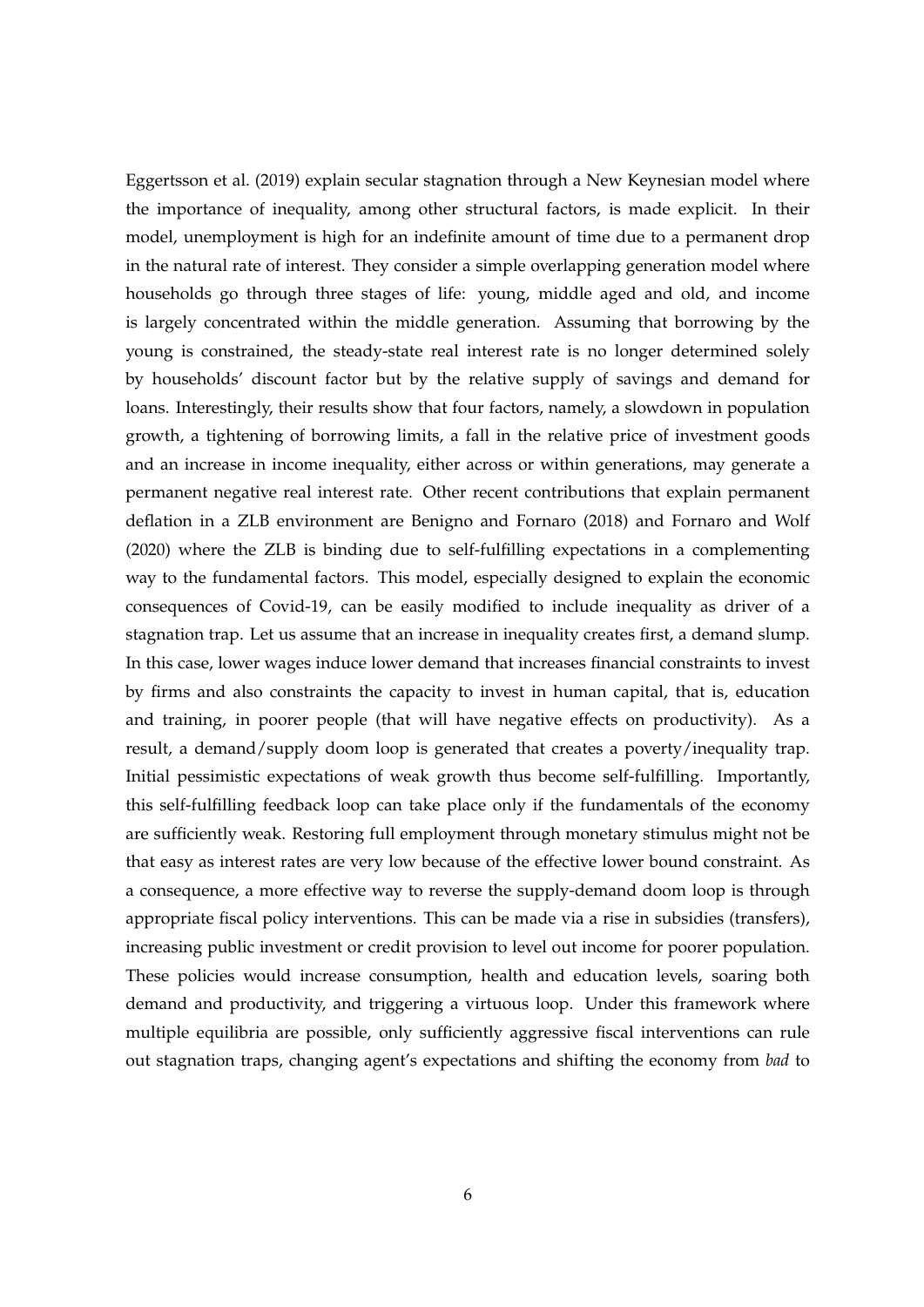Eggertsson et al. (2019) explain secular stagnation through a New Keynesian model where the importance of inequality, among other structural factors, is made explicit. In their model, unemployment is high for an indefinite amount of time due to a permanent drop in the natural rate of interest. They consider a simple overlapping generation model where households go through three stages of life: young, middle aged and old, and income is largely concentrated within the middle generation. Assuming that borrowing by the young is constrained, the steady-state real interest rate is no longer determined solely by households' discount factor but by the relative supply of savings and demand for loans. Interestingly, their results show that four factors, namely, a slowdown in population growth, a tightening of borrowing limits, a fall in the relative price of investment goods and an increase in income inequality, either across or within generations, may generate a permanent negative real interest rate. Other recent contributions that explain permanent deflation in a ZLB environment are Benigno and Fornaro (2018) and Fornaro and Wolf (2020) where the ZLB is binding due to self-fulfilling expectations in a complementing way to the fundamental factors. This model, especially designed to explain the economic consequences of Covid-19, can be easily modified to include inequality as driver of a stagnation trap. Let us assume that an increase in inequality creates first, a demand slump. In this case, lower wages induce lower demand that increases financial constraints to invest by firms and also constraints the capacity to invest in human capital, that is, education and training, in poorer people (that will have negative effects on productivity). As a result, a demand/supply doom loop is generated that creates a poverty/inequality trap. Initial pessimistic expectations of weak growth thus become self-fulfilling. Importantly, this self-fulfilling feedback loop can take place only if the fundamentals of the economy are sufficiently weak. Restoring full employment through monetary stimulus might not be that easy as interest rates are very low because of the effective lower bound constraint. As a consequence, a more effective way to reverse the supply-demand doom loop is through appropriate fiscal policy interventions. This can be made via a rise in subsidies (transfers), increasing public investment or credit provision to level out income for poorer population. These policies would increase consumption, health and education levels, soaring both demand and productivity, and triggering a virtuous loop. Under this framework where multiple equilibria are possible, only sufficiently aggressive fiscal interventions can rule out stagnation traps, changing agent's expectations and shifting the economy from *bad* to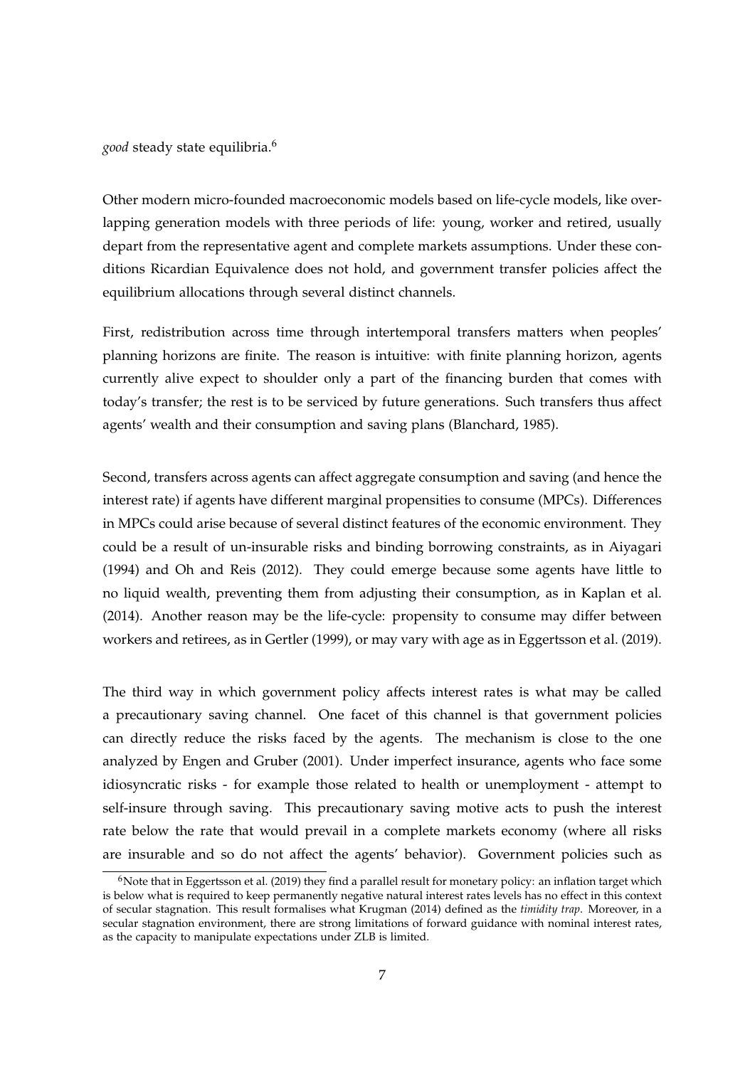*good* steady state equilibria.[6]

Other modern micro-founded macroeconomic models based on life-cycle models, like overlapping generation models with three periods of life: young, worker and retired, usually depart from the representative agent and complete markets assumptions. Under these conditions Ricardian Equivalence does not hold, and government transfer policies affect the equilibrium allocations through several distinct channels.

First, redistribution across time through intertemporal transfers matters when peoples' planning horizons are finite. The reason is intuitive: with finite planning horizon, agents currently alive expect to shoulder only a part of the financing burden that comes with today's transfer; the rest is to be serviced by future generations. Such transfers thus affect agents' wealth and their consumption and saving plans (Blanchard, 1985).

Second, transfers across agents can affect aggregate consumption and saving (and hence the interest rate) if agents have different marginal propensities to consume (MPCs). Differences in MPCs could arise because of several distinct features of the economic environment. They could be a result of un-insurable risks and binding borrowing constraints, as in Aiyagari (1994) and Oh and Reis (2012). They could emerge because some agents have little to no liquid wealth, preventing them from adjusting their consumption, as in Kaplan et al. (2014). Another reason may be the life-cycle: propensity to consume may differ between workers and retirees, as in Gertler (1999), or may vary with age as in Eggertsson et al. (2019).

The third way in which government policy affects interest rates is what may be called a precautionary saving channel. One facet of this channel is that government policies can directly reduce the risks faced by the agents. The mechanism is close to the one analyzed by Engen and Gruber (2001). Under imperfect insurance, agents who face some idiosyncratic risks - for example those related to health or unemployment - attempt to self-insure through saving. This precautionary saving motive acts to push the interest rate below the rate that would prevail in a complete markets economy (where all risks are insurable and so do not affect the agents' behavior). Government policies such as

[6] Note that in Eggertsson et al. (2019) they find a parallel result for monetary policy: an inflation target which is below what is required to keep permanently negative natural interest rates levels has no effect in this context of secular stagnation. This result formalises what Krugman (2014) defined as the *timidity trap*. Moreover, in a secular stagnation environment, there are strong limitations of forward guidance with nominal interest rates, as the capacity to manipulate expectations under ZLB is limited.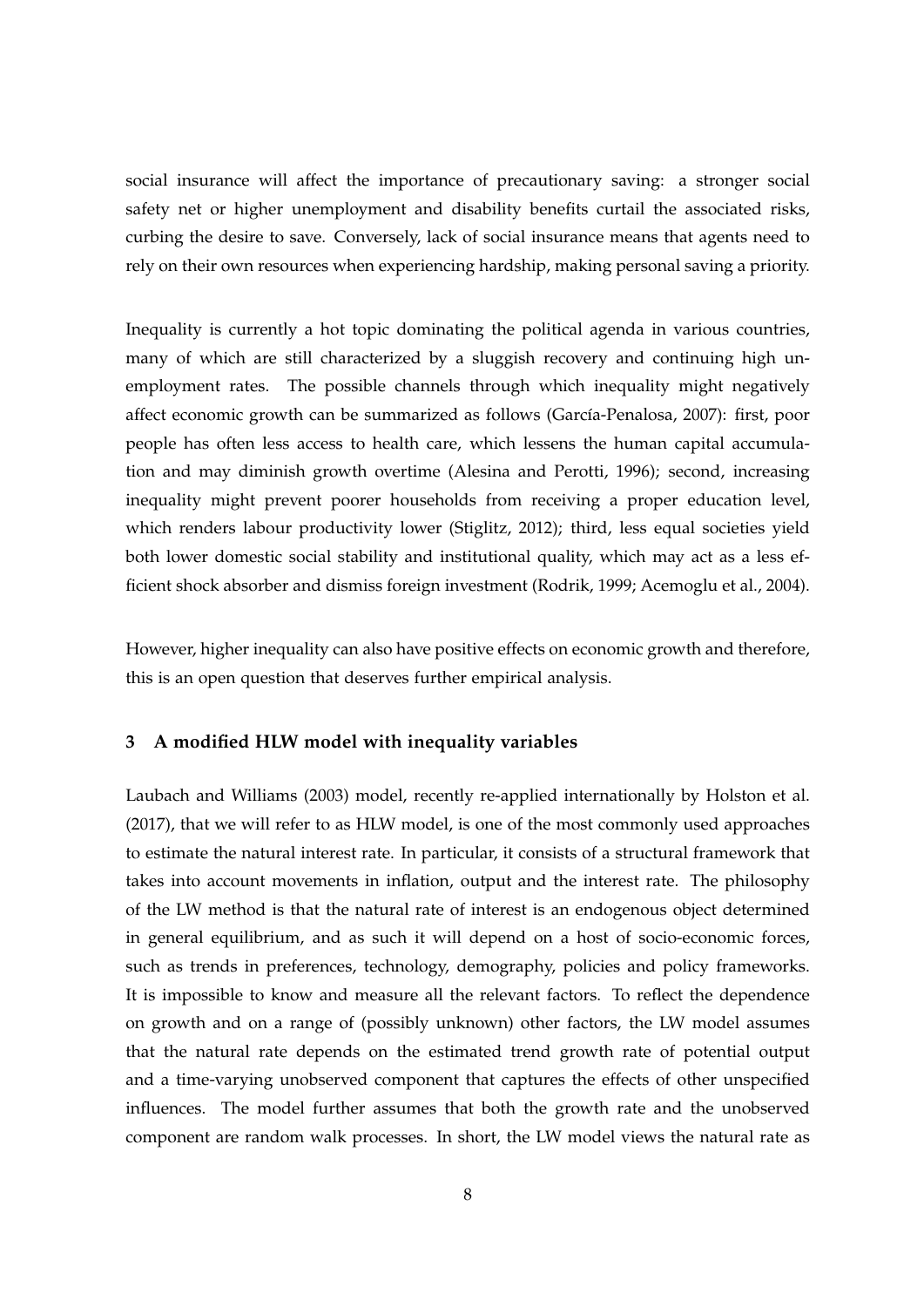social insurance will affect the importance of precautionary saving: a stronger social safety net or higher unemployment and disability benefits curtail the associated risks, curbing the desire to save. Conversely, lack of social insurance means that agents need to rely on their own resources when experiencing hardship, making personal saving a priority.

Inequality is currently a hot topic dominating the political agenda in various countries, many of which are still characterized by a sluggish recovery and continuing high unemployment rates. The possible channels through which inequality might negatively affect economic growth can be summarized as follows (García-Penalosa, 2007): first, poor people has often less access to health care, which lessens the human capital accumulation and may diminish growth overtime (Alesina and Perotti, 1996); second, increasing inequality might prevent poorer households from receiving a proper education level, which renders labour productivity lower (Stiglitz, 2012); third, less equal societies yield both lower domestic social stability and institutional quality, which may act as a less efficient shock absorber and dismiss foreign investment (Rodrik, 1999; Acemoglu et al., 2004).

However, higher inequality can also have positive effects on economic growth and therefore, this is an open question that deserves further empirical analysis.

## 3 A modified HLW model with inequality variables

Laubach and Williams (2003) model, recently re-applied internationally by Holston et al. (2017), that we will refer to as HLW model, is one of the most commonly used approaches to estimate the natural interest rate. In particular, it consists of a structural framework that takes into account movements in inflation, output and the interest rate. The philosophy of the LW method is that the natural rate of interest is an endogenous object determined in general equilibrium, and as such it will depend on a host of socio-economic forces, such as trends in preferences, technology, demography, policies and policy frameworks. It is impossible to know and measure all the relevant factors. To reflect the dependence on growth and on a range of (possibly unknown) other factors, the LW model assumes that the natural rate depends on the estimated trend growth rate of potential output and a time-varying unobserved component that captures the effects of other unspecified influences. The model further assumes that both the growth rate and the unobserved component are random walk processes. In short, the LW model views the natural rate as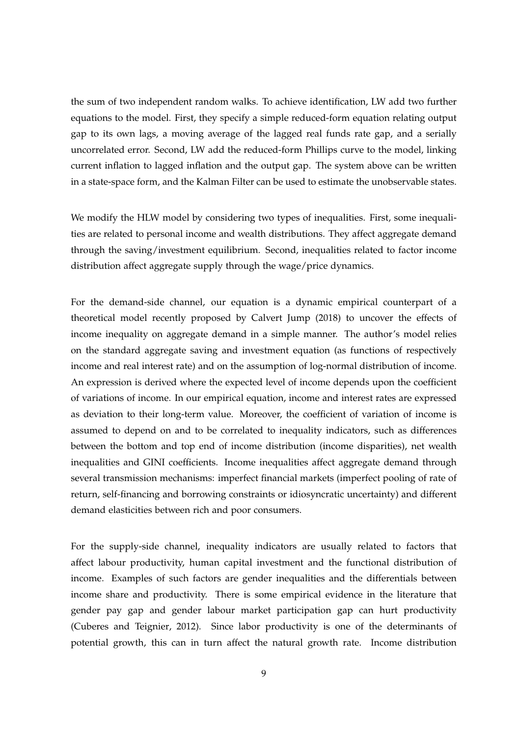the sum of two independent random walks. To achieve identification, LW add two further equations to the model. First, they specify a simple reduced-form equation relating output gap to its own lags, a moving average of the lagged real funds rate gap, and a serially uncorrelated error. Second, LW add the reduced-form Phillips curve to the model, linking current inflation to lagged inflation and the output gap. The system above can be written in a state-space form, and the Kalman Filter can be used to estimate the unobservable states.

We modify the HLW model by considering two types of inequalities. First, some inequalities are related to personal income and wealth distributions. They affect aggregate demand through the saving/investment equilibrium. Second, inequalities related to factor income distribution affect aggregate supply through the wage/price dynamics.

For the demand-side channel, our equation is a dynamic empirical counterpart of a theoretical model recently proposed by Calvert Jump (2018) to uncover the effects of income inequality on aggregate demand in a simple manner. The author's model relies on the standard aggregate saving and investment equation (as functions of respectively income and real interest rate) and on the assumption of log-normal distribution of income. An expression is derived where the expected level of income depends upon the coefficient of variations of income. In our empirical equation, income and interest rates are expressed as deviation to their long-term value. Moreover, the coefficient of variation of income is assumed to depend on and to be correlated to inequality indicators, such as differences between the bottom and top end of income distribution (income disparities), net wealth inequalities and GINI coefficients. Income inequalities affect aggregate demand through several transmission mechanisms: imperfect financial markets (imperfect pooling of rate of return, self-financing and borrowing constraints or idiosyncratic uncertainty) and different demand elasticities between rich and poor consumers.

For the supply-side channel, inequality indicators are usually related to factors that affect labour productivity, human capital investment and the functional distribution of income. Examples of such factors are gender inequalities and the differentials between income share and productivity. There is some empirical evidence in the literature that gender pay gap and gender labour market participation gap can hurt productivity (Cuberes and Teignier, 2012). Since labor productivity is one of the determinants of potential growth, this can in turn affect the natural growth rate. Income distribution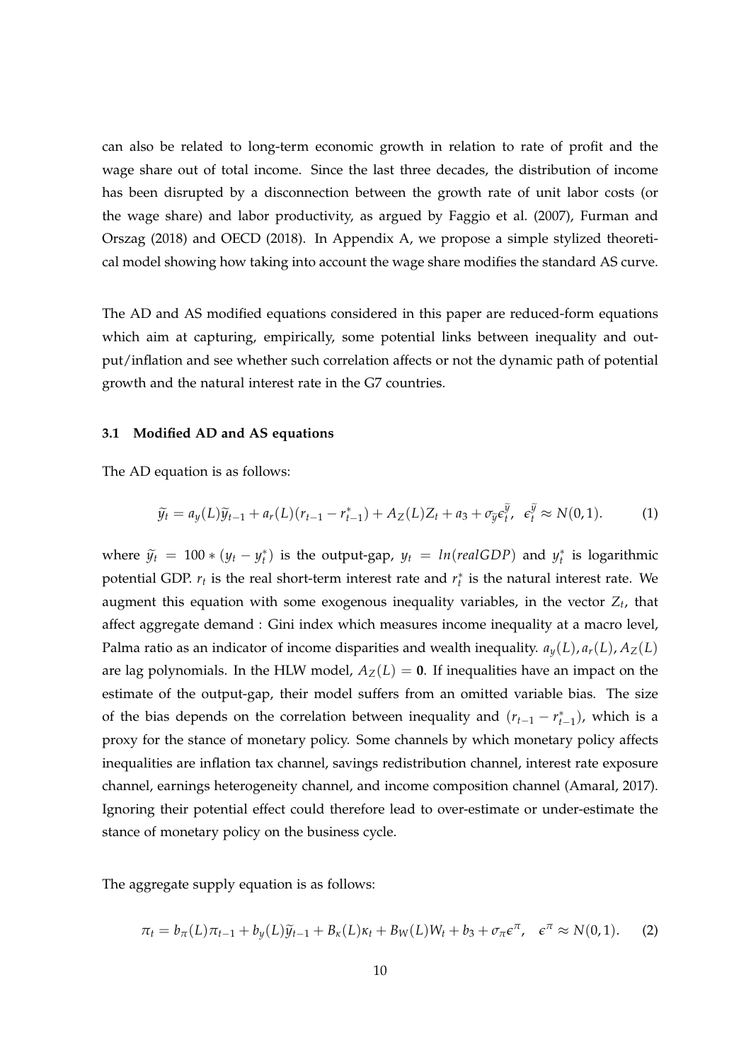can also be related to long-term economic growth in relation to rate of profit and the wage share out of total income. Since the last three decades, the distribution of income has been disrupted by a disconnection between the growth rate of unit labor costs (or the wage share) and labor productivity, as argued by Faggio et al. (2007), Furman and Orszag (2018) and OECD (2018). In Appendix A, we propose a simple stylized theoretical model showing how taking into account the wage share modifies the standard AS curve.

The AD and AS modified equations considered in this paper are reduced-form equations which aim at capturing, empirically, some potential links between inequality and output/inflation and see whether such correlation affects or not the dynamic path of potential growth and the natural interest rate in the G7 countries.

### 3.1 Modified AD and AS equations

The AD equation is as follows:

$$\widetilde{y}_t = a_y(L)\widetilde{y}_{t-1} + a_r(L)(r_{t-1} - r^*_{t-1}) + A_Z(L)Z_t + a_3 + \sigma_{\widetilde{y}}\epsilon^{\widetilde{y}}_t, \;\; \epsilon^{\widetilde{y}}_t \approx N(0,1). \tag{1}$$

where $\widetilde{y}_t = 100 * (y_t - y^*_t)$ is the output-gap, $y_t = ln(realGDP)$ and $y^*_t$ is logarithmic potential GDP. $r_t$ is the real short-term interest rate and $r^*_t$ is the natural interest rate. We augment this equation with some exogenous inequality variables, in the vector $Z_t$, that affect aggregate demand : Gini index which measures income inequality at a macro level, Palma ratio as an indicator of income disparities and wealth inequality. $a_y(L), a_r(L), A_Z(L)$ are lag polynomials. In the HLW model, $A_Z(L) = \mathbf{0}$. If inequalities have an impact on the estimate of the output-gap, their model suffers from an omitted variable bias. The size of the bias depends on the correlation between inequality and $(r_{t-1} - r^*_{t-1})$, which is a proxy for the stance of monetary policy. Some channels by which monetary policy affects inequalities are inflation tax channel, savings redistribution channel, interest rate exposure channel, earnings heterogeneity channel, and income composition channel (Amaral, 2017). Ignoring their potential effect could therefore lead to over-estimate or under-estimate the stance of monetary policy on the business cycle.

The aggregate supply equation is as follows:

$$\pi_t = b_\pi(L)\pi_{t-1} + b_y(L)\widetilde{y}_{t-1} + B_\kappa(L)\kappa_t + B_W(L)W_t + b_3 + \sigma_\pi\epsilon^\pi, \;\; \epsilon^\pi \approx N(0,1). \tag{2}$$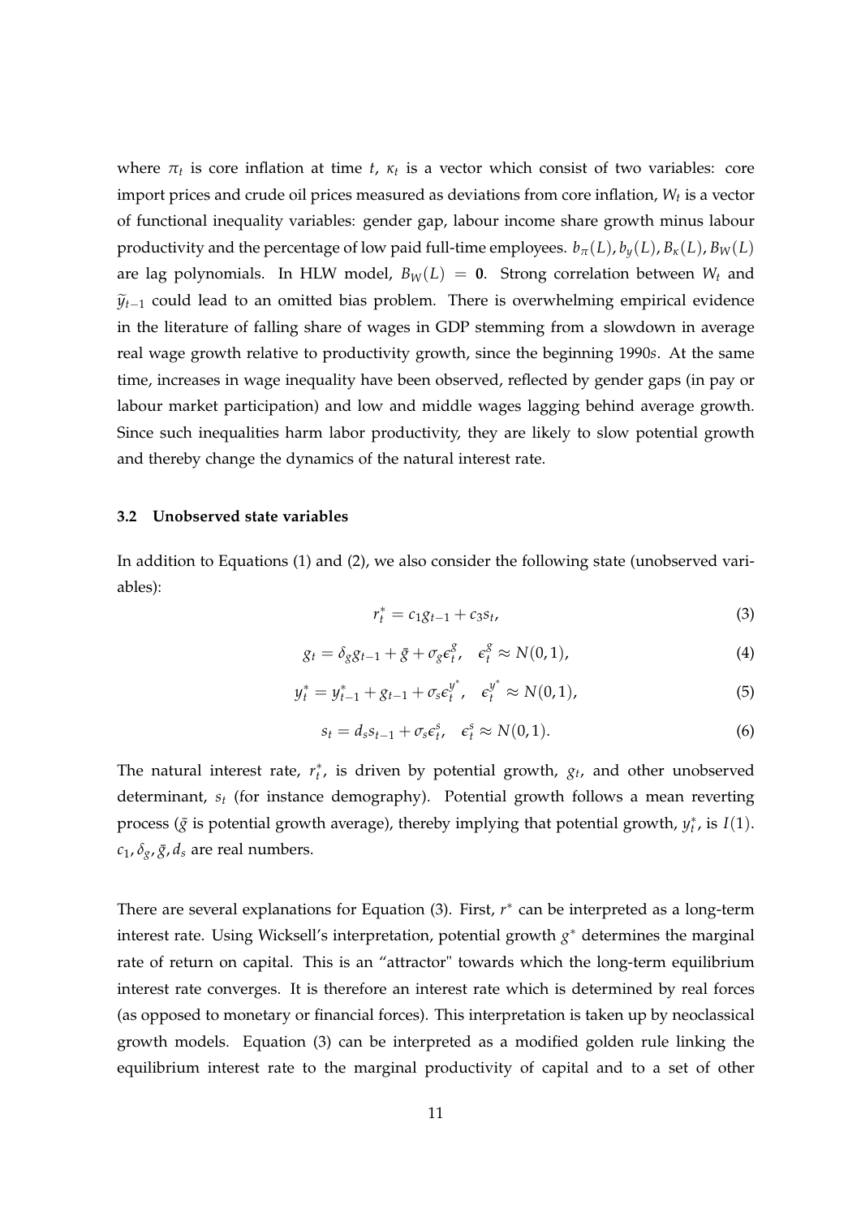where $\pi_t$ is core inflation at time $t$, $\kappa_t$ is a vector which consist of two variables: core import prices and crude oil prices measured as deviations from core inflation, $W_t$ is a vector of functional inequality variables: gender gap, labour income share growth minus labour productivity and the percentage of low paid full-time employees. $b_\pi(L), b_y(L), B_\kappa(L), B_W(L)$ are lag polynomials. In HLW model, $B_W(L) = \mathbf{0}$. Strong correlation between $W_t$ and $\widetilde{y}_{t-1}$ could lead to an omitted bias problem. There is overwhelming empirical evidence in the literature of falling share of wages in GDP stemming from a slowdown in average real wage growth relative to productivity growth, since the beginning 1990*s*. At the same time, increases in wage inequality have been observed, reflected by gender gaps (in pay or labour market participation) and low and middle wages lagging behind average growth. Since such inequalities harm labor productivity, they are likely to slow potential growth and thereby change the dynamics of the natural interest rate.

### 3.2 Unobserved state variables

In addition to Equations (1) and (2), we also consider the following state (unobserved variables):

$$r_t^* = c_1 g_{t-1} + c_3 s_t, \tag{3}$$

$$g_t = \delta_g g_{t-1} + \bar{g} + \sigma_g \epsilon_t^g, \quad \epsilon_t^g \approx N(0,1), \tag{4}$$

$$y_t^* = y_{t-1}^* + g_{t-1} + \sigma_s \epsilon_t^{y^*}, \quad \epsilon_t^{y^*} \approx N(0,1), \tag{5}$$

$$s_t = d_s s_{t-1} + \sigma_s \epsilon_t^s, \quad \epsilon_t^s \approx N(0,1). \tag{6}$$

The natural interest rate, $r_t^*$, is driven by potential growth, $g_t$, and other unobserved determinant, $s_t$ (for instance demography). Potential growth follows a mean reverting process ($\bar{g}$ is potential growth average), thereby implying that potential growth, $y_t^*$, is $I(1)$. $c_1, \delta_g, \bar{g}, d_s$ are real numbers.

There are several explanations for Equation (3). First, $r^*$ can be interpreted as a long-term interest rate. Using Wicksell's interpretation, potential growth $g^*$ determines the marginal rate of return on capital. This is an "attractor" towards which the long-term equilibrium interest rate converges. It is therefore an interest rate which is determined by real forces (as opposed to monetary or financial forces). This interpretation is taken up by neoclassical growth models. Equation (3) can be interpreted as a modified golden rule linking the equilibrium interest rate to the marginal productivity of capital and to a set of other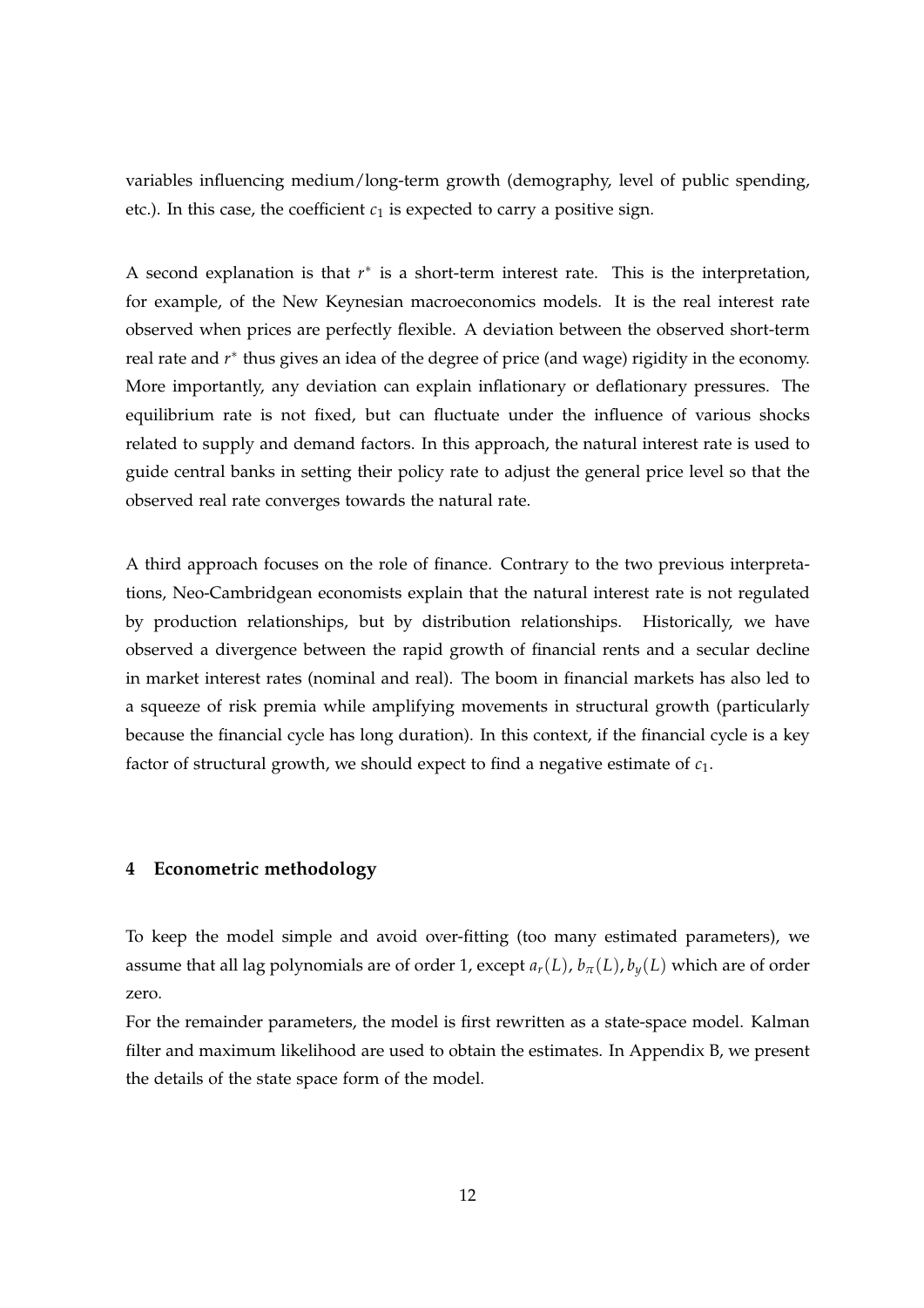variables influencing medium/long-term growth (demography, level of public spending, etc.). In this case, the coefficient $c_1$ is expected to carry a positive sign.

A second explanation is that $r^*$ is a short-term interest rate. This is the interpretation, for example, of the New Keynesian macroeconomics models. It is the real interest rate observed when prices are perfectly flexible. A deviation between the observed short-term real rate and $r^*$ thus gives an idea of the degree of price (and wage) rigidity in the economy. More importantly, any deviation can explain inflationary or deflationary pressures. The equilibrium rate is not fixed, but can fluctuate under the influence of various shocks related to supply and demand factors. In this approach, the natural interest rate is used to guide central banks in setting their policy rate to adjust the general price level so that the observed real rate converges towards the natural rate.

A third approach focuses on the role of finance. Contrary to the two previous interpretations, Neo-Cambridgean economists explain that the natural interest rate is not regulated by production relationships, but by distribution relationships. Historically, we have observed a divergence between the rapid growth of financial rents and a secular decline in market interest rates (nominal and real). The boom in financial markets has also led to a squeeze of risk premia while amplifying movements in structural growth (particularly because the financial cycle has long duration). In this context, if the financial cycle is a key factor of structural growth, we should expect to find a negative estimate of $c_1$.

## 4 Econometric methodology

To keep the model simple and avoid over-fitting (too many estimated parameters), we assume that all lag polynomials are of order 1, except $a_r(L)$, $b_\pi(L), b_y(L)$ which are of order zero.

For the remainder parameters, the model is first rewritten as a state-space model. Kalman filter and maximum likelihood are used to obtain the estimates. In Appendix B, we present the details of the state space form of the model.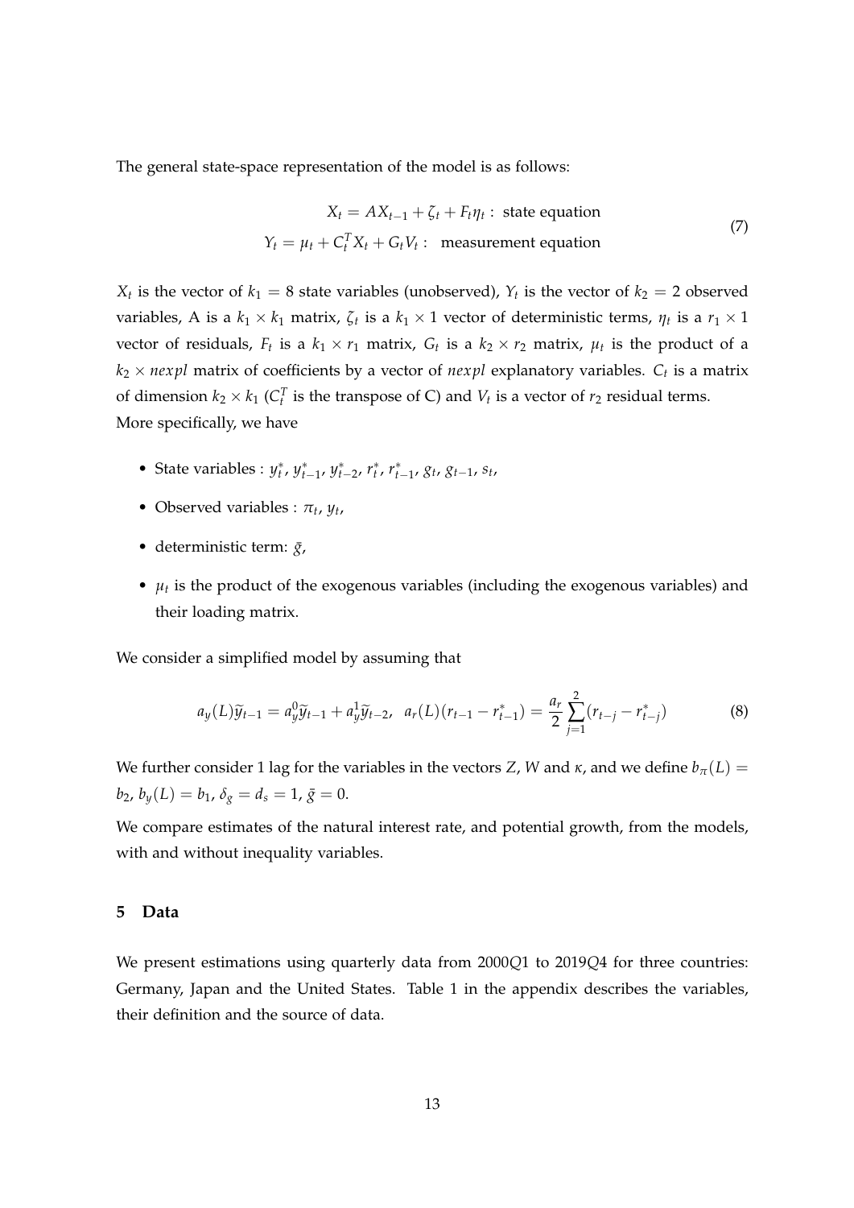The general state-space representation of the model is as follows:

$$
\begin{aligned}
X_t &= AX_{t-1} + \zeta_t + F_t \eta_t : \text{ state equation} \\
Y_t &= \mu_t + C_t^T X_t + G_t V_t : \text{ measurement equation}
\end{aligned}
\tag{7}
$$

$X_t$ is the vector of $k_1 = 8$ state variables (unobserved), $Y_t$ is the vector of $k_2 = 2$ observed variables, A is a $k_1 \times k_1$ matrix, $\zeta_t$ is a $k_1 \times 1$ vector of deterministic terms, $\eta_t$ is a $r_1 \times 1$ vector of residuals, $F_t$ is a $k_1 \times r_1$ matrix, $G_t$ is a $k_2 \times r_2$ matrix, $\mu_t$ is the product of a $k_2 \times nexpl$ matrix of coefficients by a vector of $nexpl$ explanatory variables. $C_t$ is a matrix of dimension $k_2 \times k_1$ ($C_t^T$ is the transpose of C) and $V_t$ is a vector of $r_2$ residual terms.
More specifically, we have

- State variables : $y_t^*$, $y_{t-1}^*$, $y_{t-2}^*$, $r_t^*$, $r_{t-1}^*$, $g_t$, $g_{t-1}$, $s_t$,
- Observed variables : $\pi_t$, $y_t$,
- deterministic term: $\bar{g}$,
- $\mu_t$ is the product of the exogenous variables (including the exogenous variables) and their loading matrix.

We consider a simplified model by assuming that

$$
a_y(L)\widetilde{y}_{t-1} = a_y^0 \widetilde{y}_{t-1} + a_y^1 \widetilde{y}_{t-2}, \;\; a_r(L)(r_{t-1} - r_{t-1}^*) = \frac{a_r}{2} \sum_{j=1}^{2} (r_{t-j} - r_{t-j}^*) \tag{8}
$$

We further consider 1 lag for the variables in the vectors $Z$, $W$ and $\kappa$, and we define $b_\pi(L) = b_2$, $b_y(L) = b_1$, $\delta_g = d_s = 1$, $\bar{g} = 0$.

We compare estimates of the natural interest rate, and potential growth, from the models, with and without inequality variables.

## 5 Data

We present estimations using quarterly data from 2000Q1 to 2019Q4 for three countries: Germany, Japan and the United States. Table 1 in the appendix describes the variables, their definition and the source of data.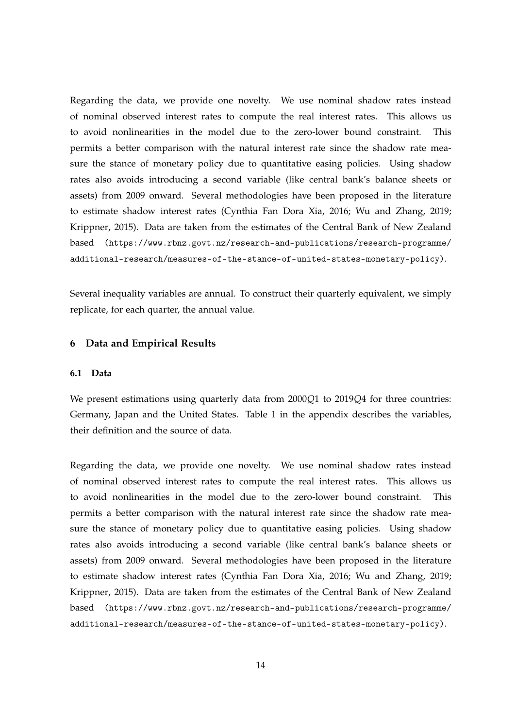Regarding the data, we provide one novelty. We use nominal shadow rates instead of nominal observed interest rates to compute the real interest rates. This allows us to avoid nonlinearities in the model due to the zero-lower bound constraint. This permits a better comparison with the natural interest rate since the shadow rate measure the stance of monetary policy due to quantitative easing policies. Using shadow rates also avoids introducing a second variable (like central bank's balance sheets or assets) from 2009 onward. Several methodologies have been proposed in the literature to estimate shadow interest rates (Cynthia Fan Dora Xia, 2016; Wu and Zhang, 2019; Krippner, 2015). Data are taken from the estimates of the Central Bank of New Zealand based (https://www.rbnz.govt.nz/research-and-publications/research-programme/additional-research/measures-of-the-stance-of-united-states-monetary-policy).

Several inequality variables are annual. To construct their quarterly equivalent, we simply replicate, for each quarter, the annual value.

## 6 Data and Empirical Results

### 6.1 Data

We present estimations using quarterly data from 2000$Q$1 to 2019$Q$4 for three countries: Germany, Japan and the United States. Table 1 in the appendix describes the variables, their definition and the source of data.

Regarding the data, we provide one novelty. We use nominal shadow rates instead of nominal observed interest rates to compute the real interest rates. This allows us to avoid nonlinearities in the model due to the zero-lower bound constraint. This permits a better comparison with the natural interest rate since the shadow rate measure the stance of monetary policy due to quantitative easing policies. Using shadow rates also avoids introducing a second variable (like central bank's balance sheets or assets) from 2009 onward. Several methodologies have been proposed in the literature to estimate shadow interest rates (Cynthia Fan Dora Xia, 2016; Wu and Zhang, 2019; Krippner, 2015). Data are taken from the estimates of the Central Bank of New Zealand based (https://www.rbnz.govt.nz/research-and-publications/research-programme/additional-research/measures-of-the-stance-of-united-states-monetary-policy).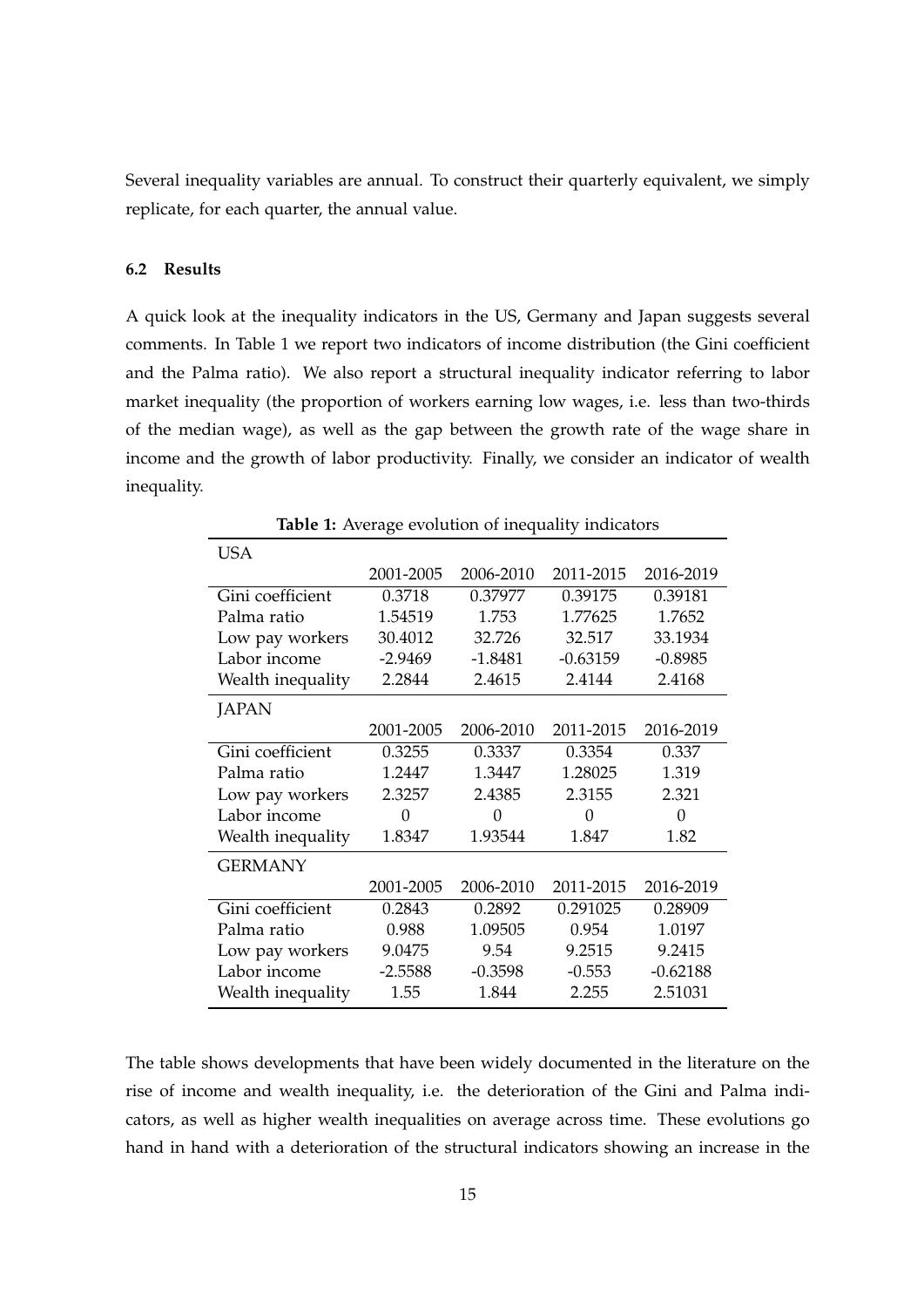Several inequality variables are annual. To construct their quarterly equivalent, we simply replicate, for each quarter, the annual value.

### 6.2 Results

A quick look at the inequality indicators in the US, Germany and Japan suggests several comments. In Table 1 we report two indicators of income distribution (the Gini coefficient and the Palma ratio). We also report a structural inequality indicator referring to labor market inequality (the proportion of workers earning low wages, i.e. less than two-thirds of the median wage), as well as the gap between the growth rate of the wage share in income and the growth of labor productivity. Finally, we consider an indicator of wealth inequality.

**Table 1:** Average evolution of inequality indicators

| USA | | | | |
|---|---|---|---|---|
| | 2001-2005 | 2006-2010 | 2011-2015 | 2016-2019 |
| Gini coefficient | 0.3718 | 0.37977 | 0.39175 | 0.39181 |
| Palma ratio | 1.54519 | 1.753 | 1.77625 | 1.7652 |
| Low pay workers | 30.4012 | 32.726 | 32.517 | 33.1934 |
| Labor income | -2.9469 | -1.8481 | -0.63159 | -0.8985 |
| Wealth inequality | 2.2844 | 2.4615 | 2.4144 | 2.4168 |
| **JAPAN** | | | | |
| | 2001-2005 | 2006-2010 | 2011-2015 | 2016-2019 |
| Gini coefficient | 0.3255 | 0.3337 | 0.3354 | 0.337 |
| Palma ratio | 1.2447 | 1.3447 | 1.28025 | 1.319 |
| Low pay workers | 2.3257 | 2.4385 | 2.3155 | 2.321 |
| Labor income | 0 | 0 | 0 | 0 |
| Wealth inequality | 1.8347 | 1.93544 | 1.847 | 1.82 |
| **GERMANY** | | | | |
| | 2001-2005 | 2006-2010 | 2011-2015 | 2016-2019 |
| Gini coefficient | 0.2843 | 0.2892 | 0.291025 | 0.28909 |
| Palma ratio | 0.988 | 1.09505 | 0.954 | 1.0197 |
| Low pay workers | 9.0475 | 9.54 | 9.2515 | 9.2415 |
| Labor income | -2.5588 | -0.3598 | -0.553 | -0.62188 |
| Wealth inequality | 1.55 | 1.844 | 2.255 | 2.51031 |

The table shows developments that have been widely documented in the literature on the rise of income and wealth inequality, i.e. the deterioration of the Gini and Palma indicators, as well as higher wealth inequalities on average across time. These evolutions go hand in hand with a deterioration of the structural indicators showing an increase in the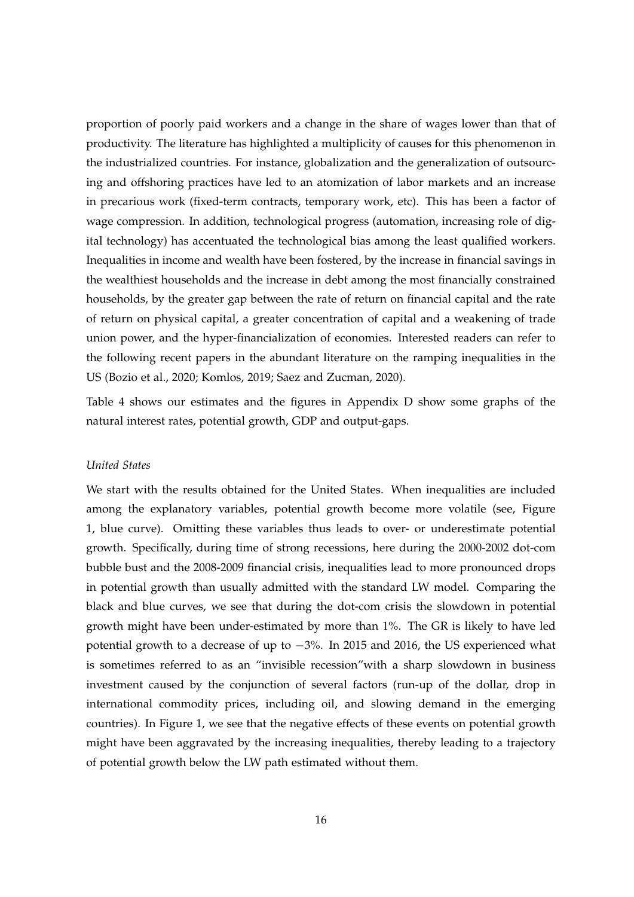proportion of poorly paid workers and a change in the share of wages lower than that of productivity. The literature has highlighted a multiplicity of causes for this phenomenon in the industrialized countries. For instance, globalization and the generalization of outsourcing and offshoring practices have led to an atomization of labor markets and an increase in precarious work (fixed-term contracts, temporary work, etc). This has been a factor of wage compression. In addition, technological progress (automation, increasing role of digital technology) has accentuated the technological bias among the least qualified workers. Inequalities in income and wealth have been fostered, by the increase in financial savings in the wealthiest households and the increase in debt among the most financially constrained households, by the greater gap between the rate of return on financial capital and the rate of return on physical capital, a greater concentration of capital and a weakening of trade union power, and the hyper-financialization of economies. Interested readers can refer to the following recent papers in the abundant literature on the ramping inequalities in the US (Bozio et al., 2020; Komlos, 2019; Saez and Zucman, 2020).

Table 4 shows our estimates and the figures in Appendix D show some graphs of the natural interest rates, potential growth, GDP and output-gaps.

*United States*

We start with the results obtained for the United States. When inequalities are included among the explanatory variables, potential growth become more volatile (see, Figure 1, blue curve). Omitting these variables thus leads to over- or underestimate potential growth. Specifically, during time of strong recessions, here during the 2000-2002 dot-com bubble bust and the 2008-2009 financial crisis, inequalities lead to more pronounced drops in potential growth than usually admitted with the standard LW model. Comparing the black and blue curves, we see that during the dot-com crisis the slowdown in potential growth might have been under-estimated by more than 1%. The GR is likely to have led potential growth to a decrease of up to $-3\%$. In 2015 and 2016, the US experienced what is sometimes referred to as an "invisible recession"with a sharp slowdown in business investment caused by the conjunction of several factors (run-up of the dollar, drop in international commodity prices, including oil, and slowing demand in the emerging countries). In Figure 1, we see that the negative effects of these events on potential growth might have been aggravated by the increasing inequalities, thereby leading to a trajectory of potential growth below the LW path estimated without them.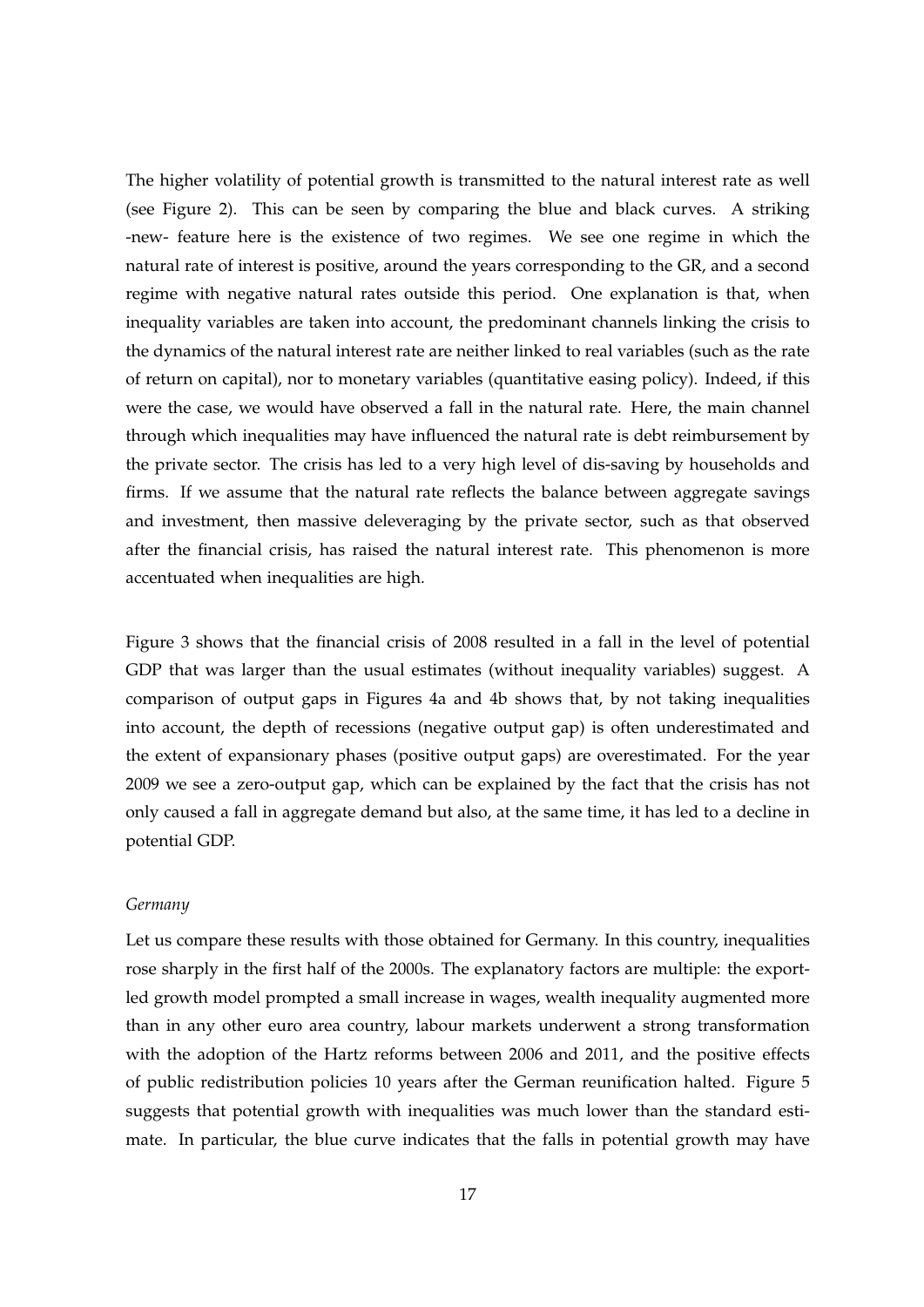The higher volatility of potential growth is transmitted to the natural interest rate as well (see Figure 2). This can be seen by comparing the blue and black curves. A striking -new- feature here is the existence of two regimes. We see one regime in which the natural rate of interest is positive, around the years corresponding to the GR, and a second regime with negative natural rates outside this period. One explanation is that, when inequality variables are taken into account, the predominant channels linking the crisis to the dynamics of the natural interest rate are neither linked to real variables (such as the rate of return on capital), nor to monetary variables (quantitative easing policy). Indeed, if this were the case, we would have observed a fall in the natural rate. Here, the main channel through which inequalities may have influenced the natural rate is debt reimbursement by the private sector. The crisis has led to a very high level of dis-saving by households and firms. If we assume that the natural rate reflects the balance between aggregate savings and investment, then massive deleveraging by the private sector, such as that observed after the financial crisis, has raised the natural interest rate. This phenomenon is more accentuated when inequalities are high.

Figure 3 shows that the financial crisis of 2008 resulted in a fall in the level of potential GDP that was larger than the usual estimates (without inequality variables) suggest. A comparison of output gaps in Figures 4a and 4b shows that, by not taking inequalities into account, the depth of recessions (negative output gap) is often underestimated and the extent of expansionary phases (positive output gaps) are overestimated. For the year 2009 we see a zero-output gap, which can be explained by the fact that the crisis has not only caused a fall in aggregate demand but also, at the same time, it has led to a decline in potential GDP.

*Germany*

Let us compare these results with those obtained for Germany. In this country, inequalities rose sharply in the first half of the 2000s. The explanatory factors are multiple: the export-led growth model prompted a small increase in wages, wealth inequality augmented more than in any other euro area country, labour markets underwent a strong transformation with the adoption of the Hartz reforms between 2006 and 2011, and the positive effects of public redistribution policies 10 years after the German reunification halted. Figure 5 suggests that potential growth with inequalities was much lower than the standard estimate. In particular, the blue curve indicates that the falls in potential growth may have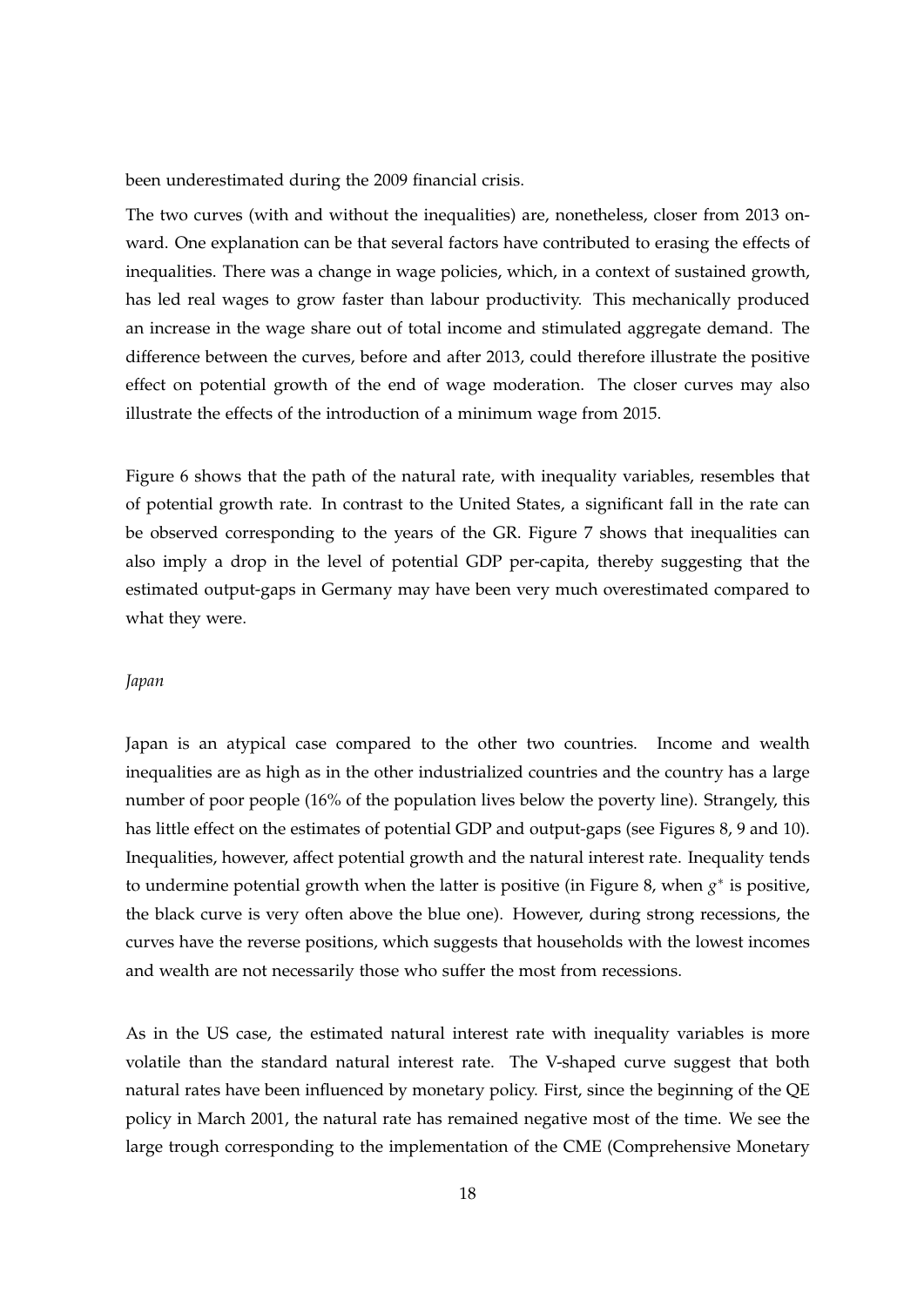been underestimated during the 2009 financial crisis.

The two curves (with and without the inequalities) are, nonetheless, closer from 2013 onward. One explanation can be that several factors have contributed to erasing the effects of inequalities. There was a change in wage policies, which, in a context of sustained growth, has led real wages to grow faster than labour productivity. This mechanically produced an increase in the wage share out of total income and stimulated aggregate demand. The difference between the curves, before and after 2013, could therefore illustrate the positive effect on potential growth of the end of wage moderation. The closer curves may also illustrate the effects of the introduction of a minimum wage from 2015.

Figure 6 shows that the path of the natural rate, with inequality variables, resembles that of potential growth rate. In contrast to the United States, a significant fall in the rate can be observed corresponding to the years of the GR. Figure 7 shows that inequalities can also imply a drop in the level of potential GDP per-capita, thereby suggesting that the estimated output-gaps in Germany may have been very much overestimated compared to what they were.

*Japan*

Japan is an atypical case compared to the other two countries. Income and wealth inequalities are as high as in the other industrialized countries and the country has a large number of poor people (16% of the population lives below the poverty line). Strangely, this has little effect on the estimates of potential GDP and output-gaps (see Figures 8, 9 and 10). Inequalities, however, affect potential growth and the natural interest rate. Inequality tends to undermine potential growth when the latter is positive (in Figure 8, when $g^*$ is positive, the black curve is very often above the blue one). However, during strong recessions, the curves have the reverse positions, which suggests that households with the lowest incomes and wealth are not necessarily those who suffer the most from recessions.

As in the US case, the estimated natural interest rate with inequality variables is more volatile than the standard natural interest rate. The V-shaped curve suggest that both natural rates have been influenced by monetary policy. First, since the beginning of the QE policy in March 2001, the natural rate has remained negative most of the time. We see the large trough corresponding to the implementation of the CME (Comprehensive Monetary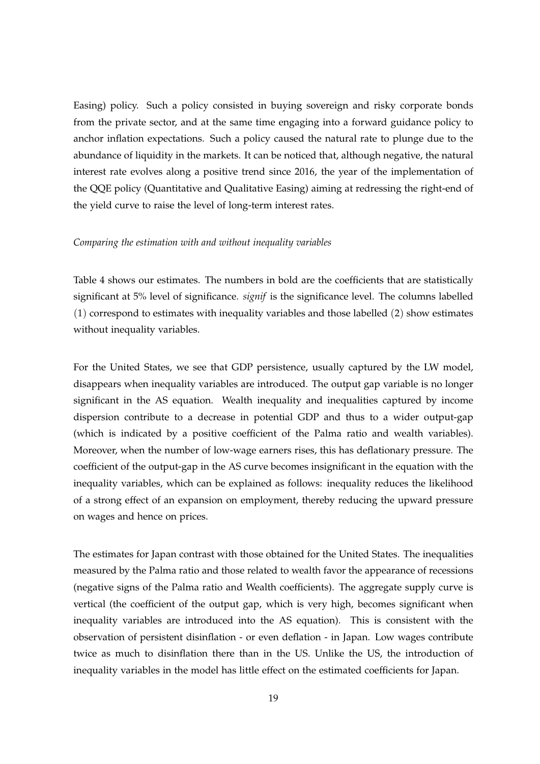Easing) policy. Such a policy consisted in buying sovereign and risky corporate bonds from the private sector, and at the same time engaging into a forward guidance policy to anchor inflation expectations. Such a policy caused the natural rate to plunge due to the abundance of liquidity in the markets. It can be noticed that, although negative, the natural interest rate evolves along a positive trend since 2016, the year of the implementation of the QQE policy (Quantitative and Qualitative Easing) aiming at redressing the right-end of the yield curve to raise the level of long-term interest rates.

*Comparing the estimation with and without inequality variables*

Table 4 shows our estimates. The numbers in bold are the coefficients that are statistically significant at 5% level of significance. *signif* is the significance level. The columns labelled (1) correspond to estimates with inequality variables and those labelled (2) show estimates without inequality variables.

For the United States, we see that GDP persistence, usually captured by the LW model, disappears when inequality variables are introduced. The output gap variable is no longer significant in the AS equation. Wealth inequality and inequalities captured by income dispersion contribute to a decrease in potential GDP and thus to a wider output-gap (which is indicated by a positive coefficient of the Palma ratio and wealth variables). Moreover, when the number of low-wage earners rises, this has deflationary pressure. The coefficient of the output-gap in the AS curve becomes insignificant in the equation with the inequality variables, which can be explained as follows: inequality reduces the likelihood of a strong effect of an expansion on employment, thereby reducing the upward pressure on wages and hence on prices.

The estimates for Japan contrast with those obtained for the United States. The inequalities measured by the Palma ratio and those related to wealth favor the appearance of recessions (negative signs of the Palma ratio and Wealth coefficients). The aggregate supply curve is vertical (the coefficient of the output gap, which is very high, becomes significant when inequality variables are introduced into the AS equation). This is consistent with the observation of persistent disinflation - or even deflation - in Japan. Low wages contribute twice as much to disinflation there than in the US. Unlike the US, the introduction of inequality variables in the model has little effect on the estimated coefficients for Japan.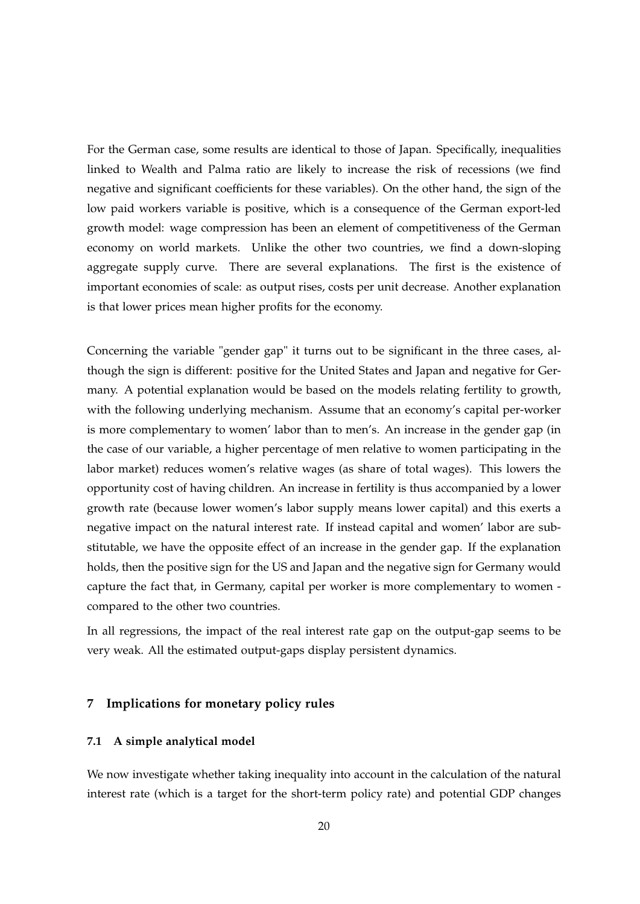For the German case, some results are identical to those of Japan. Specifically, inequalities linked to Wealth and Palma ratio are likely to increase the risk of recessions (we find negative and significant coefficients for these variables). On the other hand, the sign of the low paid workers variable is positive, which is a consequence of the German export-led growth model: wage compression has been an element of competitiveness of the German economy on world markets. Unlike the other two countries, we find a down-sloping aggregate supply curve. There are several explanations. The first is the existence of important economies of scale: as output rises, costs per unit decrease. Another explanation is that lower prices mean higher profits for the economy.

Concerning the variable "gender gap" it turns out to be significant in the three cases, although the sign is different: positive for the United States and Japan and negative for Germany. A potential explanation would be based on the models relating fertility to growth, with the following underlying mechanism. Assume that an economy's capital per-worker is more complementary to women' labor than to men's. An increase in the gender gap (in the case of our variable, a higher percentage of men relative to women participating in the labor market) reduces women's relative wages (as share of total wages). This lowers the opportunity cost of having children. An increase in fertility is thus accompanied by a lower growth rate (because lower women's labor supply means lower capital) and this exerts a negative impact on the natural interest rate. If instead capital and women' labor are substitutable, we have the opposite effect of an increase in the gender gap. If the explanation holds, then the positive sign for the US and Japan and the negative sign for Germany would capture the fact that, in Germany, capital per worker is more complementary to women - compared to the other two countries.

In all regressions, the impact of the real interest rate gap on the output-gap seems to be very weak. All the estimated output-gaps display persistent dynamics.

## 7 Implications for monetary policy rules

### 7.1 A simple analytical model

We now investigate whether taking inequality into account in the calculation of the natural interest rate (which is a target for the short-term policy rate) and potential GDP changes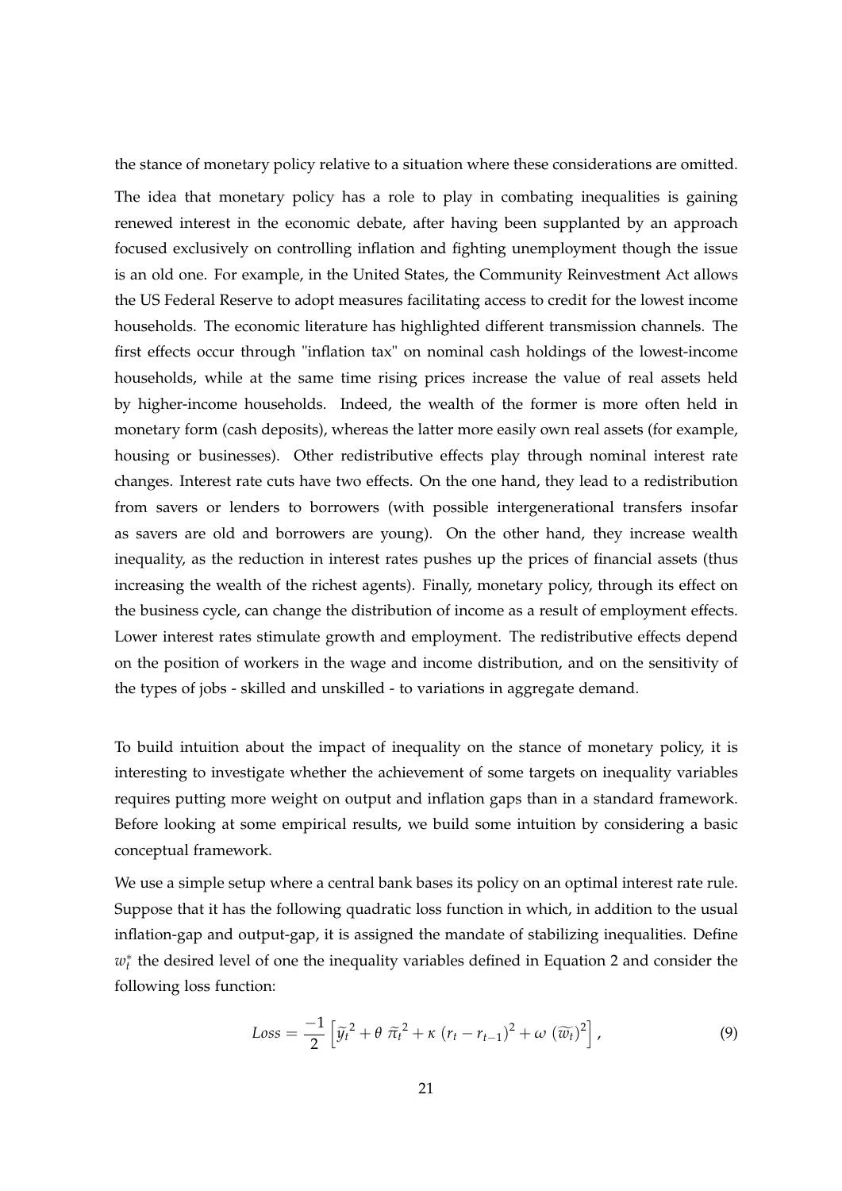the stance of monetary policy relative to a situation where these considerations are omitted.

The idea that monetary policy has a role to play in combating inequalities is gaining renewed interest in the economic debate, after having been supplanted by an approach focused exclusively on controlling inflation and fighting unemployment though the issue is an old one. For example, in the United States, the Community Reinvestment Act allows the US Federal Reserve to adopt measures facilitating access to credit for the lowest income households. The economic literature has highlighted different transmission channels. The first effects occur through "inflation tax" on nominal cash holdings of the lowest-income households, while at the same time rising prices increase the value of real assets held by higher-income households. Indeed, the wealth of the former is more often held in monetary form (cash deposits), whereas the latter more easily own real assets (for example, housing or businesses). Other redistributive effects play through nominal interest rate changes. Interest rate cuts have two effects. On the one hand, they lead to a redistribution from savers or lenders to borrowers (with possible intergenerational transfers insofar as savers are old and borrowers are young). On the other hand, they increase wealth inequality, as the reduction in interest rates pushes up the prices of financial assets (thus increasing the wealth of the richest agents). Finally, monetary policy, through its effect on the business cycle, can change the distribution of income as a result of employment effects. Lower interest rates stimulate growth and employment. The redistributive effects depend on the position of workers in the wage and income distribution, and on the sensitivity of the types of jobs - skilled and unskilled - to variations in aggregate demand.

To build intuition about the impact of inequality on the stance of monetary policy, it is interesting to investigate whether the achievement of some targets on inequality variables requires putting more weight on output and inflation gaps than in a standard framework. Before looking at some empirical results, we build some intuition by considering a basic conceptual framework.

We use a simple setup where a central bank bases its policy on an optimal interest rate rule. Suppose that it has the following quadratic loss function in which, in addition to the usual inflation-gap and output-gap, it is assigned the mandate of stabilizing inequalities. Define $w_t^*$ the desired level of one the inequality variables defined in Equation 2 and consider the following loss function:

$$Loss = \frac{-1}{2}\left[\widetilde{y}_t^{\,2} + \theta\ \widetilde{\pi}_t^{\,2} + \kappa\ (r_t - r_{t-1})^2 + \omega\ (\widetilde{w}_t)^2\right], \tag{9}$$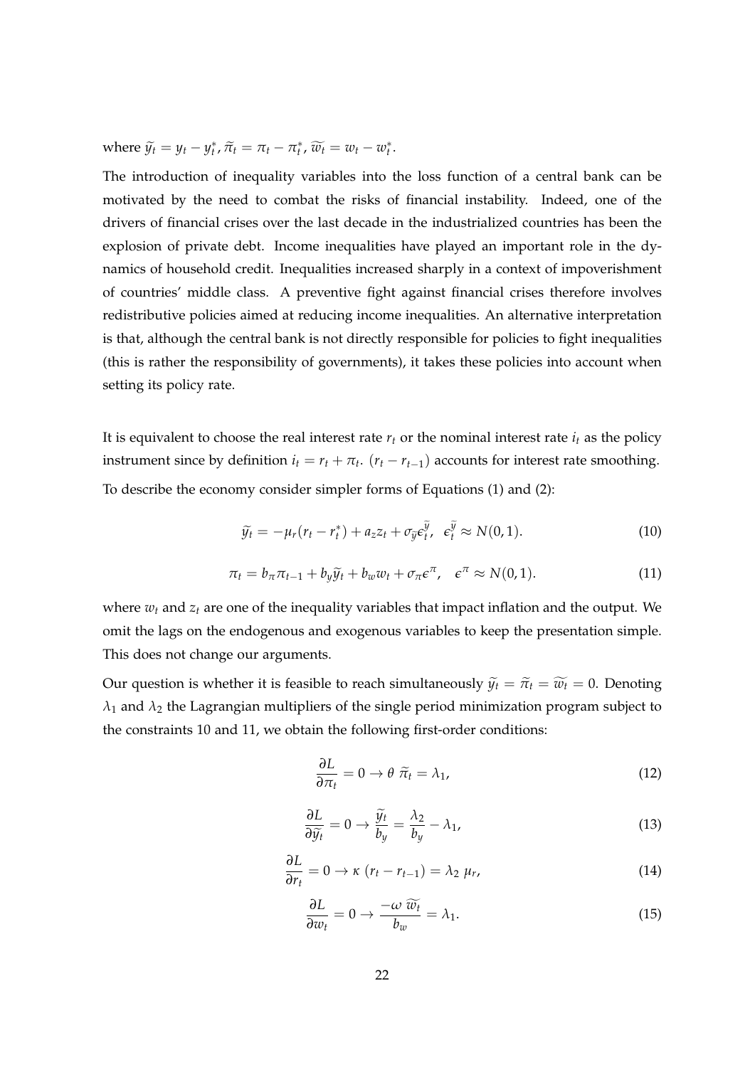where $\widetilde{y_t} = y_t - y_t^*$, $\widetilde{\pi_t} = \pi_t - \pi_t^*$, $\widetilde{w_t} = w_t - w_t^*$.

The introduction of inequality variables into the loss function of a central bank can be motivated by the need to combat the risks of financial instability. Indeed, one of the drivers of financial crises over the last decade in the industrialized countries has been the explosion of private debt. Income inequalities have played an important role in the dynamics of household credit. Inequalities increased sharply in a context of impoverishment of countries' middle class. A preventive fight against financial crises therefore involves redistributive policies aimed at reducing income inequalities. An alternative interpretation is that, although the central bank is not directly responsible for policies to fight inequalities (this is rather the responsibility of governments), it takes these policies into account when setting its policy rate.

It is equivalent to choose the real interest rate $r_t$ or the nominal interest rate $i_t$ as the policy instrument since by definition $i_t = r_t + \pi_t$. $(r_t - r_{t-1})$ accounts for interest rate smoothing.

To describe the economy consider simpler forms of Equations (1) and (2):

$$\widetilde{y_t} = -\mu_r(r_t - r_t^*) + a_z z_t + \sigma_{\widetilde{y}} \epsilon_t^{\widetilde{y}}, \quad \epsilon_t^{\widetilde{y}} \approx N(0,1). \tag{10}$$

$$\pi_t = b_\pi \pi_{t-1} + b_y \widetilde{y}_t + b_w w_t + \sigma_\pi \epsilon^\pi, \quad \epsilon^\pi \approx N(0,1). \tag{11}$$

where $w_t$ and $z_t$ are one of the inequality variables that impact inflation and the output. We omit the lags on the endogenous and exogenous variables to keep the presentation simple. This does not change our arguments.

Our question is whether it is feasible to reach simultaneously $\widetilde{y_t} = \widetilde{\pi_t} = \widetilde{w_t} = 0$. Denoting $\lambda_1$ and $\lambda_2$ the Lagrangian multipliers of the single period minimization program subject to the constraints 10 and 11, we obtain the following first-order conditions:

$$\frac{\partial L}{\partial \pi_t} = 0 \to \theta \; \widetilde{\pi}_t = \lambda_1, \tag{12}$$

$$\frac{\partial L}{\partial \widetilde{y}_t} = 0 \to \frac{\widetilde{y}_t}{b_y} = \frac{\lambda_2}{b_y} - \lambda_1, \tag{13}$$

$$\frac{\partial L}{\partial r_t} = 0 \to \kappa \; (r_t - r_{t-1}) = \lambda_2 \; \mu_r, \tag{14}$$

$$\frac{\partial L}{\partial w_t} = 0 \to \frac{-\omega \; \widetilde{w_t}}{b_w} = \lambda_1. \tag{15}$$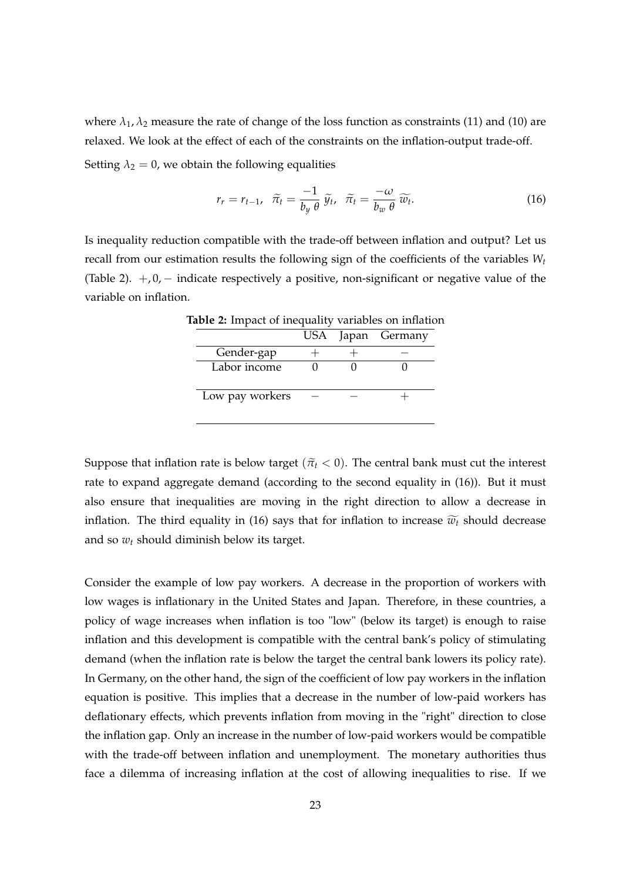where $\lambda_1, \lambda_2$ measure the rate of change of the loss function as constraints (11) and (10) are relaxed. We look at the effect of each of the constraints on the inflation-output trade-off.

Setting $\lambda_2 = 0$, we obtain the following equalities

$$r_r = r_{t-1}, \quad \widetilde{\pi}_t = \frac{-1}{b_y \, \theta} \, \widetilde{y}_t, \quad \widetilde{\pi}_t = \frac{-\omega}{b_w \, \theta} \, \widetilde{w}_t. \tag{16}$$

Is inequality reduction compatible with the trade-off between inflation and output? Let us recall from our estimation results the following sign of the coefficients of the variables $W_t$ (Table 2). $+, 0, -$ indicate respectively a positive, non-significant or negative value of the variable on inflation.

**Table 2:** Impact of inequality variables on inflation

| | USA | Japan | Germany |
|---|---|---|---|
| Gender-gap | $+$ | $+$ | $-$ |
| Labor income | 0 | 0 | 0 |
| Low pay workers | $-$ | $-$ | $+$ |

Suppose that inflation rate is below target ($\widetilde{\pi}_t < 0$). The central bank must cut the interest rate to expand aggregate demand (according to the second equality in (16)). But it must also ensure that inequalities are moving in the right direction to allow a decrease in inflation. The third equality in (16) says that for inflation to increase $\widetilde{w}_t$ should decrease and so $w_t$ should diminish below its target.

Consider the example of low pay workers. A decrease in the proportion of workers with low wages is inflationary in the United States and Japan. Therefore, in these countries, a policy of wage increases when inflation is too "low" (below its target) is enough to raise inflation and this development is compatible with the central bank's policy of stimulating demand (when the inflation rate is below the target the central bank lowers its policy rate). In Germany, on the other hand, the sign of the coefficient of low pay workers in the inflation equation is positive. This implies that a decrease in the number of low-paid workers has deflationary effects, which prevents inflation from moving in the "right" direction to close the inflation gap. Only an increase in the number of low-paid workers would be compatible with the trade-off between inflation and unemployment. The monetary authorities thus face a dilemma of increasing inflation at the cost of allowing inequalities to rise. If we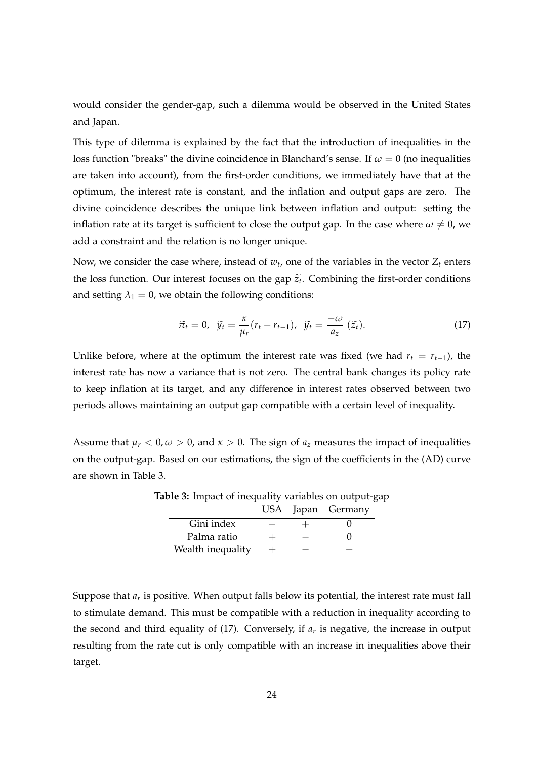would consider the gender-gap, such a dilemma would be observed in the United States and Japan.

This type of dilemma is explained by the fact that the introduction of inequalities in the loss function "breaks" the divine coincidence in Blanchard's sense. If $\omega = 0$ (no inequalities are taken into account), from the first-order conditions, we immediately have that at the optimum, the interest rate is constant, and the inflation and output gaps are zero. The divine coincidence describes the unique link between inflation and output: setting the inflation rate at its target is sufficient to close the output gap. In the case where $\omega \neq 0$, we add a constraint and the relation is no longer unique.

Now, we consider the case where, instead of $w_t$, one of the variables in the vector $Z_t$ enters the loss function. Our interest focuses on the gap $\widetilde{z}_t$. Combining the first-order conditions and setting $\lambda_1 = 0$, we obtain the following conditions:

$$\widetilde{\pi}_t = 0, \;\; \widetilde{y}_t = \frac{\kappa}{\mu_r}(r_t - r_{t-1}), \;\; \widetilde{y}_t = \frac{-\omega}{a_z}\,(\widetilde{z}_t). \tag{17}$$

Unlike before, where at the optimum the interest rate was fixed (we had $r_t = r_{t-1}$), the interest rate has now a variance that is not zero. The central bank changes its policy rate to keep inflation at its target, and any difference in interest rates observed between two periods allows maintaining an output gap compatible with a certain level of inequality.

Assume that $\mu_r < 0, \omega > 0$, and $\kappa > 0$. The sign of $a_z$ measures the impact of inequalities on the output-gap. Based on our estimations, the sign of the coefficients in the (AD) curve are shown in Table 3.

**Table 3:** Impact of inequality variables on output-gap

| | USA | Japan | Germany |
|---|---|---|---|
| Gini index | $-$ | $+$ | 0 |
| Palma ratio | $+$ | $-$ | 0 |
| Wealth inequality | $+$ | $-$ | $-$ |

Suppose that $a_r$ is positive. When output falls below its potential, the interest rate must fall to stimulate demand. This must be compatible with a reduction in inequality according to the second and third equality of (17). Conversely, if $a_r$ is negative, the increase in output resulting from the rate cut is only compatible with an increase in inequalities above their target.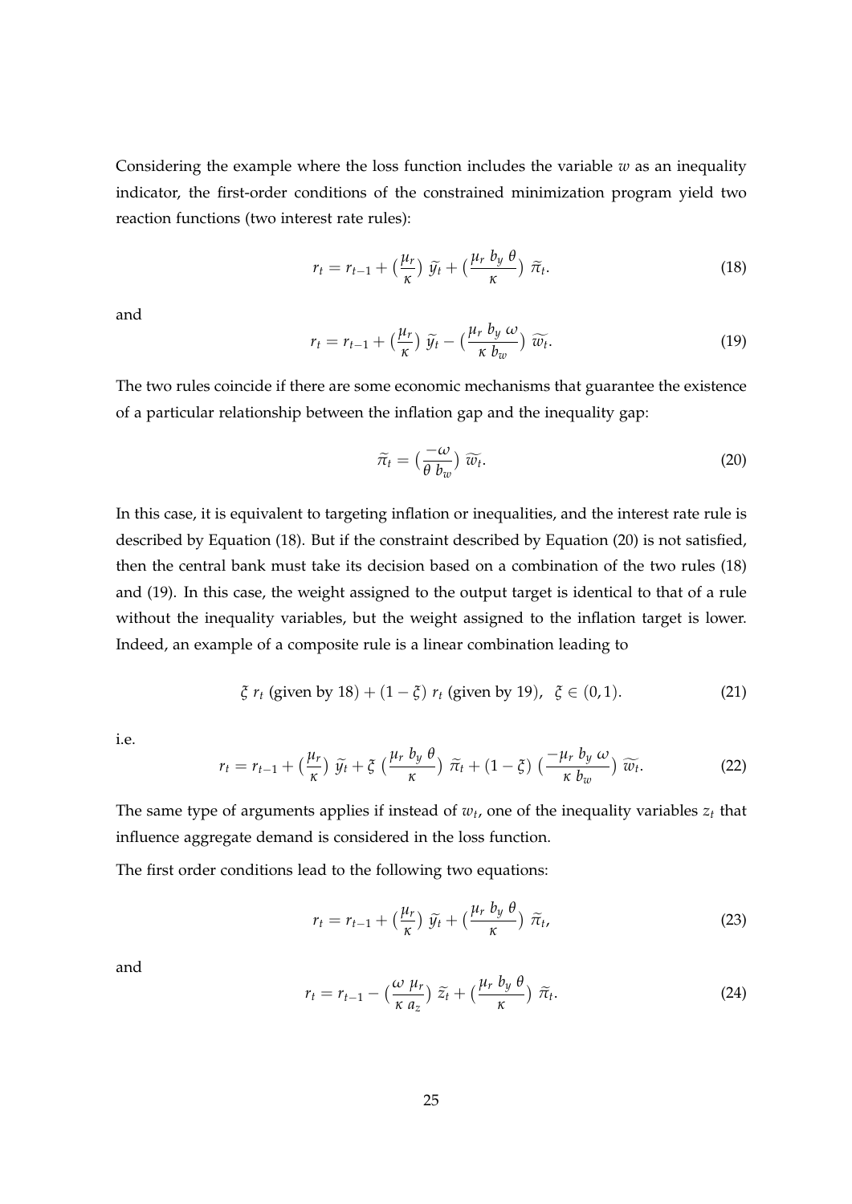Considering the example where the loss function includes the variable $w$ as an inequality indicator, the first-order conditions of the constrained minimization program yield two reaction functions (two interest rate rules):

$$r_t = r_{t-1} + \big(\frac{\mu_r}{\kappa}\big)\ \widetilde{y_t} + \big(\frac{\mu_r\ b_y\ \theta}{\kappa}\big)\ \widetilde{\pi_t}. \tag{18}$$

and

$$r_t = r_{t-1} + \big(\frac{\mu_r}{\kappa}\big)\ \widetilde{y_t} - \big(\frac{\mu_r\ b_y\ \omega}{\kappa\ b_w}\big)\ \widetilde{w_t}. \tag{19}$$

The two rules coincide if there are some economic mechanisms that guarantee the existence of a particular relationship between the inflation gap and the inequality gap:

$$\widetilde{\pi_t} = \big(\frac{-\omega}{\theta\ b_w}\big)\ \widetilde{w_t}. \tag{20}$$

In this case, it is equivalent to targeting inflation or inequalities, and the interest rate rule is described by Equation (18). But if the constraint described by Equation (20) is not satisfied, then the central bank must take its decision based on a combination of the two rules (18) and (19). In this case, the weight assigned to the output target is identical to that of a rule without the inequality variables, but the weight assigned to the inflation target is lower. Indeed, an example of a composite rule is a linear combination leading to

$$\xi\ r_t \text{ (given by 18)} + (1-\xi)\ r_t \text{ (given by 19)}, \quad \xi \in (0,1). \tag{21}$$

i.e.

$$r_t = r_{t-1} + \big(\frac{\mu_r}{\kappa}\big)\ \widetilde{y_t} + \xi\ \big(\frac{\mu_r\ b_y\ \theta}{\kappa}\big)\ \widetilde{\pi_t} + (1-\xi)\ \big(\frac{-\mu_r\ b_y\ \omega}{\kappa\ b_w}\big)\ \widetilde{w_t}. \tag{22}$$

The same type of arguments applies if instead of $w_t$, one of the inequality variables $z_t$ that influence aggregate demand is considered in the loss function.

The first order conditions lead to the following two equations:

$$r_t = r_{t-1} + \big(\frac{\mu_r}{\kappa}\big)\ \widetilde{y_t} + \big(\frac{\mu_r\ b_y\ \theta}{\kappa}\big)\ \widetilde{\pi_t}, \tag{23}$$

and

$$r_t = r_{t-1} - \big(\frac{\omega\ \mu_r}{\kappa\ a_z}\big)\ \widetilde{z_t} + \big(\frac{\mu_r\ b_y\ \theta}{\kappa}\big)\ \widetilde{\pi_t}. \tag{24}$$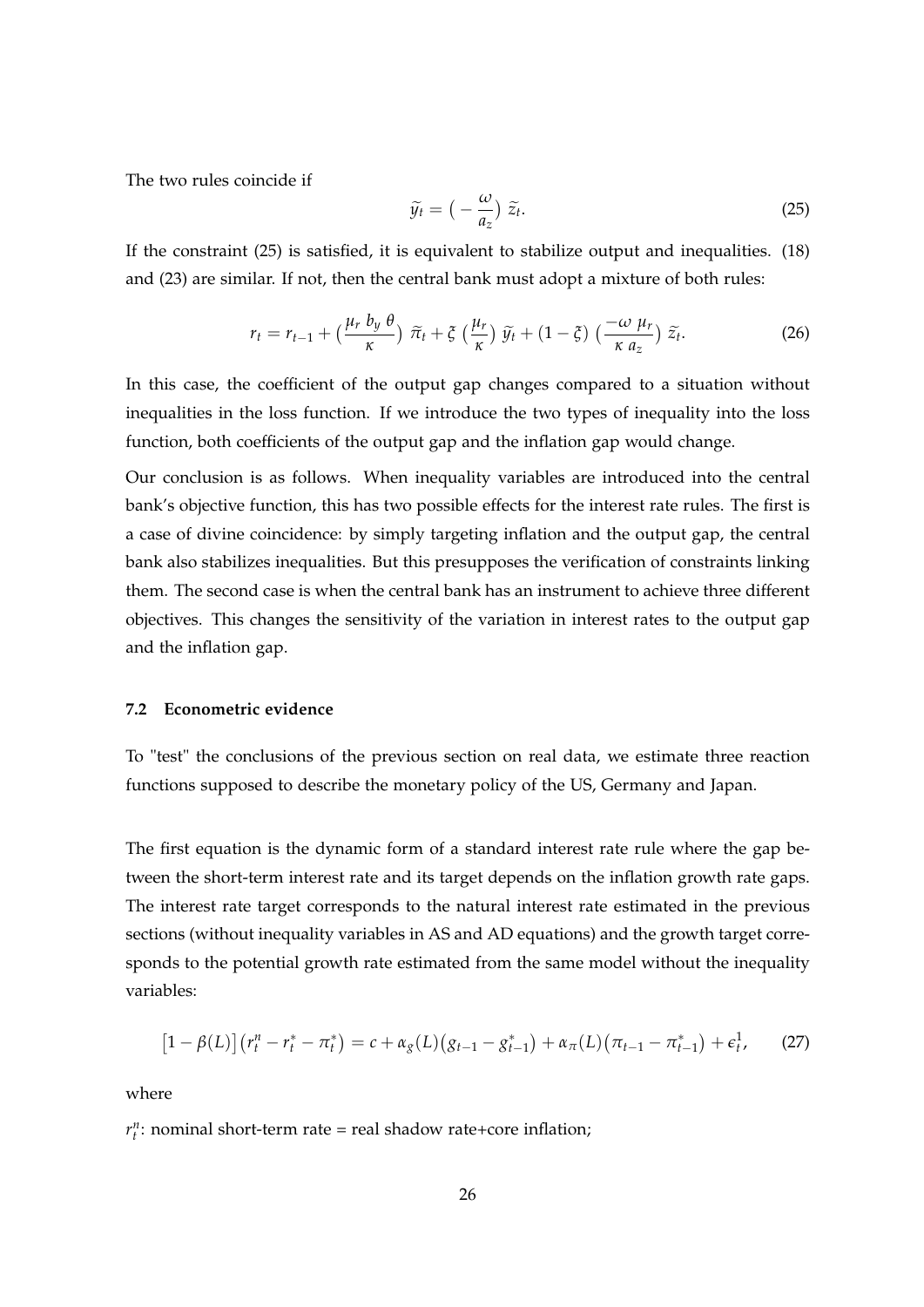The two rules coincide if

$$\widetilde{y}_t = \big( -\frac{\omega}{a_z} \big) \; \widetilde{z}_t. \tag{25}$$

If the constraint (25) is satisfied, it is equivalent to stabilize output and inequalities. (18) and (23) are similar. If not, then the central bank must adopt a mixture of both rules:

$$r_t = r_{t-1} + \big( \frac{\mu_r \; b_y \; \theta}{\kappa} \big) \; \widetilde{\pi}_t + \xi \; \big( \frac{\mu_r}{\kappa} \big) \; \widetilde{y}_t + (1 - \xi) \; \big( \frac{-\omega \; \mu_r}{\kappa \; a_z} \big) \; \widetilde{z}_t. \tag{26}$$

In this case, the coefficient of the output gap changes compared to a situation without inequalities in the loss function. If we introduce the two types of inequality into the loss function, both coefficients of the output gap and the inflation gap would change.

Our conclusion is as follows. When inequality variables are introduced into the central bank's objective function, this has two possible effects for the interest rate rules. The first is a case of divine coincidence: by simply targeting inflation and the output gap, the central bank also stabilizes inequalities. But this presupposes the verification of constraints linking them. The second case is when the central bank has an instrument to achieve three different objectives. This changes the sensitivity of the variation in interest rates to the output gap and the inflation gap.

### 7.2 Econometric evidence

To "test" the conclusions of the previous section on real data, we estimate three reaction functions supposed to describe the monetary policy of the US, Germany and Japan.

The first equation is the dynamic form of a standard interest rate rule where the gap between the short-term interest rate and its target depends on the inflation growth rate gaps. The interest rate target corresponds to the natural interest rate estimated in the previous sections (without inequality variables in AS and AD equations) and the growth target corresponds to the potential growth rate estimated from the same model without the inequality variables:

$$\big[1 - \beta(L)\big]\big(r^n_t - r^*_t - \pi^*_t\big) = c + \alpha_g(L)\big(g_{t-1} - g^*_{t-1}\big) + \alpha_\pi(L)\big(\pi_{t-1} - \pi^*_{t-1}\big) + \epsilon^1_t, \tag{27}$$

where

$r^n_t$: nominal short-term rate = real shadow rate+core inflation;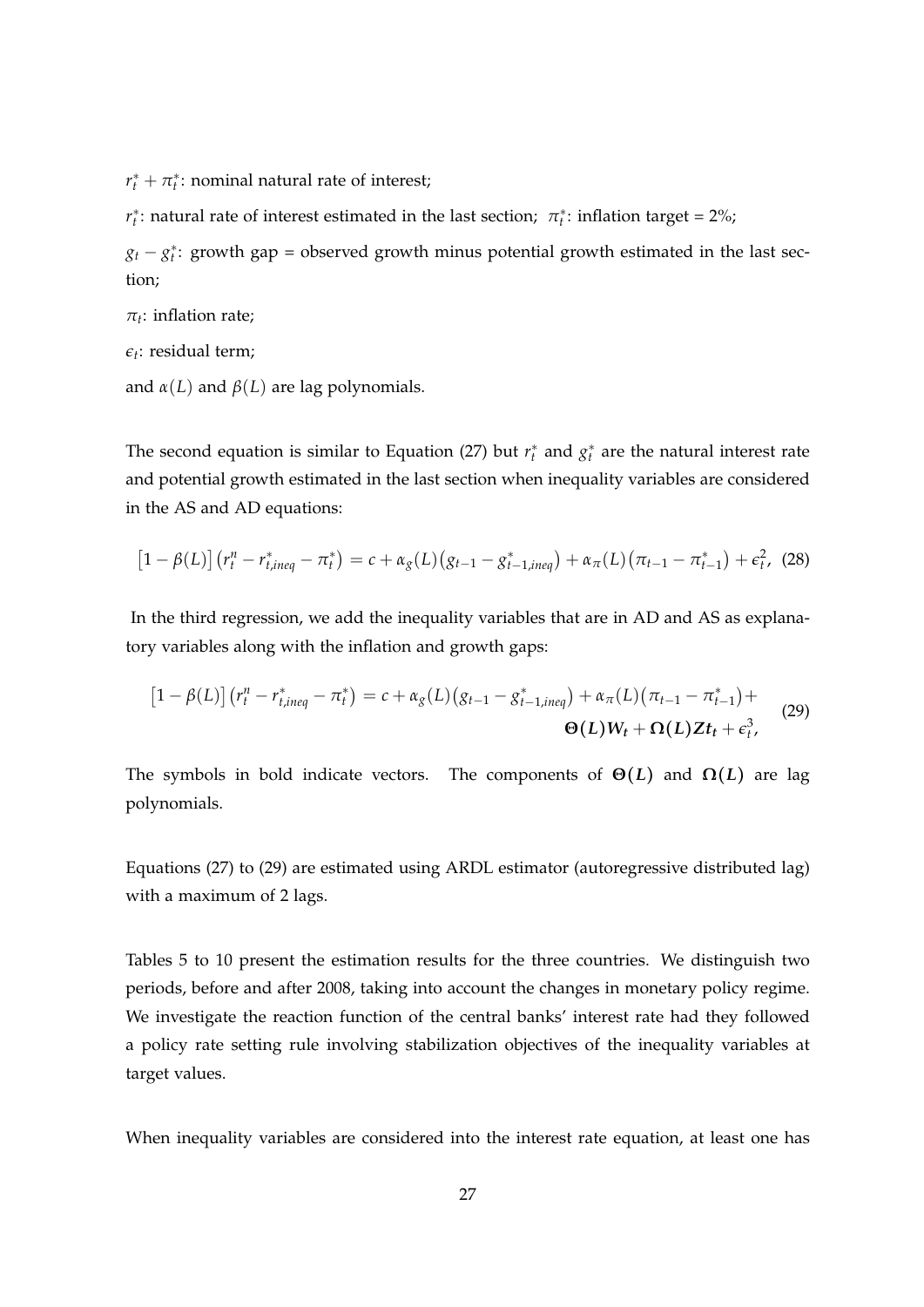$r_t^* + \pi_t^*$: nominal natural rate of interest;

$r_t^*$: natural rate of interest estimated in the last section; $\pi_t^*$: inflation target = 2%;

$g_t - g_t^*$: growth gap = observed growth minus potential growth estimated in the last section;

$\pi_t$: inflation rate;

$\epsilon_t$: residual term;

and $\alpha(L)$ and $\beta(L)$ are lag polynomials.

The second equation is similar to Equation (27) but $r_t^*$ and $g_t^*$ are the natural interest rate and potential growth estimated in the last section when inequality variables are considered in the AS and AD equations:

$$\left[1 - \beta(L)\right]\left(r_t^n - r_{t,ineq}^* - \pi_t^*\right) = c + \alpha_g(L)\left(g_{t-1} - g_{t-1,ineq}^*\right) + \alpha_\pi(L)\left(\pi_{t-1} - \pi_{t-1}^*\right) + \epsilon_t^2, \quad (28)$$

In the third regression, we add the inequality variables that are in AD and AS as explanatory variables along with the inflation and growth gaps:

$$\left[1 - \beta(L)\right]\left(r_t^n - r_{t,ineq}^* - \pi_t^*\right) = c + \alpha_g(L)\left(g_{t-1} - g_{t-1,ineq}^*\right) + \alpha_\pi(L)\left(\pi_{t-1} - \pi_{t-1}^*\right) + \boldsymbol{\Theta(L)W_t} + \boldsymbol{\Omega(L)Zt_t} + \epsilon_t^3, \quad (29)$$

The symbols in bold indicate vectors. The components of $\boldsymbol{\Theta(L)}$ and $\boldsymbol{\Omega(L)}$ are lag polynomials.

Equations (27) to (29) are estimated using ARDL estimator (autoregressive distributed lag) with a maximum of 2 lags.

Tables 5 to 10 present the estimation results for the three countries. We distinguish two periods, before and after 2008, taking into account the changes in monetary policy regime. We investigate the reaction function of the central banks' interest rate had they followed a policy rate setting rule involving stabilization objectives of the inequality variables at target values.

When inequality variables are considered into the interest rate equation, at least one has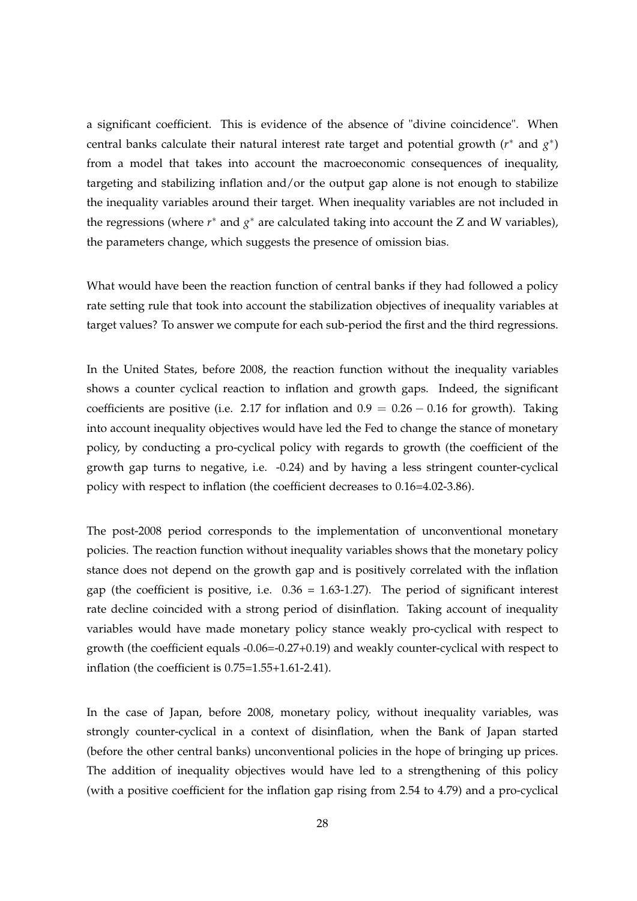a significant coefficient. This is evidence of the absence of "divine coincidence". When central banks calculate their natural interest rate target and potential growth ($r^*$ and $g^*$) from a model that takes into account the macroeconomic consequences of inequality, targeting and stabilizing inflation and/or the output gap alone is not enough to stabilize the inequality variables around their target. When inequality variables are not included in the regressions (where $r^*$ and $g^*$ are calculated taking into account the Z and W variables), the parameters change, which suggests the presence of omission bias.

What would have been the reaction function of central banks if they had followed a policy rate setting rule that took into account the stabilization objectives of inequality variables at target values? To answer we compute for each sub-period the first and the third regressions.

In the United States, before 2008, the reaction function without the inequality variables shows a counter cyclical reaction to inflation and growth gaps. Indeed, the significant coefficients are positive (i.e. 2.17 for inflation and $0.9 = 0.26 - 0.16$ for growth). Taking into account inequality objectives would have led the Fed to change the stance of monetary policy, by conducting a pro-cyclical policy with regards to growth (the coefficient of the growth gap turns to negative, i.e. -0.24) and by having a less stringent counter-cyclical policy with respect to inflation (the coefficient decreases to 0.16=4.02-3.86).

The post-2008 period corresponds to the implementation of unconventional monetary policies. The reaction function without inequality variables shows that the monetary policy stance does not depend on the growth gap and is positively correlated with the inflation gap (the coefficient is positive, i.e. 0.36 = 1.63-1.27). The period of significant interest rate decline coincided with a strong period of disinflation. Taking account of inequality variables would have made monetary policy stance weakly pro-cyclical with respect to growth (the coefficient equals -0.06=-0.27+0.19) and weakly counter-cyclical with respect to inflation (the coefficient is 0.75=1.55+1.61-2.41).

In the case of Japan, before 2008, monetary policy, without inequality variables, was strongly counter-cyclical in a context of disinflation, when the Bank of Japan started (before the other central banks) unconventional policies in the hope of bringing up prices. The addition of inequality objectives would have led to a strengthening of this policy (with a positive coefficient for the inflation gap rising from 2.54 to 4.79) and a pro-cyclical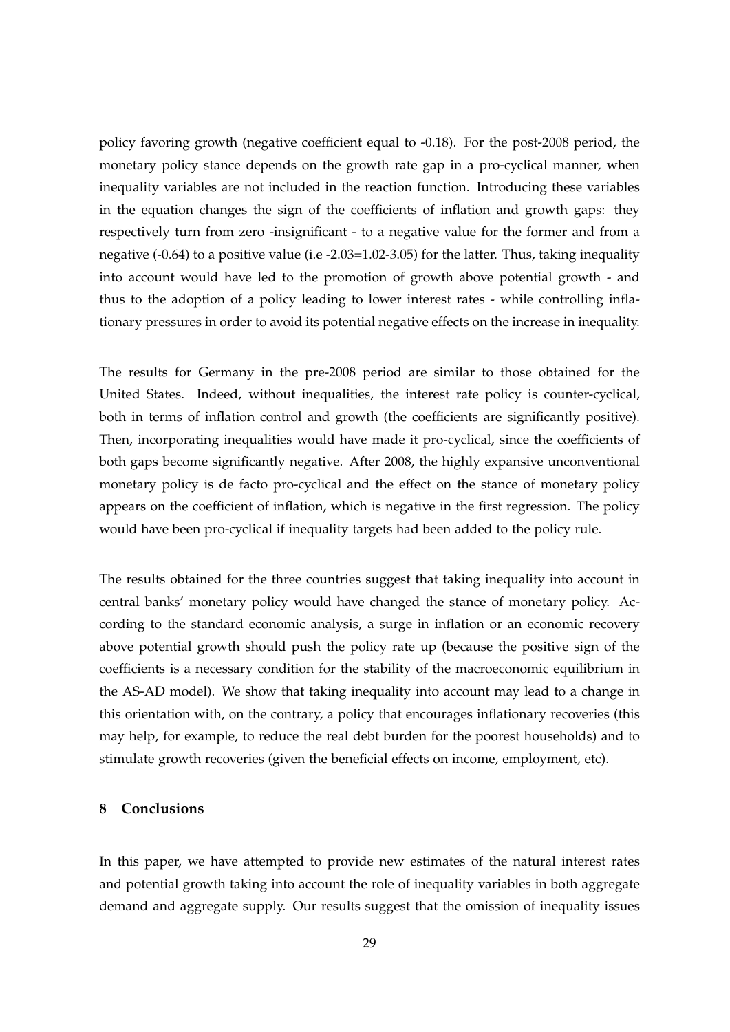policy favoring growth (negative coefficient equal to -0.18). For the post-2008 period, the monetary policy stance depends on the growth rate gap in a pro-cyclical manner, when inequality variables are not included in the reaction function. Introducing these variables in the equation changes the sign of the coefficients of inflation and growth gaps: they respectively turn from zero -insignificant - to a negative value for the former and from a negative (-0.64) to a positive value (i.e -2.03=1.02-3.05) for the latter. Thus, taking inequality into account would have led to the promotion of growth above potential growth - and thus to the adoption of a policy leading to lower interest rates - while controlling inflationary pressures in order to avoid its potential negative effects on the increase in inequality.

The results for Germany in the pre-2008 period are similar to those obtained for the United States. Indeed, without inequalities, the interest rate policy is counter-cyclical, both in terms of inflation control and growth (the coefficients are significantly positive). Then, incorporating inequalities would have made it pro-cyclical, since the coefficients of both gaps become significantly negative. After 2008, the highly expansive unconventional monetary policy is de facto pro-cyclical and the effect on the stance of monetary policy appears on the coefficient of inflation, which is negative in the first regression. The policy would have been pro-cyclical if inequality targets had been added to the policy rule.

The results obtained for the three countries suggest that taking inequality into account in central banks' monetary policy would have changed the stance of monetary policy. According to the standard economic analysis, a surge in inflation or an economic recovery above potential growth should push the policy rate up (because the positive sign of the coefficients is a necessary condition for the stability of the macroeconomic equilibrium in the AS-AD model). We show that taking inequality into account may lead to a change in this orientation with, on the contrary, a policy that encourages inflationary recoveries (this may help, for example, to reduce the real debt burden for the poorest households) and to stimulate growth recoveries (given the beneficial effects on income, employment, etc).

## 8 Conclusions

In this paper, we have attempted to provide new estimates of the natural interest rates and potential growth taking into account the role of inequality variables in both aggregate demand and aggregate supply. Our results suggest that the omission of inequality issues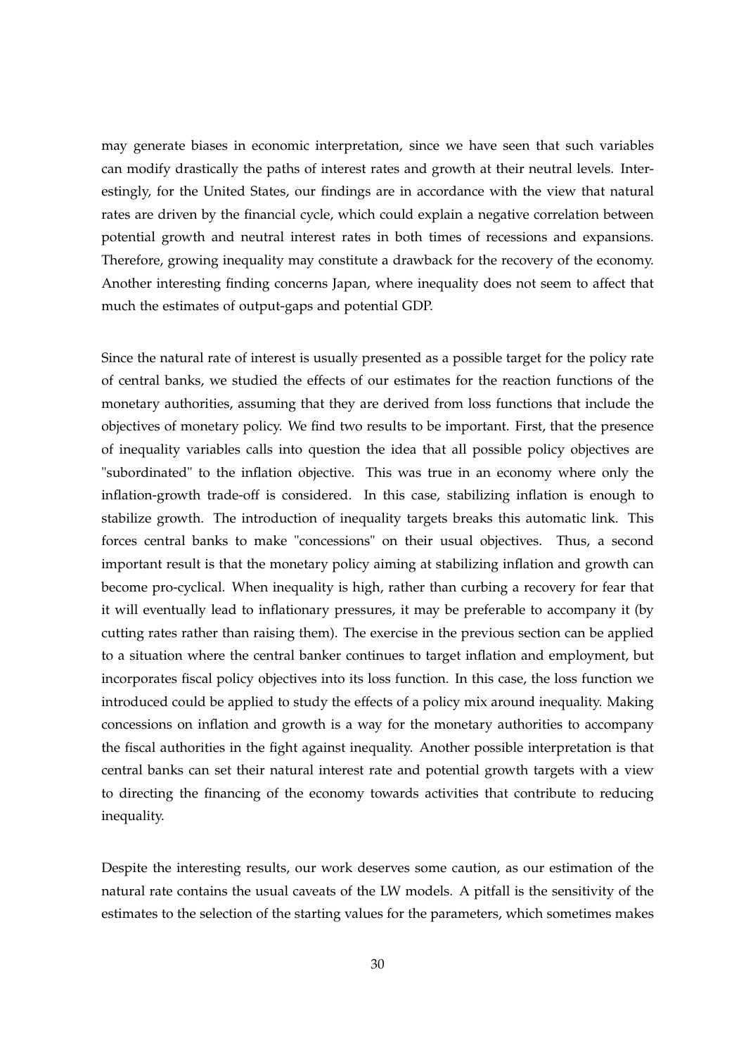may generate biases in economic interpretation, since we have seen that such variables can modify drastically the paths of interest rates and growth at their neutral levels. Interestingly, for the United States, our findings are in accordance with the view that natural rates are driven by the financial cycle, which could explain a negative correlation between potential growth and neutral interest rates in both times of recessions and expansions. Therefore, growing inequality may constitute a drawback for the recovery of the economy. Another interesting finding concerns Japan, where inequality does not seem to affect that much the estimates of output-gaps and potential GDP.

Since the natural rate of interest is usually presented as a possible target for the policy rate of central banks, we studied the effects of our estimates for the reaction functions of the monetary authorities, assuming that they are derived from loss functions that include the objectives of monetary policy. We find two results to be important. First, that the presence of inequality variables calls into question the idea that all possible policy objectives are "subordinated" to the inflation objective. This was true in an economy where only the inflation-growth trade-off is considered. In this case, stabilizing inflation is enough to stabilize growth. The introduction of inequality targets breaks this automatic link. This forces central banks to make "concessions" on their usual objectives. Thus, a second important result is that the monetary policy aiming at stabilizing inflation and growth can become pro-cyclical. When inequality is high, rather than curbing a recovery for fear that it will eventually lead to inflationary pressures, it may be preferable to accompany it (by cutting rates rather than raising them). The exercise in the previous section can be applied to a situation where the central banker continues to target inflation and employment, but incorporates fiscal policy objectives into its loss function. In this case, the loss function we introduced could be applied to study the effects of a policy mix around inequality. Making concessions on inflation and growth is a way for the monetary authorities to accompany the fiscal authorities in the fight against inequality. Another possible interpretation is that central banks can set their natural interest rate and potential growth targets with a view to directing the financing of the economy towards activities that contribute to reducing inequality.

Despite the interesting results, our work deserves some caution, as our estimation of the natural rate contains the usual caveats of the LW models. A pitfall is the sensitivity of the estimates to the selection of the starting values for the parameters, which sometimes makes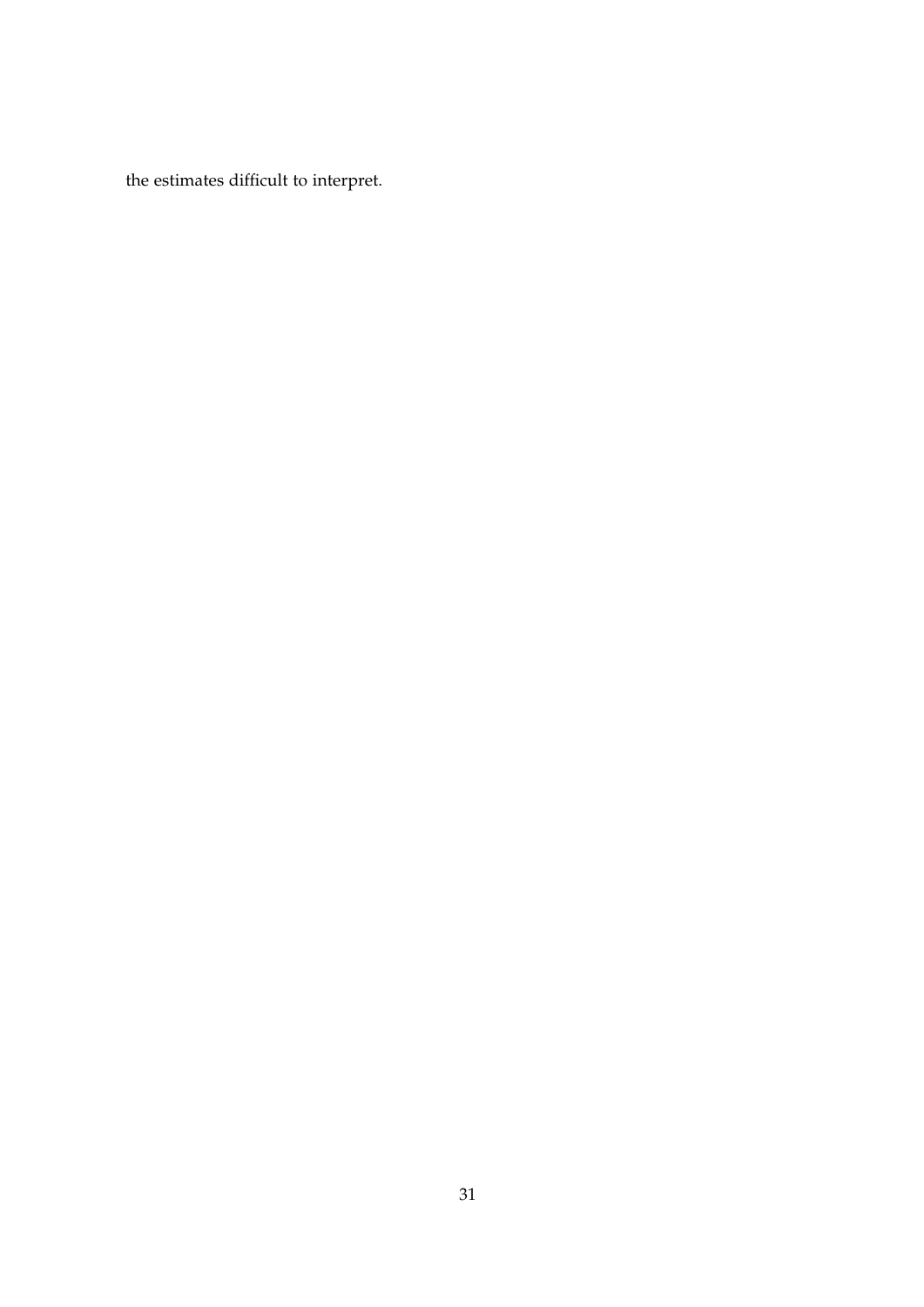the estimates difficult to interpret.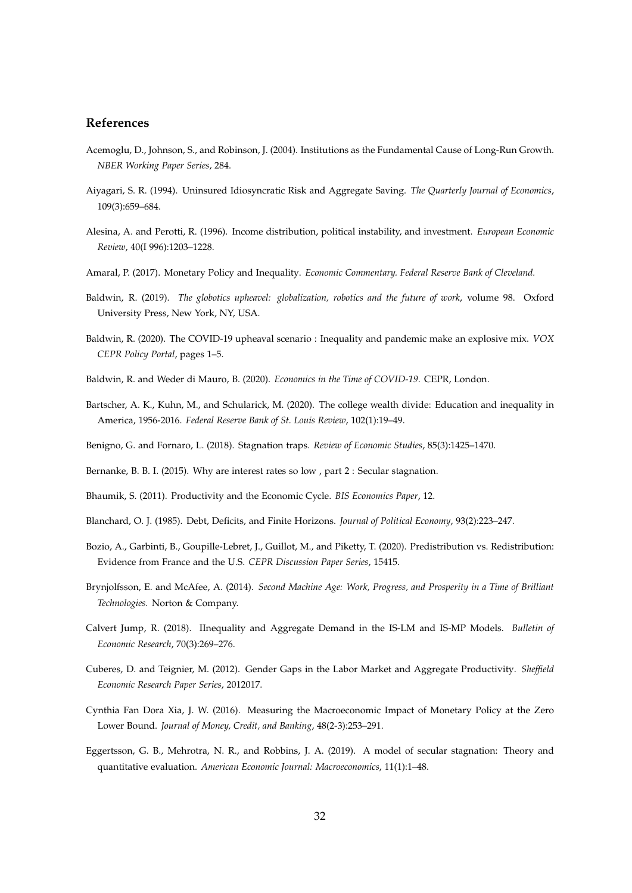## References

Acemoglu, D., Johnson, S., and Robinson, J. (2004). Institutions as the Fundamental Cause of Long-Run Growth. *NBER Working Paper Series*, 284.

Aiyagari, S. R. (1994). Uninsured Idiosyncratic Risk and Aggregate Saving. *The Quarterly Journal of Economics*, 109(3):659–684.

Alesina, A. and Perotti, R. (1996). Income distribution, political instability, and investment. *European Economic Review*, 40(I 996):1203–1228.

Amaral, P. (2017). Monetary Policy and Inequality. *Economic Commentary. Federal Reserve Bank of Cleveland.*

Baldwin, R. (2019). *The globotics upheaval: globalization, robotics and the future of work*, volume 98. Oxford University Press, New York, NY, USA.

Baldwin, R. (2020). The COVID-19 upheaval scenario : Inequality and pandemic make an explosive mix. *VOX CEPR Policy Portal*, pages 1–5.

Baldwin, R. and Weder di Mauro, B. (2020). *Economics in the Time of COVID-19*. CEPR, London.

Bartscher, A. K., Kuhn, M., and Schularick, M. (2020). The college wealth divide: Education and inequality in America, 1956-2016. *Federal Reserve Bank of St. Louis Review*, 102(1):19–49.

Benigno, G. and Fornaro, L. (2018). Stagnation traps. *Review of Economic Studies*, 85(3):1425–1470.

Bernanke, B. B. I. (2015). Why are interest rates so low , part 2 : Secular stagnation.

Bhaumik, S. (2011). Productivity and the Economic Cycle. *BIS Economics Paper*, 12.

Blanchard, O. J. (1985). Debt, Deficits, and Finite Horizons. *Journal of Political Economy*, 93(2):223–247.

Bozio, A., Garbinti, B., Goupille-Lebret, J., Guillot, M., and Piketty, T. (2020). Predistribution vs. Redistribution: Evidence from France and the U.S. *CEPR Discussion Paper Series*, 15415.

Brynjolfsson, E. and McAfee, A. (2014). *Second Machine Age: Work, Progress, and Prosperity in a Time of Brilliant Technologies.* Norton & Company.

Calvert Jump, R. (2018). IInequality and Aggregate Demand in the IS-LM and IS-MP Models. *Bulletin of Economic Research*, 70(3):269–276.

Cuberes, D. and Teignier, M. (2012). Gender Gaps in the Labor Market and Aggregate Productivity. *Sheffield Economic Research Paper Series*, 2012017.

Cynthia Fan Dora Xia, J. W. (2016). Measuring the Macroeconomic Impact of Monetary Policy at the Zero Lower Bound. *Journal of Money, Credit, and Banking*, 48(2-3):253–291.

Eggertsson, G. B., Mehrotra, N. R., and Robbins, J. A. (2019). A model of secular stagnation: Theory and quantitative evaluation. *American Economic Journal: Macroeconomics*, 11(1):1–48.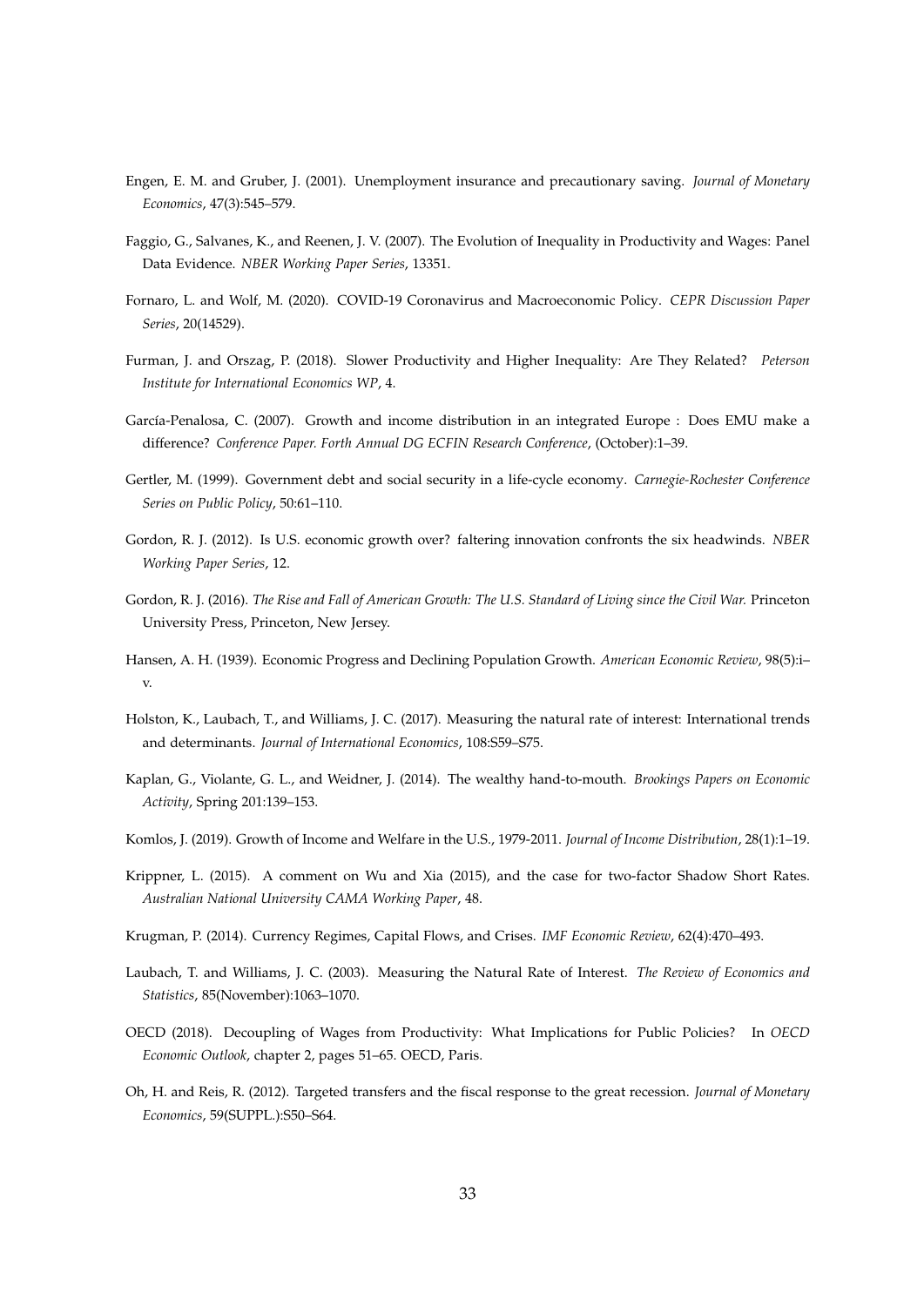Engen, E. M. and Gruber, J. (2001). Unemployment insurance and precautionary saving. *Journal of Monetary Economics*, 47(3):545–579.

Faggio, G., Salvanes, K., and Reenen, J. V. (2007). The Evolution of Inequality in Productivity and Wages: Panel Data Evidence. *NBER Working Paper Series*, 13351.

Fornaro, L. and Wolf, M. (2020). COVID-19 Coronavirus and Macroeconomic Policy. *CEPR Discussion Paper Series*, 20(14529).

Furman, J. and Orszag, P. (2018). Slower Productivity and Higher Inequality: Are They Related? *Peterson Institute for International Economics WP*, 4.

García-Penalosa, C. (2007). Growth and income distribution in an integrated Europe : Does EMU make a difference? *Conference Paper. Forth Annual DG ECFIN Research Conference*, (October):1–39.

Gertler, M. (1999). Government debt and social security in a life-cycle economy. *Carnegie-Rochester Conference Series on Public Policy*, 50:61–110.

Gordon, R. J. (2012). Is U.S. economic growth over? faltering innovation confronts the six headwinds. *NBER Working Paper Series*, 12.

Gordon, R. J. (2016). *The Rise and Fall of American Growth: The U.S. Standard of Living since the Civil War.* Princeton University Press, Princeton, New Jersey.

Hansen, A. H. (1939). Economic Progress and Declining Population Growth. *American Economic Review*, 98(5):i–v.

Holston, K., Laubach, T., and Williams, J. C. (2017). Measuring the natural rate of interest: International trends and determinants. *Journal of International Economics*, 108:S59–S75.

Kaplan, G., Violante, G. L., and Weidner, J. (2014). The wealthy hand-to-mouth. *Brookings Papers on Economic Activity*, Spring 201:139–153.

Komlos, J. (2019). Growth of Income and Welfare in the U.S., 1979-2011. *Journal of Income Distribution*, 28(1):1–19.

Krippner, L. (2015). A comment on Wu and Xia (2015), and the case for two-factor Shadow Short Rates. *Australian National University CAMA Working Paper*, 48.

Krugman, P. (2014). Currency Regimes, Capital Flows, and Crises. *IMF Economic Review*, 62(4):470–493.

Laubach, T. and Williams, J. C. (2003). Measuring the Natural Rate of Interest. *The Review of Economics and Statistics*, 85(November):1063–1070.

OECD (2018). Decoupling of Wages from Productivity: What Implications for Public Policies? In *OECD Economic Outlook*, chapter 2, pages 51–65. OECD, Paris.

Oh, H. and Reis, R. (2012). Targeted transfers and the fiscal response to the great recession. *Journal of Monetary Economics*, 59(SUPPL.):S50–S64.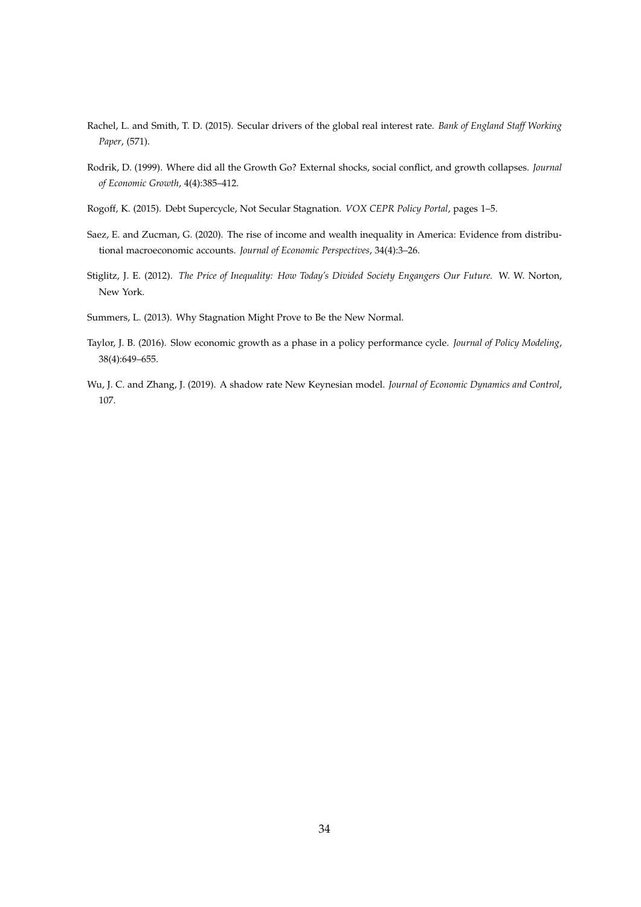Rachel, L. and Smith, T. D. (2015). Secular drivers of the global real interest rate. *Bank of England Staff Working Paper*, (571).

Rodrik, D. (1999). Where did all the Growth Go? External shocks, social conflict, and growth collapses. *Journal of Economic Growth*, 4(4):385–412.

Rogoff, K. (2015). Debt Supercycle, Not Secular Stagnation. *VOX CEPR Policy Portal*, pages 1–5.

Saez, E. and Zucman, G. (2020). The rise of income and wealth inequality in America: Evidence from distributional macroeconomic accounts. *Journal of Economic Perspectives*, 34(4):3–26.

Stiglitz, J. E. (2012). *The Price of Inequality: How Today's Divided Society Engangers Our Future.* W. W. Norton, New York.

Summers, L. (2013). Why Stagnation Might Prove to Be the New Normal.

Taylor, J. B. (2016). Slow economic growth as a phase in a policy performance cycle. *Journal of Policy Modeling*, 38(4):649–655.

Wu, J. C. and Zhang, J. (2019). A shadow rate New Keynesian model. *Journal of Economic Dynamics and Control*, 107.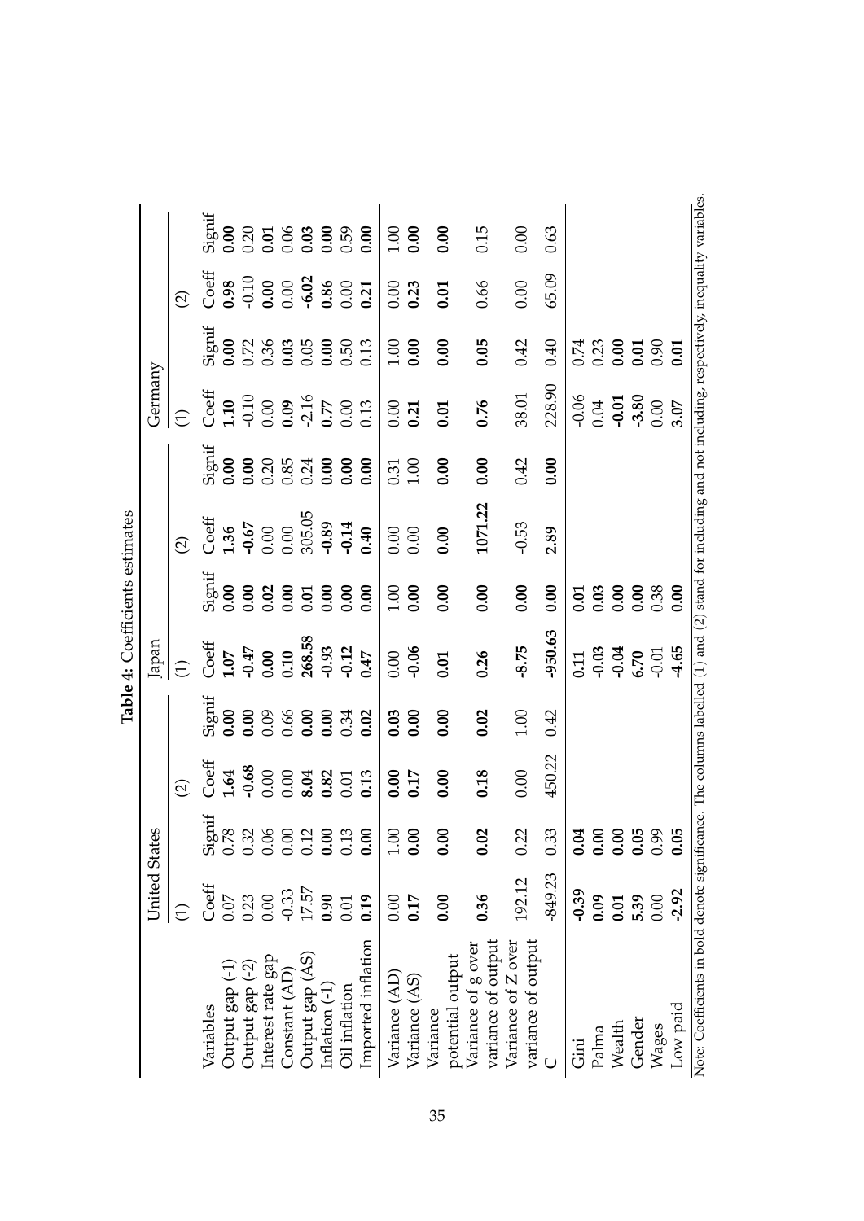**Table 4:** Coefficients estimates

| | United States | | | | Japan | | | | Germany | | | |
|---|---|---|---|---|---|---|---|---|---|---|---|---|
| | (1) | | (2) | | (1) | | (2) | | (1) | | (2) | |
| Variables | Coeff | Signif | Coeff | Signif | Coeff | Signif | Coeff | Signif | Coeff | Signif | Coeff | Signif |
| Output gap (-1) | 0.07 | 0.78 | **1.64** | **0.00** | **1.07** | **0.00** | **1.36** | **0.00** | **1.10** | **0.00** | **0.98** | **0.00** |
| Output gap (-2) | 0.23 | 0.32 | **-0.68** | **0.00** | **-0.47** | **0.00** | **-0.67** | **0.00** | -0.10 | 0.72 | -0.10 | 0.20 |
| Interest rate gap | 0.00 | 0.06 | 0.00 | 0.09 | **0.00** | **0.02** | 0.00 | 0.20 | 0.00 | 0.36 | **0.00** | **0.01** |
| Constant (AD) | -0.33 | 0.00 | 0.00 | 0.66 | **0.10** | **0.00** | 0.00 | 0.85 | **0.09** | **0.03** | 0.00 | 0.06 |
| Output gap (AS) | 17.57 | 0.12 | **8.04** | **0.00** | **268.58** | **0.01** | 305.05 | 0.24 | -2.16 | 0.05 | **-6.02** | **0.03** |
| Inflation (-1) | **0.90** | **0.00** | **0.82** | **0.00** | **-0.93** | **0.00** | **-0.89** | **0.00** | **0.77** | **0.00** | **0.86** | **0.00** |
| Oil inflation | 0.01 | 0.13 | 0.01 | 0.34 | **-0.12** | **0.00** | **-0.14** | **0.00** | 0.00 | 0.50 | 0.00 | 0.59 |
| Imported inflation | **0.19** | **0.00** | **0.13** | **0.02** | **0.47** | **0.00** | **0.40** | **0.00** | 0.13 | 0.13 | **0.21** | **0.00** |
| Variance (AD) | 0.00 | 1.00 | **0.00** | **0.03** | 0.00 | 1.00 | 0.00 | 0.31 | 0.00 | 1.00 | 0.00 | 1.00 |
| Variance (AS) | **0.17** | **0.00** | **0.17** | **0.00** | **-0.06** | **0.00** | 0.00 | 1.00 | **0.21** | **0.00** | **0.23** | **0.00** |
| Variance potential output | **0.00** | **0.00** | **0.00** | **0.00** | **0.01** | **0.00** | **0.00** | **0.00** | **0.01** | **0.00** | **0.01** | **0.00** |
| Variance of g over variance of output | **0.36** | **0.02** | **0.18** | **0.02** | **0.26** | **0.00** | **1071.22** | **0.00** | **0.76** | **0.05** | 0.66 | 0.15 |
| Variance of Z over variance of output | 192.12 | 0.22 | 0.00 | 1.00 | **-8.75** | **0.00** | -0.53 | 0.42 | 38.01 | 0.42 | 0.00 | 0.00 |
| C | -849.23 | 0.33 | 450.22 | 0.42 | **-950.63** | **0.00** | **2.89** | **0.00** | 228.90 | 0.40 | 65.09 | 0.63 |
| Gini | **-0.39** | **0.04** | | | **0.11** | **0.01** | | | -0.06 | 0.74 | | |
| Palma | **0.09** | **0.00** | | | **-0.03** | **0.03** | | | 0.04 | 0.23 | | |
| Wealth | **0.01** | **0.00** | | | **-0.04** | **0.00** | | | **-0.01** | **0.00** | | |
| Gender | **5.39** | **0.05** | | | **6.70** | **0.00** | | | **-3.80** | **0.01** | | |
| Wages | 0.00 | 0.99 | | | -0.01 | 0.38 | | | 0.00 | 0.90 | | |
| Low paid | **-2.92** | **0.05** | | | **-4.65** | **0.00** | | | **3.07** | **0.01** | | |

Note: Coefficients in bold denote significance. The columns labelled (1) and (2) stand for including and not including, respectively, inequality variables.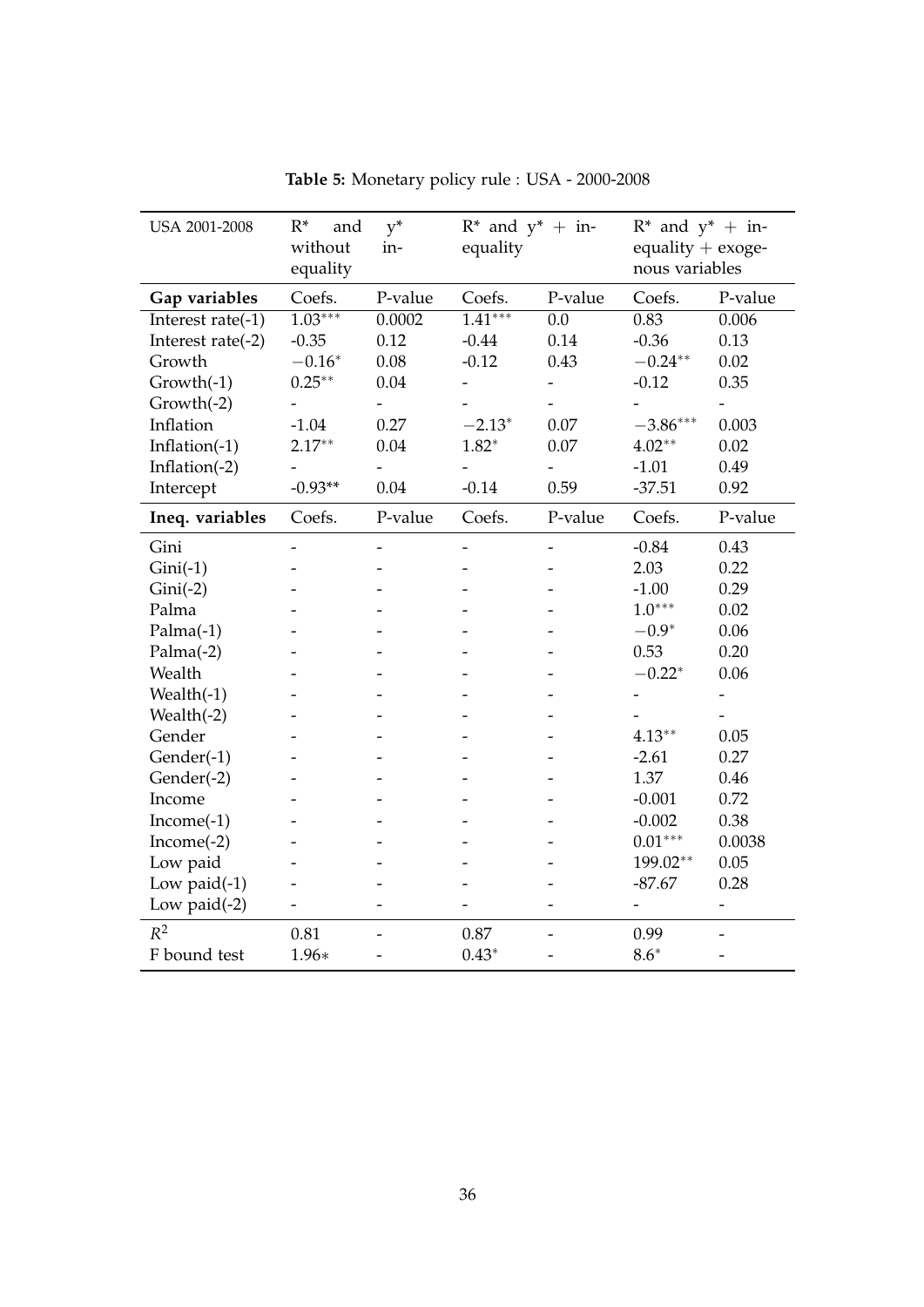**Table 5:** Monetary policy rule : USA - 2000-2008

| USA 2001-2008 | R* and y* without inequality | | R* and y* + inequality | | R* and y* + inequality + exogenous variables | |
|---|---|---|---|---|---|---|
| **Gap variables** | Coefs. | P-value | Coefs. | P-value | Coefs. | P-value |
| Interest rate(-1) | $1.03^{***}$ | 0.0002 | $1.41^{***}$ | 0.0 | 0.83 | 0.006 |
| Interest rate(-2) | -0.35 | 0.12 | -0.44 | 0.14 | -0.36 | 0.13 |
| Growth | $-0.16^{*}$ | 0.08 | -0.12 | 0.43 | $-0.24^{**}$ | 0.02 |
| Growth(-1) | $0.25^{**}$ | 0.04 | - | - | -0.12 | 0.35 |
| Growth(-2) | - | - | - | - | - | - |
| Inflation | -1.04 | 0.27 | $-2.13^{*}$ | 0.07 | $-3.86^{***}$ | 0.003 |
| Inflation(-1) | $2.17^{**}$ | 0.04 | $1.82^{*}$ | 0.07 | $4.02^{**}$ | 0.02 |
| Inflation(-2) | - | - | - | - | -1.01 | 0.49 |
| Intercept | -0.93** | 0.04 | -0.14 | 0.59 | -37.51 | 0.92 |
| **Ineq. variables** | Coefs. | P-value | Coefs. | P-value | Coefs. | P-value |
| Gini | - | - | - | - | -0.84 | 0.43 |
| Gini(-1) | - | - | - | - | 2.03 | 0.22 |
| Gini(-2) | - | - | - | - | -1.00 | 0.29 |
| Palma | - | - | - | - | $1.0^{***}$ | 0.02 |
| Palma(-1) | - | - | - | - | $-0.9^{*}$ | 0.06 |
| Palma(-2) | - | - | - | - | 0.53 | 0.20 |
| Wealth | - | - | - | - | $-0.22^{*}$ | 0.06 |
| Wealth(-1) | - | - | - | - | - | - |
| Wealth(-2) | - | - | - | - | - | - |
| Gender | - | - | - | - | $4.13^{**}$ | 0.05 |
| Gender(-1) | - | - | - | - | -2.61 | 0.27 |
| Gender(-2) | - | - | - | - | 1.37 | 0.46 |
| Income | - | - | - | - | -0.001 | 0.72 |
| Income(-1) | - | - | - | - | -0.002 | 0.38 |
| Income(-2) | - | - | - | - | $0.01^{***}$ | 0.0038 |
| Low paid | - | - | - | - | $199.02^{**}$ | 0.05 |
| Low paid(-1) | - | - | - | - | -87.67 | 0.28 |
| Low paid(-2) | - | - | - | - | - | - |
| $R^2$ | 0.81 | - | 0.87 | - | 0.99 | - |
| F bound test | 1.96* | - | $0.43^{*}$ | - | $8.6^{*}$ | - |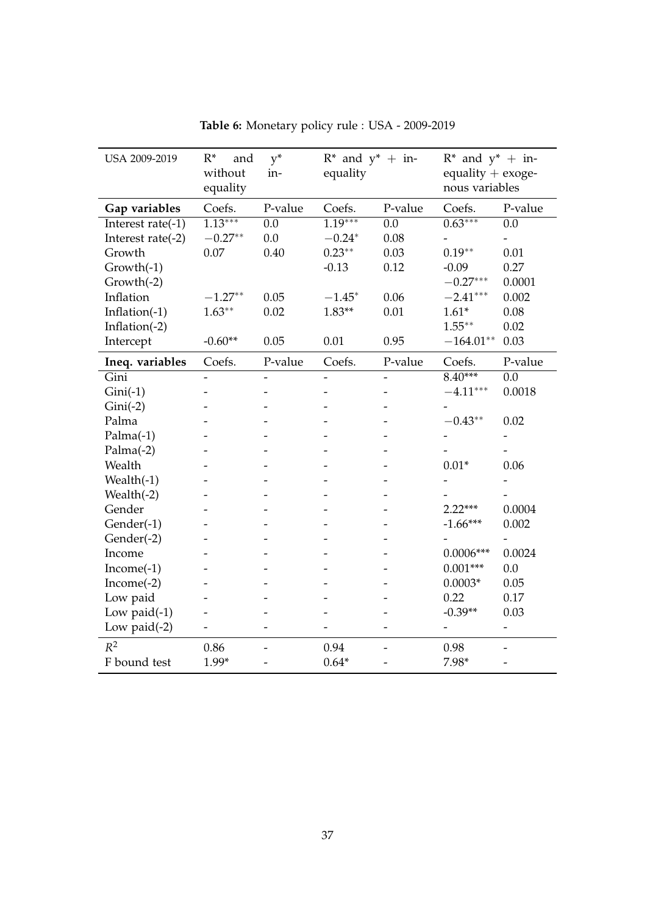**Table 6:** Monetary policy rule : USA - 2009-2019

| USA 2009-2019 | R* and y* without inequality | | R* and y* + inequality | | R* and y* + inequality + exogenous variables | |
|---|---|---|---|---|---|---|
| **Gap variables** | Coefs. | P-value | Coefs. | P-value | Coefs. | P-value |
| Interest rate(-1) | $1.13^{***}$ | 0.0 | $1.19^{***}$ | 0.0 | $0.63^{***}$ | 0.0 |
| Interest rate(-2) | $-0.27^{**}$ | 0.0 | $-0.24^{*}$ | 0.08 | - | - |
| Growth | 0.07 | 0.40 | $0.23^{**}$ | 0.03 | $0.19^{**}$ | 0.01 |
| Growth(-1) | | | -0.13 | 0.12 | -0.09 | 0.27 |
| Growth(-2) | | | | | $-0.27^{***}$ | 0.0001 |
| Inflation | $-1.27^{**}$ | 0.05 | $-1.45^{*}$ | 0.06 | $-2.41^{***}$ | 0.002 |
| Inflation(-1) | $1.63^{**}$ | 0.02 | 1.83** | 0.01 | 1.61* | 0.08 |
| Inflation(-2) | | | | | $1.55^{**}$ | 0.02 |
| Intercept | -0.60** | 0.05 | 0.01 | 0.95 | $-164.01^{**}$ | 0.03 |
| **Ineq. variables** | Coefs. | P-value | Coefs. | P-value | Coefs. | P-value |
| Gini | - | - | - | - | 8.40*** | 0.0 |
| Gini(-1) | - | - | - | - | $-4.11^{***}$ | 0.0018 |
| Gini(-2) | - | - | - | - | - | |
| Palma | - | - | - | - | $-0.43^{**}$ | 0.02 |
| Palma(-1) | - | - | - | - | - | - |
| Palma(-2) | - | - | - | - | - | - |
| Wealth | - | - | - | - | 0.01* | 0.06 |
| Wealth(-1) | - | - | - | - | - | - |
| Wealth(-2) | - | - | - | - | - | - |
| Gender | - | - | - | - | 2.22*** | 0.0004 |
| Gender(-1) | - | - | - | - | -1.66*** | 0.002 |
| Gender(-2) | - | - | - | - | - | - |
| Income | - | - | - | - | 0.0006*** | 0.0024 |
| Income(-1) | - | - | - | - | 0.001*** | 0.0 |
| Income(-2) | - | - | - | - | 0.0003* | 0.05 |
| Low paid | - | - | - | - | 0.22 | 0.17 |
| Low paid(-1) | - | - | - | - | -0.39** | 0.03 |
| Low paid(-2) | - | - | - | - | - | - |
| $R^2$ | 0.86 | - | 0.94 | - | 0.98 | - |
| F bound test | 1.99* | - | 0.64* | - | 7.98* | - |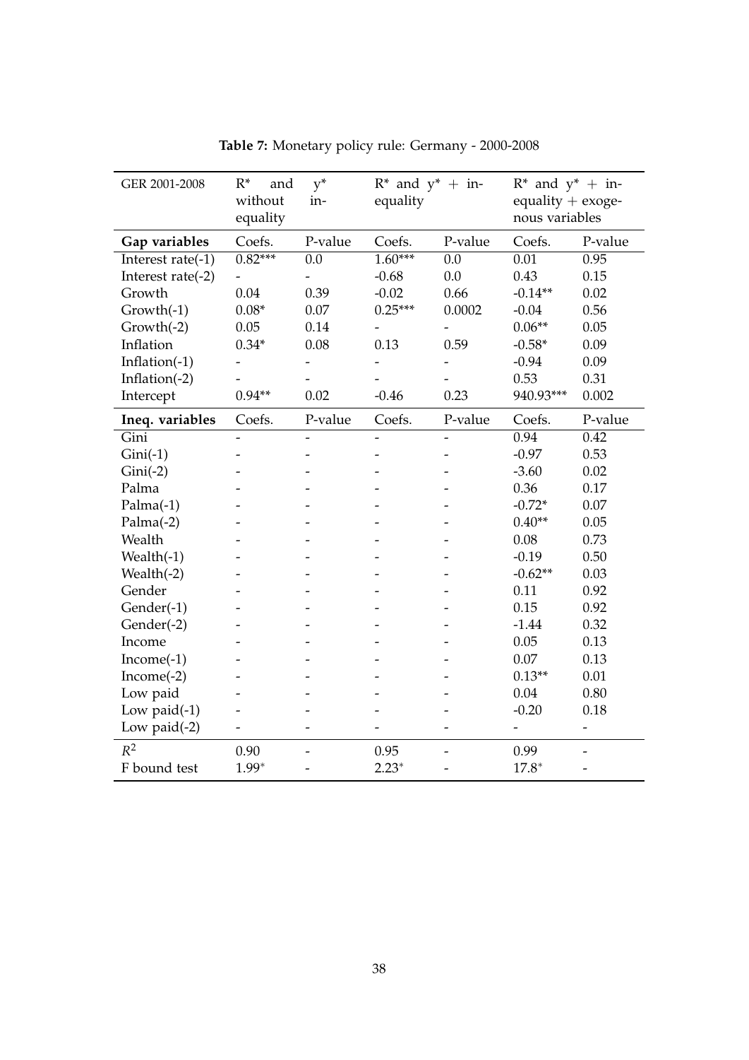**Table 7:** Monetary policy rule: Germany - 2000-2008

| GER 2001-2008 | R* and y* without inequality | | R* and y* + inequality | | R* and y* + inequality + exogenous variables | |
|---|---|---|---|---|---|---|
| **Gap variables** | Coefs. | P-value | Coefs. | P-value | Coefs. | P-value |
| Interest rate(-1) | 0.82*** | 0.0 | 1.60*** | 0.0 | 0.01 | 0.95 |
| Interest rate(-2) | - | - | -0.68 | 0.0 | 0.43 | 0.15 |
| Growth | 0.04 | 0.39 | -0.02 | 0.66 | -0.14** | 0.02 |
| Growth(-1) | 0.08* | 0.07 | 0.25*** | 0.0002 | -0.04 | 0.56 |
| Growth(-2) | 0.05 | 0.14 | - | - | 0.06** | 0.05 |
| Inflation | 0.34* | 0.08 | 0.13 | 0.59 | -0.58* | 0.09 |
| Inflation(-1) | - | - | - | - | -0.94 | 0.09 |
| Inflation(-2) | - | - | - | - | 0.53 | 0.31 |
| Intercept | 0.94** | 0.02 | -0.46 | 0.23 | 940.93*** | 0.002 |
| **Ineq. variables** | Coefs. | P-value | Coefs. | P-value | Coefs. | P-value |
| Gini | - | - | - | - | 0.94 | 0.42 |
| Gini(-1) | - | - | - | - | -0.97 | 0.53 |
| Gini(-2) | - | - | - | - | -3.60 | 0.02 |
| Palma | - | - | - | - | 0.36 | 0.17 |
| Palma(-1) | - | - | - | - | -0.72* | 0.07 |
| Palma(-2) | - | - | - | - | 0.40** | 0.05 |
| Wealth | - | - | - | - | 0.08 | 0.73 |
| Wealth(-1) | - | - | - | - | -0.19 | 0.50 |
| Wealth(-2) | - | - | - | - | -0.62** | 0.03 |
| Gender | - | - | - | - | 0.11 | 0.92 |
| Gender(-1) | - | - | - | - | 0.15 | 0.92 |
| Gender(-2) | - | - | - | - | -1.44 | 0.32 |
| Income | - | - | - | - | 0.05 | 0.13 |
| Income(-1) | - | - | - | - | 0.07 | 0.13 |
| Income(-2) | - | - | - | - | 0.13** | 0.01 |
| Low paid | - | - | - | - | 0.04 | 0.80 |
| Low paid(-1) | - | - | - | - | -0.20 | 0.18 |
| Low paid(-2) | - | - | - | - | - | - |
| $R^2$ | 0.90 | - | 0.95 | - | 0.99 | - |
| F bound test | 1.99* | - | 2.23* | - | 17.8* | - |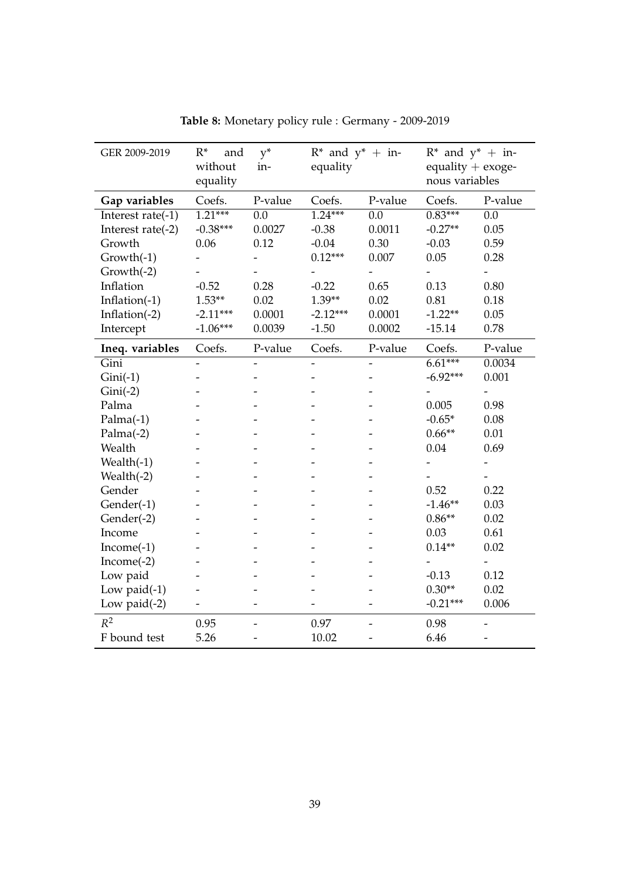**Table 8:** Monetary policy rule : Germany - 2009-2019

| GER 2009-2019 | R* and y* without inequality | | R* and y* + inequality | | R* and y* + inequality + exogenous variables | |
|---|---|---|---|---|---|---|
| **Gap variables** | Coefs. | P-value | Coefs. | P-value | Coefs. | P-value |
| Interest rate(-1) | 1.21*** | 0.0 | 1.24*** | 0.0 | 0.83*** | 0.0 |
| Interest rate(-2) | -0.38*** | 0.0027 | -0.38 | 0.0011 | -0.27** | 0.05 |
| Growth | 0.06 | 0.12 | -0.04 | 0.30 | -0.03 | 0.59 |
| Growth(-1) | - | - | 0.12*** | 0.007 | 0.05 | 0.28 |
| Growth(-2) | - | - | - | - | - | - |
| Inflation | -0.52 | 0.28 | -0.22 | 0.65 | 0.13 | 0.80 |
| Inflation(-1) | 1.53** | 0.02 | 1.39** | 0.02 | 0.81 | 0.18 |
| Inflation(-2) | -2.11*** | 0.0001 | -2.12*** | 0.0001 | -1.22** | 0.05 |
| Intercept | -1.06*** | 0.0039 | -1.50 | 0.0002 | -15.14 | 0.78 |
| **Ineq. variables** | Coefs. | P-value | Coefs. | P-value | Coefs. | P-value |
| Gini | - | - | - | - | 6.61*** | 0.0034 |
| Gini(-1) | - | - | - | - | -6.92*** | 0.001 |
| Gini(-2) | - | - | - | - | - | - |
| Palma | - | - | - | - | 0.005 | 0.98 |
| Palma(-1) | - | - | - | - | -0.65* | 0.08 |
| Palma(-2) | - | - | - | - | 0.66** | 0.01 |
| Wealth | - | - | - | - | 0.04 | 0.69 |
| Wealth(-1) | - | - | - | - | - | - |
| Wealth(-2) | - | - | - | - | - | - |
| Gender | - | - | - | - | 0.52 | 0.22 |
| Gender(-1) | - | - | - | - | -1.46** | 0.03 |
| Gender(-2) | - | - | - | - | 0.86** | 0.02 |
| Income | - | - | - | - | 0.03 | 0.61 |
| Income(-1) | - | - | - | - | 0.14** | 0.02 |
| Income(-2) | - | - | - | - | - | - |
| Low paid | - | - | - | - | -0.13 | 0.12 |
| Low paid(-1) | - | - | - | - | 0.30** | 0.02 |
| Low paid(-2) | - | - | - | - | -0.21*** | 0.006 |
| $R^2$ | 0.95 | - | 0.97 | - | 0.98 | - |
| F bound test | 5.26 | - | 10.02 | - | 6.46 | - |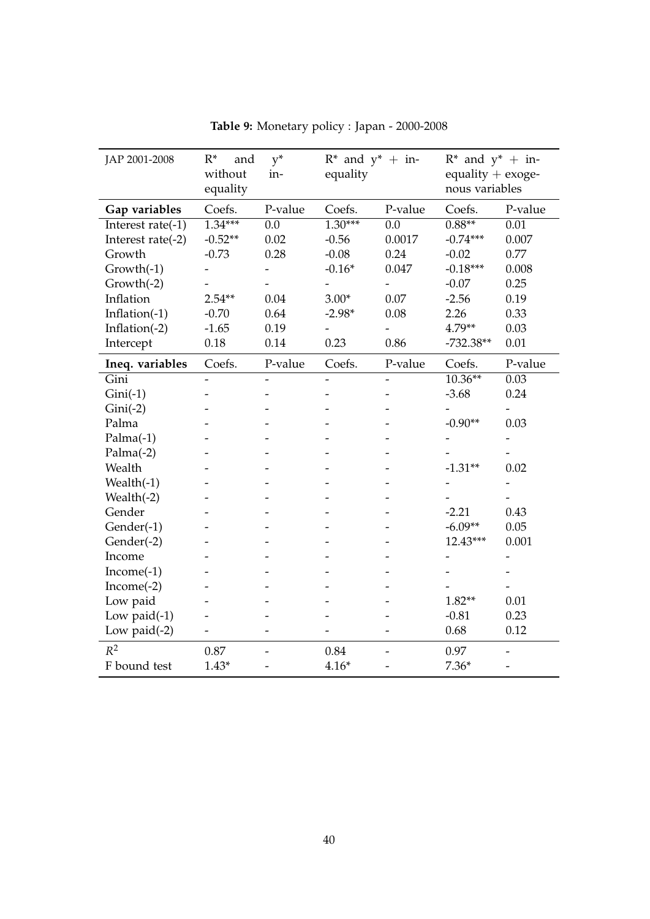**Table 9:** Monetary policy : Japan - 2000-2008

| JAP 2001-2008 | R* and y* without inequality | | R* and y* + inequality | | R* and y* + inequality + exogenous variables | |
|---|---|---|---|---|---|---|
| **Gap variables** | Coefs. | P-value | Coefs. | P-value | Coefs. | P-value |
| Interest rate(-1) | 1.34*** | 0.0 | 1.30*** | 0.0 | 0.88** | 0.01 |
| Interest rate(-2) | -0.52** | 0.02 | -0.56 | 0.0017 | -0.74*** | 0.007 |
| Growth | -0.73 | 0.28 | -0.08 | 0.24 | -0.02 | 0.77 |
| Growth(-1) | - | - | -0.16* | 0.047 | -0.18*** | 0.008 |
| Growth(-2) | - | - | - | - | -0.07 | 0.25 |
| Inflation | 2.54** | 0.04 | 3.00* | 0.07 | -2.56 | 0.19 |
| Inflation(-1) | -0.70 | 0.64 | -2.98* | 0.08 | 2.26 | 0.33 |
| Inflation(-2) | -1.65 | 0.19 | - | - | 4.79** | 0.03 |
| Intercept | 0.18 | 0.14 | 0.23 | 0.86 | -732.38** | 0.01 |
| **Ineq. variables** | Coefs. | P-value | Coefs. | P-value | Coefs. | P-value |
| Gini | - | - | - | - | 10.36** | 0.03 |
| Gini(-1) | - | - | - | - | -3.68 | 0.24 |
| Gini(-2) | - | - | - | - | - | - |
| Palma | - | - | - | - | -0.90** | 0.03 |
| Palma(-1) | - | - | - | - | - | - |
| Palma(-2) | - | - | - | - | - | - |
| Wealth | - | - | - | - | -1.31** | 0.02 |
| Wealth(-1) | - | - | - | - | - | - |
| Wealth(-2) | - | - | - | - | - | - |
| Gender | - | - | - | - | -2.21 | 0.43 |
| Gender(-1) | - | - | - | - | -6.09** | 0.05 |
| Gender(-2) | - | - | - | - | 12.43*** | 0.001 |
| Income | - | - | - | - | - | - |
| Income(-1) | - | - | - | - | - | - |
| Income(-2) | - | - | - | - | - | - |
| Low paid | - | - | - | - | 1.82** | 0.01 |
| Low paid(-1) | - | - | - | - | -0.81 | 0.23 |
| Low paid(-2) | - | - | - | - | 0.68 | 0.12 |
| $R^2$ | 0.87 | - | 0.84 | - | 0.97 | - |
| F bound test | 1.43* | - | 4.16* | - | 7.36* | - |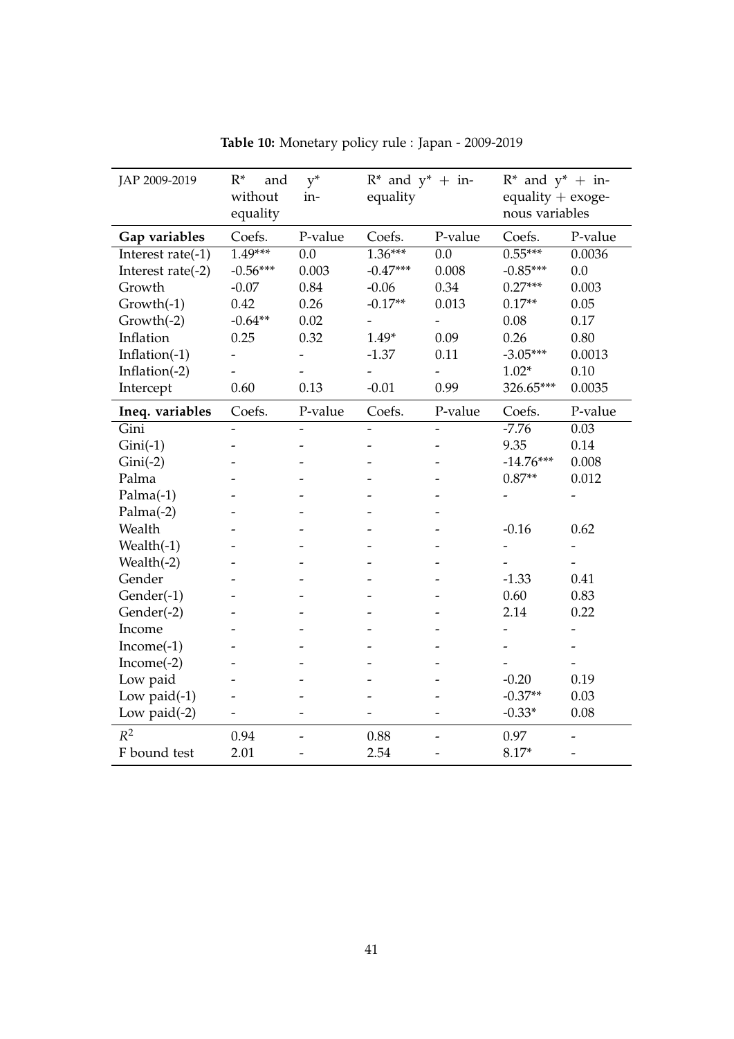**Table 10:** Monetary policy rule : Japan - 2009-2019

| JAP 2009-2019 | R* and y* without inequality | | R* and y* + inequality | | R* and y* + inequality + exogenous variables | |
|---|---|---|---|---|---|---|
| **Gap variables** | Coefs. | P-value | Coefs. | P-value | Coefs. | P-value |
| Interest rate(-1) | 1.49*** | 0.0 | 1.36*** | 0.0 | 0.55*** | 0.0036 |
| Interest rate(-2) | -0.56*** | 0.003 | -0.47*** | 0.008 | -0.85*** | 0.0 |
| Growth | -0.07 | 0.84 | -0.06 | 0.34 | 0.27*** | 0.003 |
| Growth(-1) | 0.42 | 0.26 | -0.17** | 0.013 | 0.17** | 0.05 |
| Growth(-2) | -0.64** | 0.02 | - | - | 0.08 | 0.17 |
| Inflation | 0.25 | 0.32 | 1.49* | 0.09 | 0.26 | 0.80 |
| Inflation(-1) | - | - | -1.37 | 0.11 | -3.05*** | 0.0013 |
| Inflation(-2) | - | - | - | - | 1.02* | 0.10 |
| Intercept | 0.60 | 0.13 | -0.01 | 0.99 | 326.65*** | 0.0035 |
| **Ineq. variables** | Coefs. | P-value | Coefs. | P-value | Coefs. | P-value |
| Gini | - | - | - | - | -7.76 | 0.03 |
| Gini(-1) | - | - | - | - | 9.35 | 0.14 |
| Gini(-2) | - | - | - | - | -14.76*** | 0.008 |
| Palma | - | - | - | - | 0.87** | 0.012 |
| Palma(-1) | - | - | - | - | - | - |
| Palma(-2) | - | - | - | - | | |
| Wealth | - | - | - | - | -0.16 | 0.62 |
| Wealth(-1) | - | - | - | - | - | - |
| Wealth(-2) | - | - | - | - | - | - |
| Gender | - | - | - | - | -1.33 | 0.41 |
| Gender(-1) | - | - | - | - | 0.60 | 0.83 |
| Gender(-2) | - | - | - | - | 2.14 | 0.22 |
| Income | - | - | - | - | - | - |
| Income(-1) | - | - | - | - | - | - |
| Income(-2) | - | - | - | - | - | - |
| Low paid | - | - | - | - | -0.20 | 0.19 |
| Low paid(-1) | - | - | - | - | -0.37** | 0.03 |
| Low paid(-2) | - | - | - | - | -0.33* | 0.08 |
| $R^2$ | 0.94 | - | 0.88 | - | 0.97 | - |
| F bound test | 2.01 | - | 2.54 | - | 8.17* | - |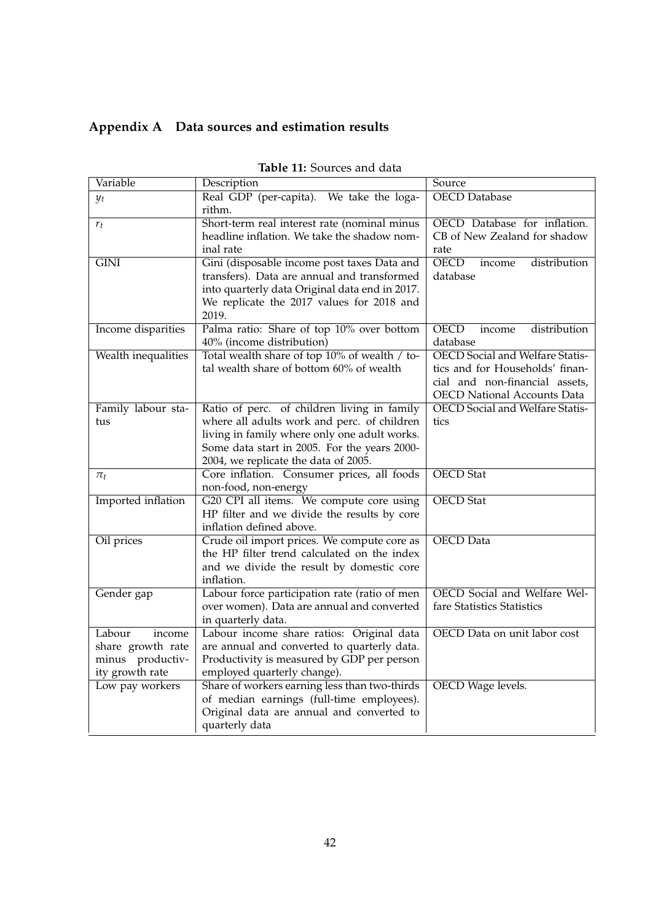## Appendix A Data sources and estimation results

**Table 11:** Sources and data

| Variable | Description | Source |
|---|---|---|
| $y_t$ | Real GDP (per-capita). We take the logarithm. | OECD Database |
| $r_t$ | Short-term real interest rate (nominal minus headline inflation. We take the shadow nominal rate | OECD Database for inflation. CB of New Zealand for shadow rate |
| GINI | Gini (disposable income post taxes Data and transfers). Data are annual and transformed into quarterly data Original data end in 2017. We replicate the 2017 values for 2018 and 2019. | OECD income distribution database |
| Income disparities | Palma ratio: Share of top 10% over bottom 40% (income distribution) | OECD income distribution database |
| Wealth inequalities | Total wealth share of top 10% of wealth / total wealth share of bottom 60% of wealth | OECD Social and Welfare Statistics and for Households' financial and non-financial assets, OECD National Accounts Data |
| Family labour status | Ratio of perc. of children living in family where all adults work and perc. of children living in family where only one adult works. Some data start in 2005. For the years 2000-2004, we replicate the data of 2005. | OECD Social and Welfare Statistics |
| $\pi_t$ | Core inflation. Consumer prices, all foods non-food, non-energy | OECD Stat |
| Imported inflation | G20 CPI all items. We compute core using HP filter and we divide the results by core inflation defined above. | OECD Stat |
| Oil prices | Crude oil import prices. We compute core as the HP filter trend calculated on the index and we divide the result by domestic core inflation. | OECD Data |
| Gender gap | Labour force participation rate (ratio of men over women). Data are annual and converted in quarterly data. | OECD Social and Welfare Welfare Statistics Statistics |
| Labour income share growth rate minus productivity growth rate | Labour income share ratios: Original data are annual and converted to quarterly data. Productivity is measured by GDP per person employed quarterly change). | OECD Data on unit labor cost |
| Low pay workers | Share of workers earning less than two-thirds of median earnings (full-time employees). Original data are annual and converted to quarterly data | OECD Wage levels. |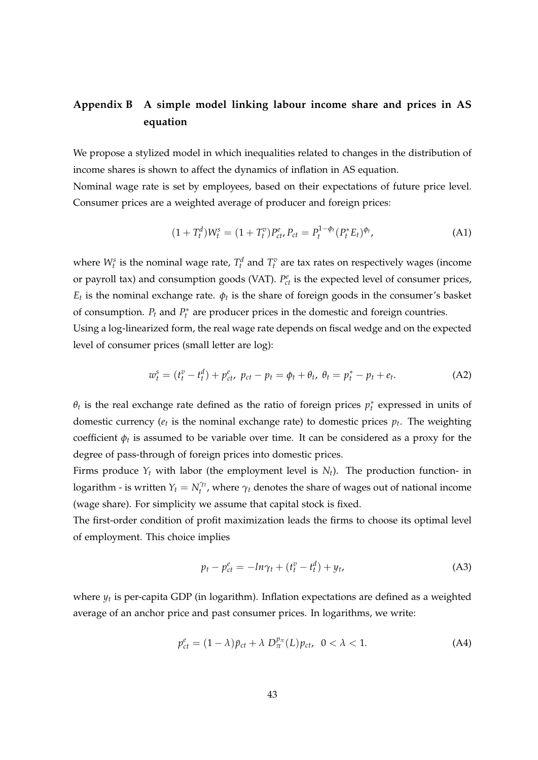## Appendix B A simple model linking labour income share and prices in AS equation

We propose a stylized model in which inequalities related to changes in the distribution of income shares is shown to affect the dynamics of inflation in AS equation.

Nominal wage rate is set by employees, based on their expectations of future price level. Consumer prices are a weighted average of producer and foreign prices:

$$(1 + T_t^d) W_t^s = (1 + T_t^v) P_{ct}^e, P_{ct} = P_t^{1-\phi_t} (P_t^* E_t)^{\phi_t}, \tag{A1}$$

where $W_t^s$ is the nominal wage rate, $T_t^d$ and $T_t^v$ are tax rates on respectively wages (income or payroll tax) and consumption goods (VAT). $P_{ct}^e$ is the expected level of consumer prices, $E_t$ is the nominal exchange rate. $\phi_t$ is the share of foreign goods in the consumer's basket of consumption. $P_t$ and $P_t^*$ are producer prices in the domestic and foreign countries.

Using a log-linearized form, the real wage rate depends on fiscal wedge and on the expected level of consumer prices (small letter are log):

$$w_t^s = (t_t^v - t_t^d) + p_{ct}^e, \; p_{ct} - p_t = \phi_t + \theta_t, \; \theta_t = p_t^* - p_t + e_t. \tag{A2}$$

$\theta_t$ is the real exchange rate defined as the ratio of foreign prices $p_t^*$ expressed in units of domestic currency ($e_t$ is the nominal exchange rate) to domestic prices $p_t$. The weighting coefficient $\phi_t$ is assumed to be variable over time. It can be considered as a proxy for the degree of pass-through of foreign prices into domestic prices.

Firms produce $Y_t$ with labor (the employment level is $N_t$). The production function- in logarithm - is written $Y_t = N_t^{\gamma_t}$, where $\gamma_t$ denotes the share of wages out of national income (wage share). For simplicity we assume that capital stock is fixed.

The first-order condition of profit maximization leads the firms to choose its optimal level of employment. This choice implies

$$p_t - p_{ct}^e = -ln\gamma_t + (t_t^v - t_t^d) + y_t, \tag{A3}$$

where $y_t$ is per-capita GDP (in logarithm). Inflation expectations are defined as a weighted average of an anchor price and past consumer prices. In logarithms, we write:

$$p_{ct}^e = (1 - \lambda)\bar{p}_{ct} + \lambda \; D_\pi^{p_\pi}(L) p_{ct}, \;\; 0 < \lambda < 1. \tag{A4}$$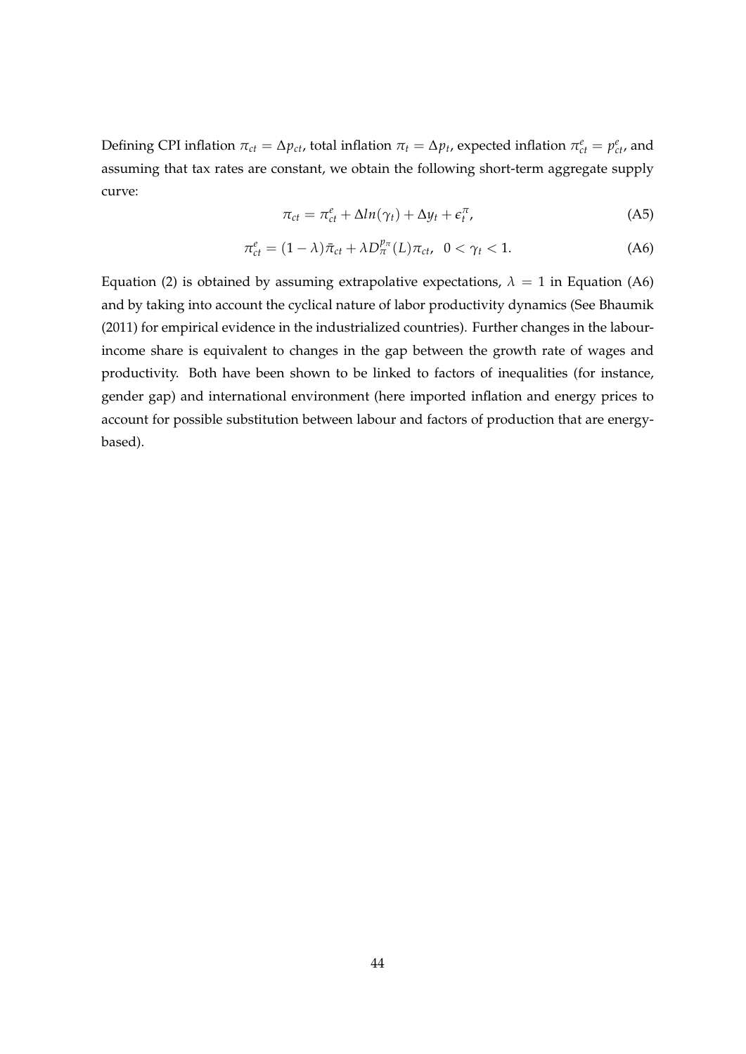Defining CPI inflation $\pi_{ct} = \Delta p_{ct}$, total inflation $\pi_t = \Delta p_t$, expected inflation $\pi^e_{ct} = p^e_{ct}$, and assuming that tax rates are constant, we obtain the following short-term aggregate supply curve:

$$\pi_{ct} = \pi^e_{ct} + \Delta ln(\gamma_t) + \Delta y_t + \epsilon^\pi_t, \tag{A5}$$

$$\pi^e_{ct} = (1 - \lambda)\bar{\pi}_{ct} + \lambda D^{p_\pi}_\pi (L)\pi_{ct}, \;\; 0 < \gamma_t < 1. \tag{A6}$$

Equation (2) is obtained by assuming extrapolative expectations, $\lambda = 1$ in Equation (A6) and by taking into account the cyclical nature of labor productivity dynamics (See Bhaumik (2011) for empirical evidence in the industrialized countries). Further changes in the labour-income share is equivalent to changes in the gap between the growth rate of wages and productivity. Both have been shown to be linked to factors of inequalities (for instance, gender gap) and international environment (here imported inflation and energy prices to account for possible substitution between labour and factors of production that are energy-based).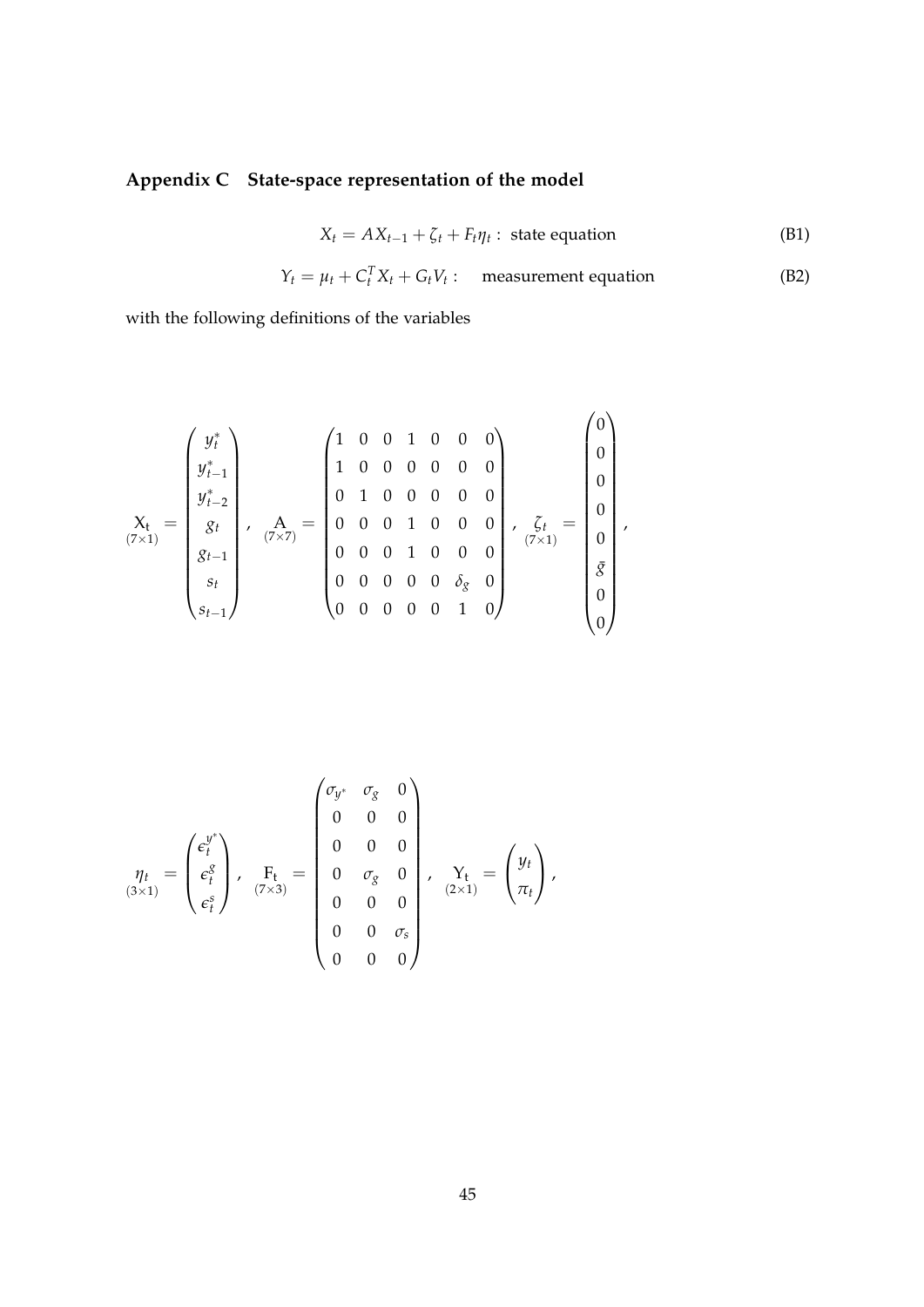## Appendix C State-space representation of the model

$$X_t = AX_{t-1} + \zeta_t + F_t \eta_t : \text{ state equation} \tag{B1}$$

$$Y_t = \mu_t + C_t^T X_t + G_t V_t : \quad \text{measurement equation} \tag{B2}$$

with the following definitions of the variables

$$\underset{(7\times1)}{\mathrm{X_t}} = \begin{pmatrix} y_t^* \\ y_{t-1}^* \\ y_{t-2}^* \\ g_t \\ g_{t-1} \\ s_t \\ s_{t-1} \end{pmatrix}, \quad \underset{(7\times7)}{\mathrm{A}} = \begin{pmatrix} 1 & 0 & 0 & 1 & 0 & 0 & 0 \\ 1 & 0 & 0 & 0 & 0 & 0 & 0 \\ 0 & 1 & 0 & 0 & 0 & 0 & 0 \\ 0 & 0 & 0 & 1 & 0 & 0 & 0 \\ 0 & 0 & 0 & 1 & 0 & 0 & 0 \\ 0 & 0 & 0 & 0 & 0 & \delta_g & 0 \\ 0 & 0 & 0 & 0 & 0 & 1 & 0 \end{pmatrix}, \quad \underset{(7\times1)}{\zeta_t} = \begin{pmatrix} 0 \\ 0 \\ 0 \\ 0 \\ 0 \\ \bar{g} \\ 0 \\ 0 \end{pmatrix},$$

$$\underset{(3\times1)}{\eta_t} = \begin{pmatrix} \epsilon_t^{y^*} \\ \epsilon_t^{g} \\ \epsilon_t^{s} \end{pmatrix}, \quad \underset{(7\times3)}{\mathrm{F_t}} = \begin{pmatrix} \sigma_{y^*} & \sigma_g & 0 \\ 0 & 0 & 0 \\ 0 & 0 & 0 \\ 0 & \sigma_g & 0 \\ 0 & 0 & 0 \\ 0 & 0 & \sigma_s \\ 0 & 0 & 0 \end{pmatrix}, \quad \underset{(2\times1)}{\mathrm{Y_t}} = \begin{pmatrix} y_t \\ \pi_t \end{pmatrix},$$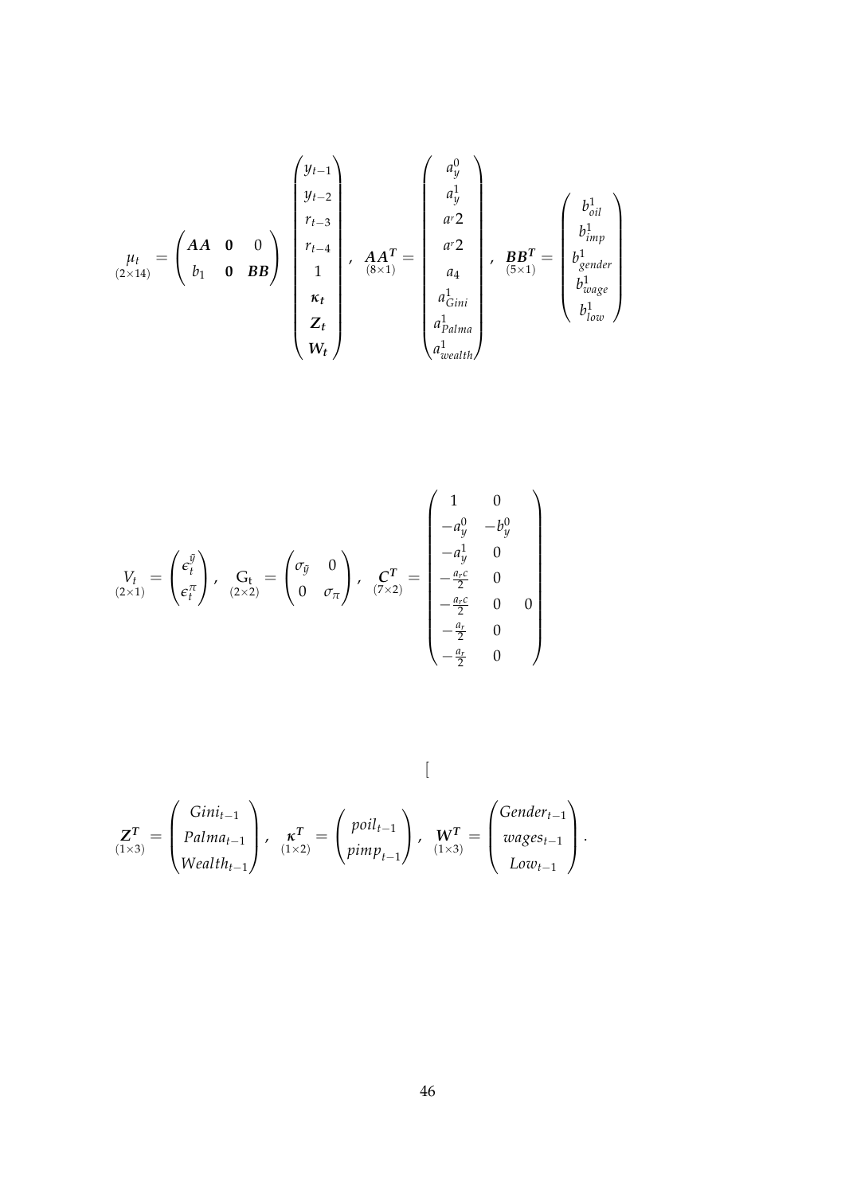$$
\underset{(2\times 14)}{\mu_t} = \begin{pmatrix} \boldsymbol{AA} & \mathbf{0} & 0 \\ b_1 & \mathbf{0} & \boldsymbol{BB} \end{pmatrix} \begin{pmatrix} y_{t-1} \\ y_{t-2} \\ r_{t-3} \\ r_{t-4} \\ 1 \\ \boldsymbol{\kappa_t} \\ \boldsymbol{Z_t} \\ \boldsymbol{W_t} \end{pmatrix}, \quad \underset{(8\times 1)}{\boldsymbol{AA^T}} = \begin{pmatrix} a_y^0 \\ a_y^1 \\ a^r 2 \\ a^r 2 \\ a_4 \\ a_{Gini}^1 \\ a_{Palma}^1 \\ a_{wealth}^1 \end{pmatrix}, \quad \underset{(5\times 1)}{\boldsymbol{BB^T}} = \begin{pmatrix} b_{oil}^1 \\ b_{imp}^1 \\ b_{gender}^1 \\ b_{wage}^1 \\ b_{low}^1 \end{pmatrix}
$$

$$
\underset{(2\times 1)}{V_t} = \begin{pmatrix} \epsilon_t^{\tilde{y}} \\ \epsilon_t^{\pi} \end{pmatrix}, \quad \underset{(2\times 2)}{\mathrm{G_t}} = \begin{pmatrix} \sigma_{\tilde{y}} & 0 \\ 0 & \sigma_{\pi} \end{pmatrix}, \quad \underset{(7\times 2)}{\boldsymbol{C^T}} = \begin{pmatrix} 1 & 0 & \\ -a_y^0 & -b_y^0 & \\ -a_y^1 & 0 & \\ -\frac{a_r c}{2} & 0 & \\ -\frac{a_r c}{2} & 0 & 0 \\ -\frac{a_r}{2} & 0 & \\ -\frac{a_r}{2} & 0 & \end{pmatrix}
$$

[

$$
\underset{(1\times 3)}{\boldsymbol{Z^T}} = \begin{pmatrix} Gini_{t-1} \\ Palma_{t-1} \\ Wealth_{t-1} \end{pmatrix}, \quad \underset{(1\times 2)}{\boldsymbol{\kappa^T}} = \begin{pmatrix} poil_{t-1} \\ pimp_{t-1} \end{pmatrix}, \quad \underset{(1\times 3)}{\boldsymbol{W^T}} = \begin{pmatrix} Gender_{t-1} \\ wages_{t-1} \\ Low_{t-1} \end{pmatrix}.
$$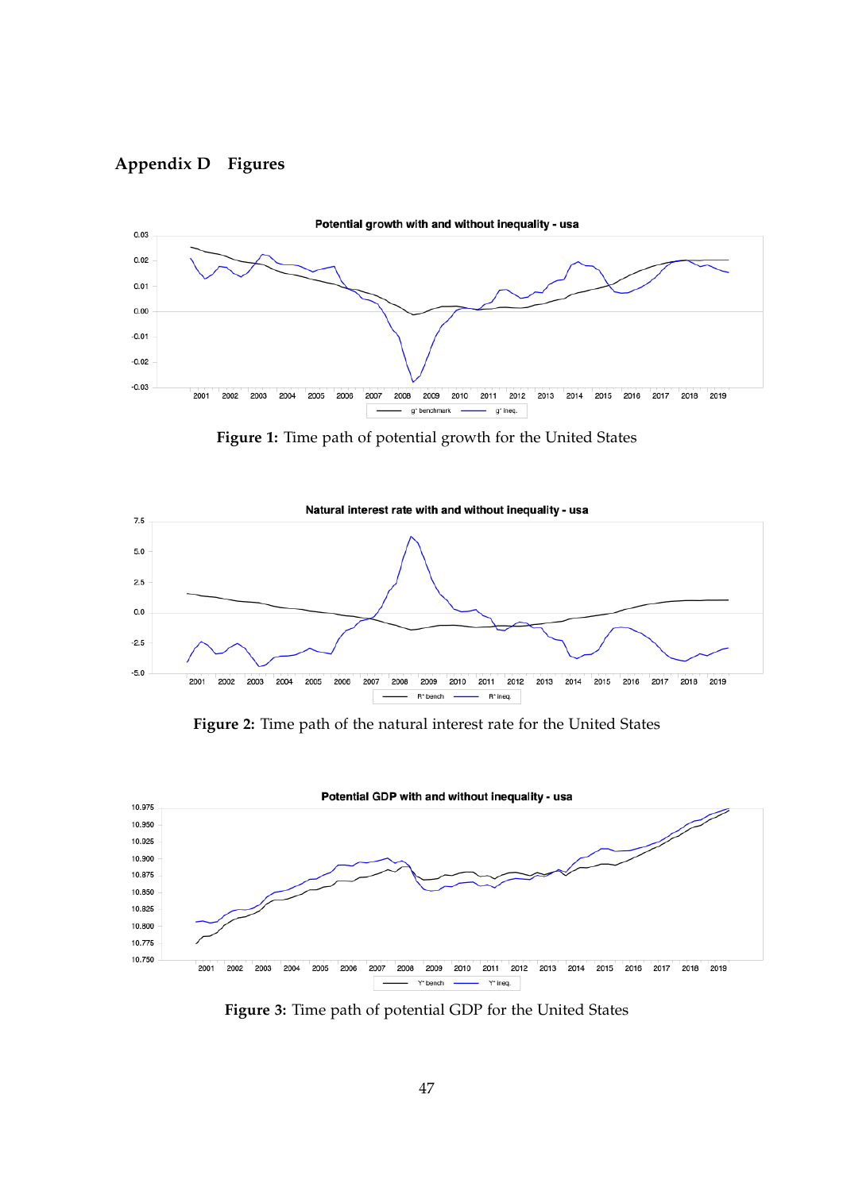# Appendix D Figures

Figure 1: Time path of potential growth for the United States

Figure 2: Time path of the natural interest rate for the United States

Figure 3: Time path of potential GDP for the United States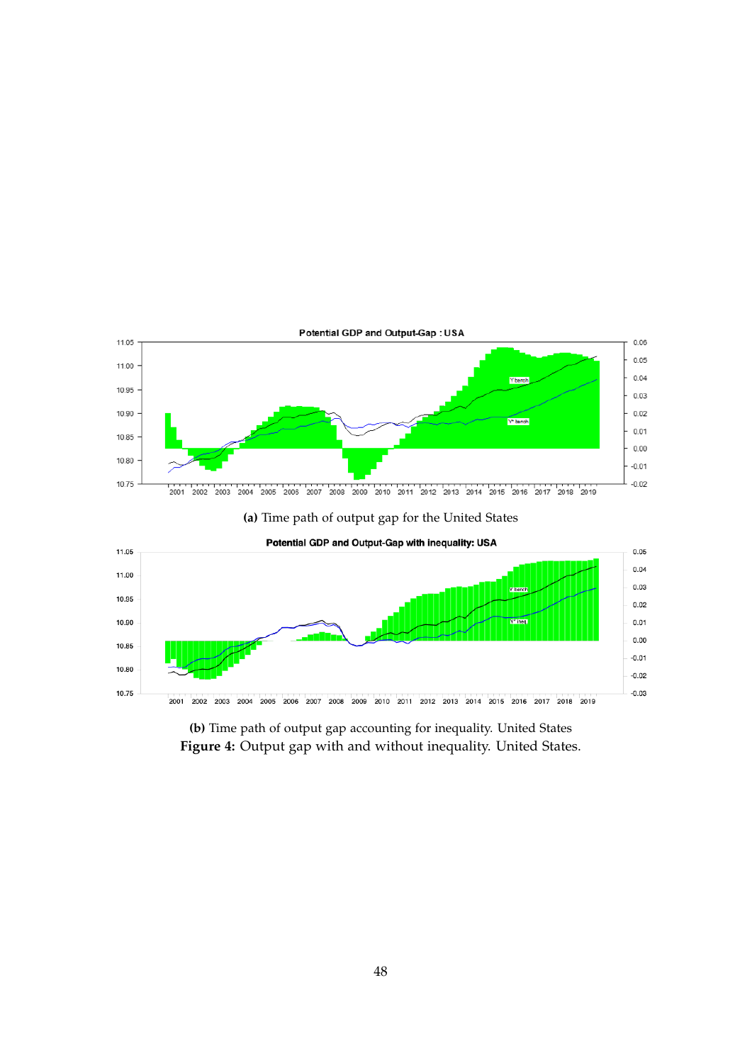(a) Time path of output gap for the United States

(b) Time path of output gap accounting for inequality. United States

**Figure 4:** Output gap with and without inequality. United States.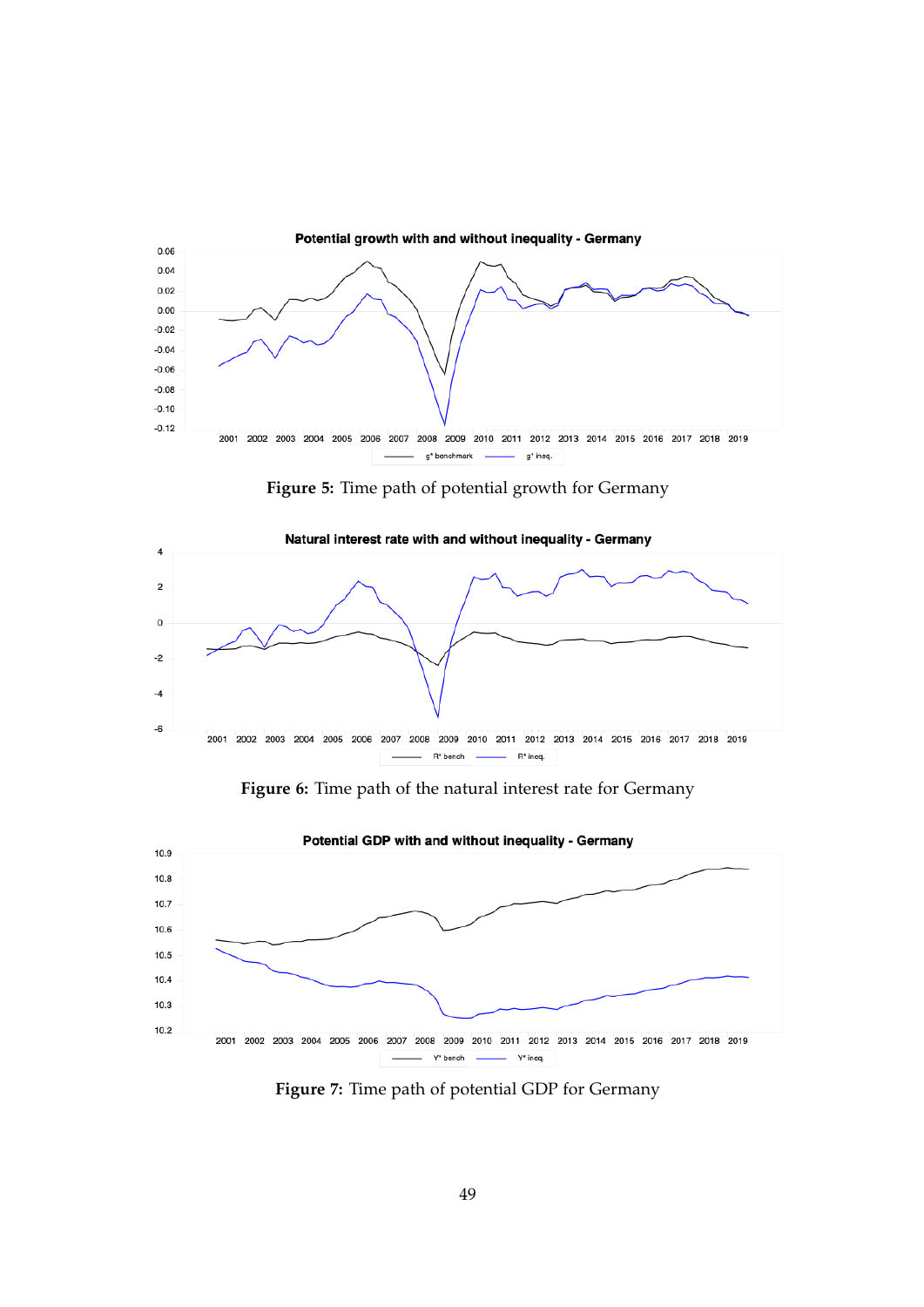**Figure 5:** Time path of potential growth for Germany

**Figure 6:** Time path of the natural interest rate for Germany

**Figure 7:** Time path of potential GDP for Germany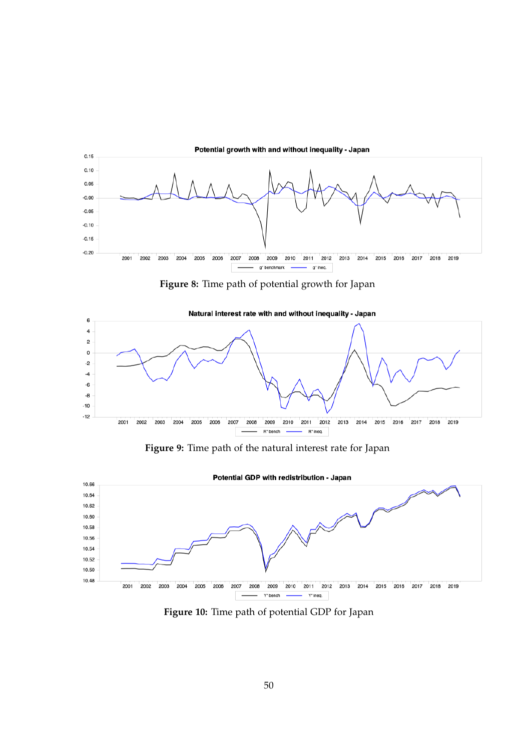**Figure 8:** Time path of potential growth for Japan

**Figure 9:** Time path of the natural interest rate for Japan

**Figure 10:** Time path of potential GDP for Japan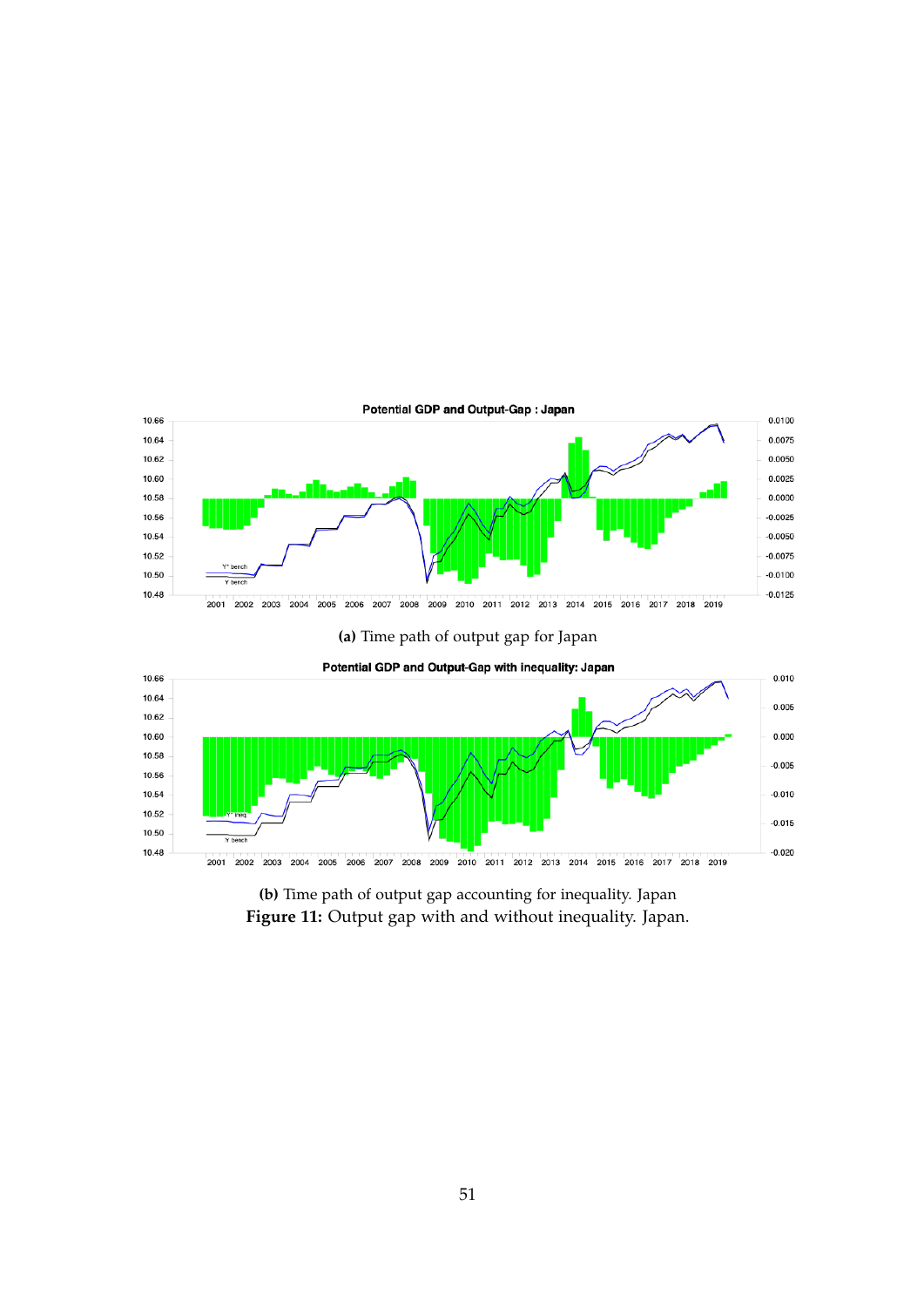Potential GDP and Output-Gap : Japan

10.66
10.64
10.62
10.60
10.58
10.56
10.54
10.52
10.50
10.48

0.0100
0.0075
0.0050
0.0025
0.0000
-0.0025
-0.0050
-0.0075
-0.0100
-0.0125

Y* bench
Y bench

2001 2002 2003 2004 2005 2006 2007 2008 2009 2010 2011 2012 2013 2014 2015 2016 2017 2018 2019

**(a)** Time path of output gap for Japan

Potential GDP and Output-Gap with inequality: Japan

10.66
10.64
10.62
10.60
10.58
10.56
10.54
10.52
10.50
10.48

0.010
0.005
0.000
-0.005
-0.010
-0.015
-0.020

Y* ineq
Y bench

2001 2002 2003 2004 2005 2006 2007 2008 2009 2010 2011 2012 2013 2014 2015 2016 2017 2018 2019

**(b)** Time path of output gap accounting for inequality. Japan

**Figure 11:** Output gap with and without inequality. Japan.